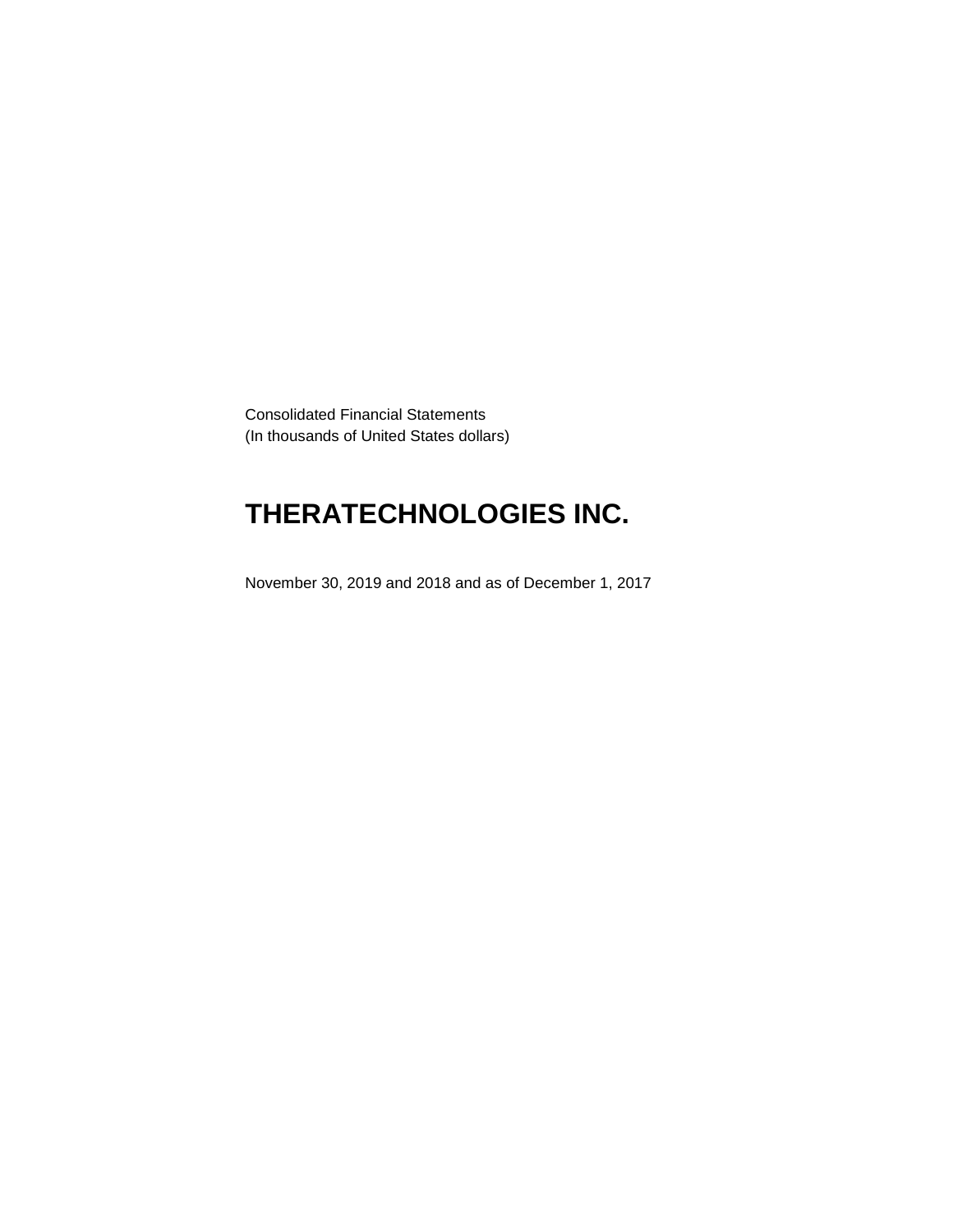Consolidated Financial Statements
(In thousands of United States dollars)

# THERATECHNOLOGIES INC.

November 30, 2019 and 2018 and as of December 1, 2017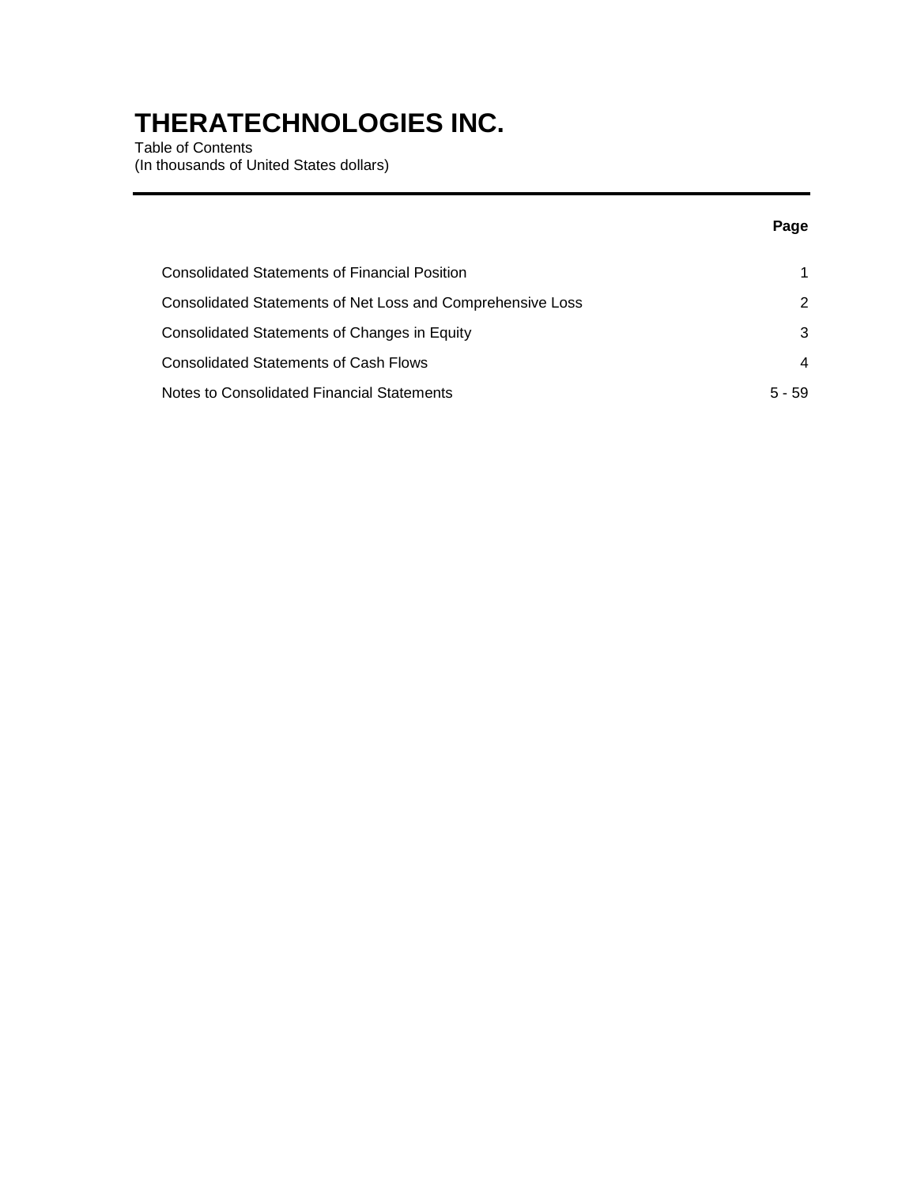# THERATECHNOLOGIES INC.

Table of Contents
(In thousands of United States dollars)

| | Page |
|---|---|
| Consolidated Statements of Financial Position | 1 |
| Consolidated Statements of Net Loss and Comprehensive Loss | 2 |
| Consolidated Statements of Changes in Equity | 3 |
| Consolidated Statements of Cash Flows | 4 |
| Notes to Consolidated Financial Statements | 5 - 59 |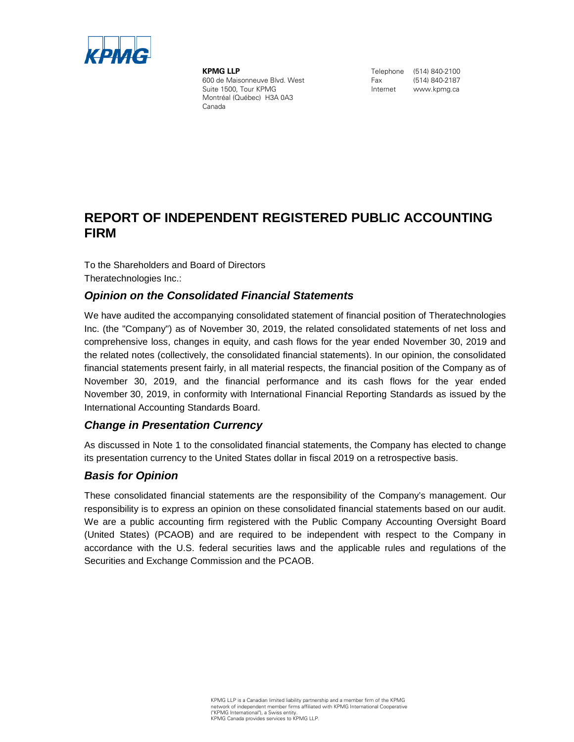**KPMG LLP**
600 de Maisonneuve Blvd. West
Suite 1500, Tour KPMG
Montréal (Québec) H3A 0A3
Canada

Telephone (514) 840-2100
Fax (514) 840-2187
Internet www.kpmg.ca

# REPORT OF INDEPENDENT REGISTERED PUBLIC ACCOUNTING FIRM

To the Shareholders and Board of Directors
Theratechnologies Inc.:

## *Opinion on the Consolidated Financial Statements*

We have audited the accompanying consolidated statement of financial position of Theratechnologies Inc. (the "Company") as of November 30, 2019, the related consolidated statements of net loss and comprehensive loss, changes in equity, and cash flows for the year ended November 30, 2019 and the related notes (collectively, the consolidated financial statements). In our opinion, the consolidated financial statements present fairly, in all material respects, the financial position of the Company as of November 30, 2019, and the financial performance and its cash flows for the year ended November 30, 2019, in conformity with International Financial Reporting Standards as issued by the International Accounting Standards Board.

## *Change in Presentation Currency*

As discussed in Note 1 to the consolidated financial statements, the Company has elected to change its presentation currency to the United States dollar in fiscal 2019 on a retrospective basis.

## *Basis for Opinion*

These consolidated financial statements are the responsibility of the Company's management. Our responsibility is to express an opinion on these consolidated financial statements based on our audit. We are a public accounting firm registered with the Public Company Accounting Oversight Board (United States) (PCAOB) and are required to be independent with respect to the Company in accordance with the U.S. federal securities laws and the applicable rules and regulations of the Securities and Exchange Commission and the PCAOB.

KPMG LLP is a Canadian limited liability partnership and a member firm of the KPMG network of independent member firms affiliated with KPMG International Cooperative ("KPMG International"), a Swiss entity.
KPMG Canada provides services to KPMG LLP.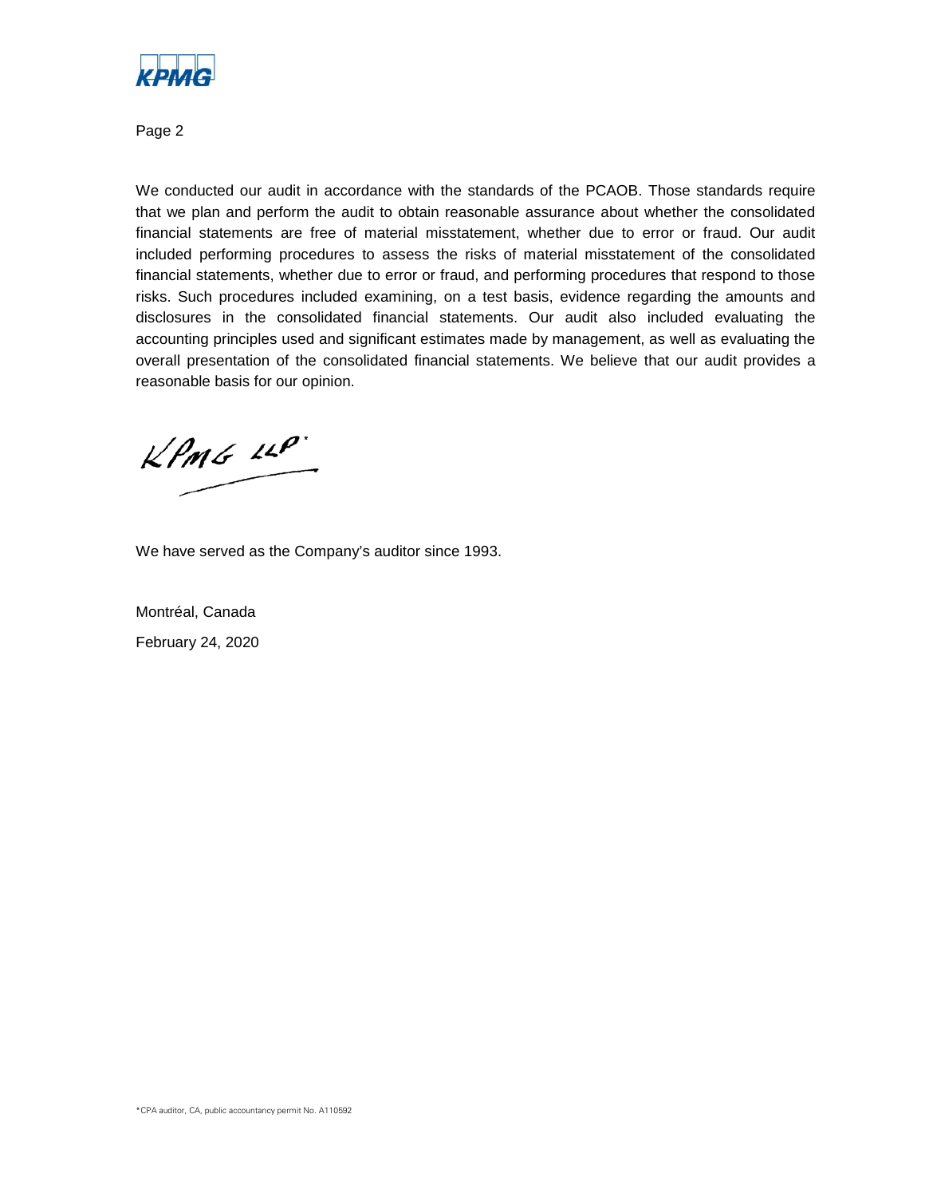We conducted our audit in accordance with the standards of the PCAOB. Those standards require that we plan and perform the audit to obtain reasonable assurance about whether the consolidated financial statements are free of material misstatement, whether due to error or fraud. Our audit included performing procedures to assess the risks of material misstatement of the consolidated financial statements, whether due to error or fraud, and performing procedures that respond to those risks. Such procedures included examining, on a test basis, evidence regarding the amounts and disclosures in the consolidated financial statements. Our audit also included evaluating the accounting principles used and significant estimates made by management, as well as evaluating the overall presentation of the consolidated financial statements. We believe that our audit provides a reasonable basis for our opinion.

KPMG LLP*

We have served as the Company's auditor since 1993.

Montréal, Canada

February 24, 2020

*CPA auditor, CA, public accountancy permit No. A110592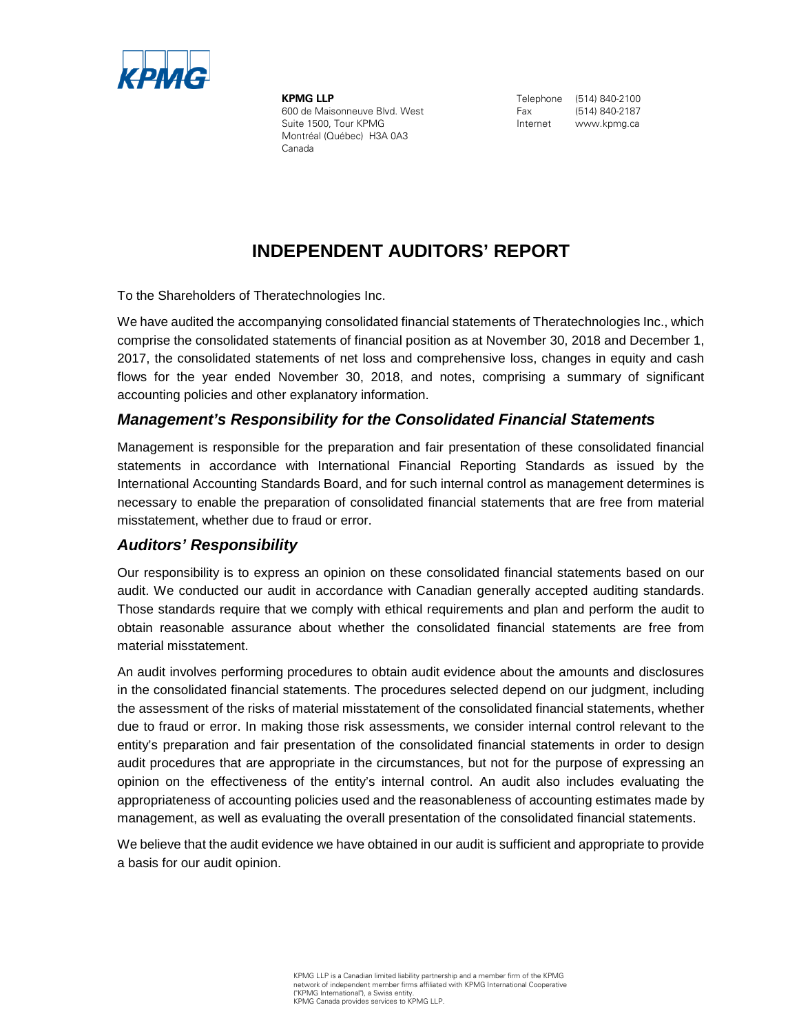**KPMG LLP**
600 de Maisonneuve Blvd. West
Suite 1500, Tour KPMG
Montréal (Québec) H3A 0A3
Canada

Telephone (514) 840-2100
Fax (514) 840-2187
Internet www.kpmg.ca

# INDEPENDENT AUDITORS' REPORT

To the Shareholders of Theratechnologies Inc.

We have audited the accompanying consolidated financial statements of Theratechnologies Inc., which comprise the consolidated statements of financial position as at November 30, 2018 and December 1, 2017, the consolidated statements of net loss and comprehensive loss, changes in equity and cash flows for the year ended November 30, 2018, and notes, comprising a summary of significant accounting policies and other explanatory information.

## *Management's Responsibility for the Consolidated Financial Statements*

Management is responsible for the preparation and fair presentation of these consolidated financial statements in accordance with International Financial Reporting Standards as issued by the International Accounting Standards Board, and for such internal control as management determines is necessary to enable the preparation of consolidated financial statements that are free from material misstatement, whether due to fraud or error.

## *Auditors' Responsibility*

Our responsibility is to express an opinion on these consolidated financial statements based on our audit. We conducted our audit in accordance with Canadian generally accepted auditing standards. Those standards require that we comply with ethical requirements and plan and perform the audit to obtain reasonable assurance about whether the consolidated financial statements are free from material misstatement.

An audit involves performing procedures to obtain audit evidence about the amounts and disclosures in the consolidated financial statements. The procedures selected depend on our judgment, including the assessment of the risks of material misstatement of the consolidated financial statements, whether due to fraud or error. In making those risk assessments, we consider internal control relevant to the entity's preparation and fair presentation of the consolidated financial statements in order to design audit procedures that are appropriate in the circumstances, but not for the purpose of expressing an opinion on the effectiveness of the entity's internal control. An audit also includes evaluating the appropriateness of accounting policies used and the reasonableness of accounting estimates made by management, as well as evaluating the overall presentation of the consolidated financial statements.

We believe that the audit evidence we have obtained in our audit is sufficient and appropriate to provide a basis for our audit opinion.

KPMG LLP is a Canadian limited liability partnership and a member firm of the KPMG network of independent member firms affiliated with KPMG International Cooperative ("KPMG International"), a Swiss entity.
KPMG Canada provides services to KPMG LLP.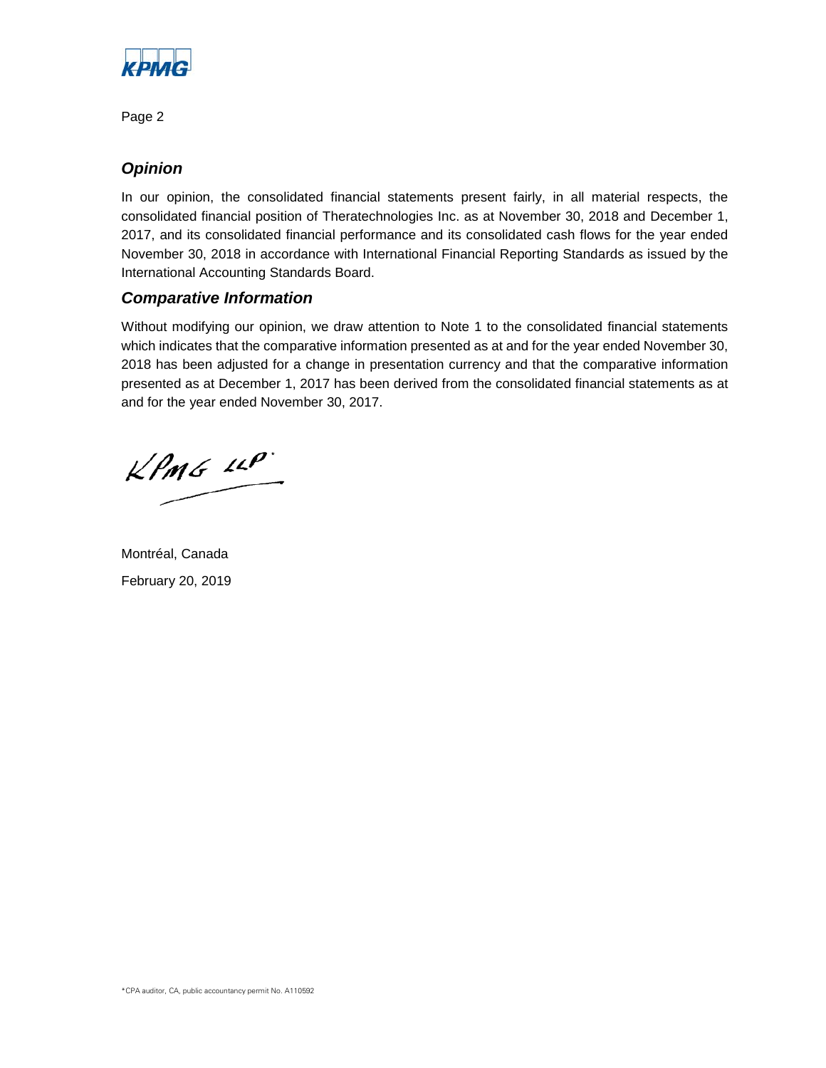### *Opinion*

In our opinion, the consolidated financial statements present fairly, in all material respects, the consolidated financial position of Theratechnologies Inc. as at November 30, 2018 and December 1, 2017, and its consolidated financial performance and its consolidated cash flows for the year ended November 30, 2018 in accordance with International Financial Reporting Standards as issued by the International Accounting Standards Board.

### *Comparative Information*

Without modifying our opinion, we draw attention to Note 1 to the consolidated financial statements which indicates that the comparative information presented as at and for the year ended November 30, 2018 has been adjusted for a change in presentation currency and that the comparative information presented as at December 1, 2017 has been derived from the consolidated financial statements as at and for the year ended November 30, 2017.

KPMG LLP*

Montréal, Canada

February 20, 2019

*CPA auditor, CA, public accountancy permit No. A110592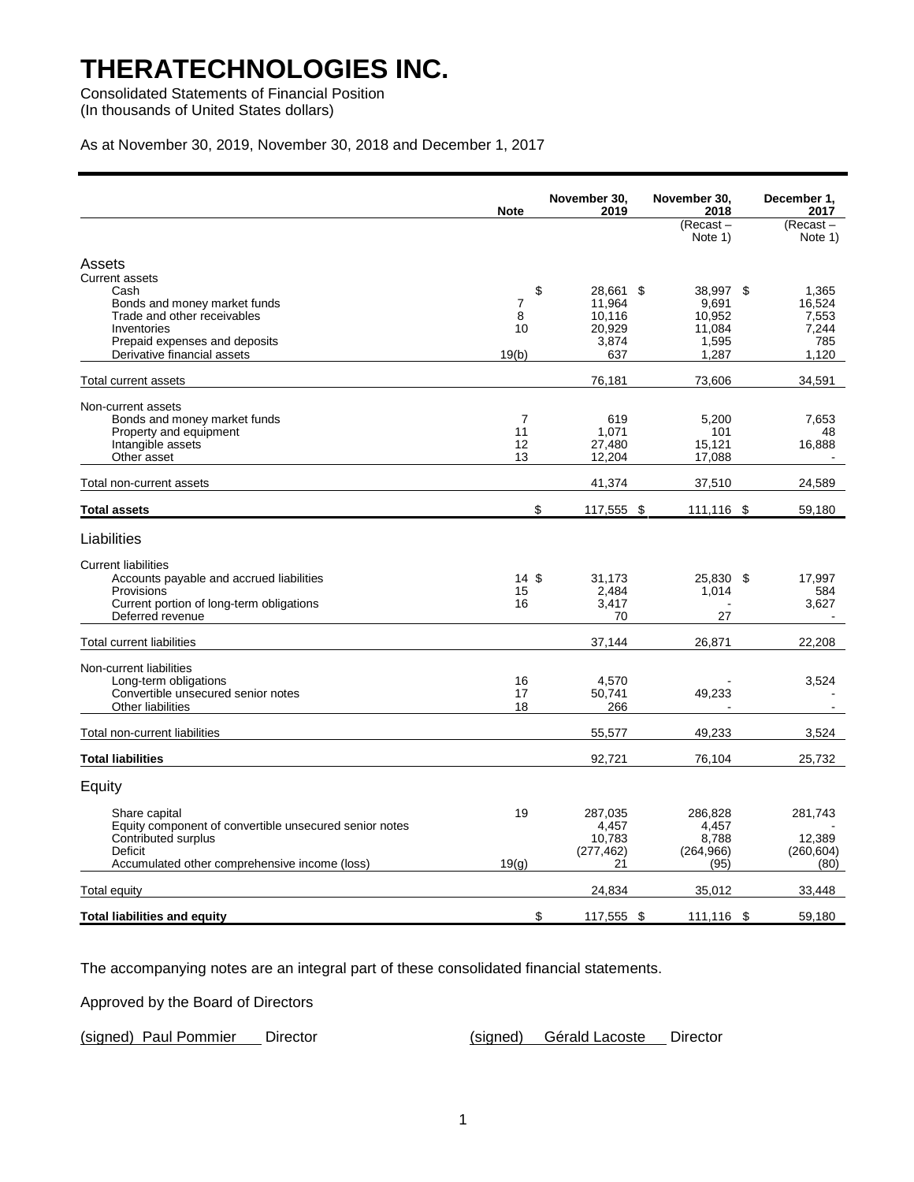# THERATECHNOLOGIES INC.

Consolidated Statements of Financial Position
(In thousands of United States dollars)

As at November 30, 2019, November 30, 2018 and December 1, 2017

| | Note | November 30, 2019 | November 30, 2018 (Recast – Note 1) | December 1, 2017 (Recast – Note 1) |
|---|---|---|---|---|
| **Assets** | | | | |
| Current assets | | | | |
| Cash | | $ 28,661 | $ 38,997 | $ 1,365 |
| Bonds and money market funds | 7 | 11,964 | 9,691 | 16,524 |
| Trade and other receivables | 8 | 10,116 | 10,952 | 7,553 |
| Inventories | 10 | 20,929 | 11,084 | 7,244 |
| Prepaid expenses and deposits | | 3,874 | 1,595 | 785 |
| Derivative financial assets | 19(b) | 637 | 1,287 | 1,120 |
| Total current assets | | 76,181 | 73,606 | 34,591 |
| Non-current assets | | | | |
| Bonds and money market funds | 7 | 619 | 5,200 | 7,653 |
| Property and equipment | 11 | 1,071 | 101 | 48 |
| Intangible assets | 12 | 27,480 | 15,121 | 16,888 |
| Other asset | 13 | 12,204 | 17,088 | - |
| Total non-current assets | | 41,374 | 37,510 | 24,589 |
| **Total assets** | | $ 117,555 | $ 111,116 | $ 59,180 |
| **Liabilities** | | | | |
| Current liabilities | | | | |
| Accounts payable and accrued liabilities | 14 | $ 31,173 | $ 25,830 | $ 17,997 |
| Provisions | 15 | 2,484 | 1,014 | 584 |
| Current portion of long-term obligations | 16 | 3,417 | - | 3,627 |
| Deferred revenue | | 70 | 27 | - |
| Total current liabilities | | 37,144 | 26,871 | 22,208 |
| Non-current liabilities | | | | |
| Long-term obligations | 16 | 4,570 | - | 3,524 |
| Convertible unsecured senior notes | 17 | 50,741 | 49,233 | - |
| Other liabilities | 18 | 266 | - | - |
| Total non-current liabilities | | 55,577 | 49,233 | 3,524 |
| **Total liabilities** | | 92,721 | 76,104 | 25,732 |
| **Equity** | | | | |
| Share capital | 19 | 287,035 | 286,828 | 281,743 |
| Equity component of convertible unsecured senior notes | | 4,457 | 4,457 | - |
| Contributed surplus | | 10,783 | 8,788 | 12,389 |
| Deficit | | (277,462) | (264,966) | (260,604) |
| Accumulated other comprehensive income (loss) | 19(g) | 21 | (95) | (80) |
| Total equity | | 24,834 | 35,012 | 33,448 |
| **Total liabilities and equity** | | $ 117,555 | $ 111,116 | $ 59,180 |

The accompanying notes are an integral part of these consolidated financial statements.

Approved by the Board of Directors

(signed) Paul Pommier Director (signed) Gérald Lacoste Director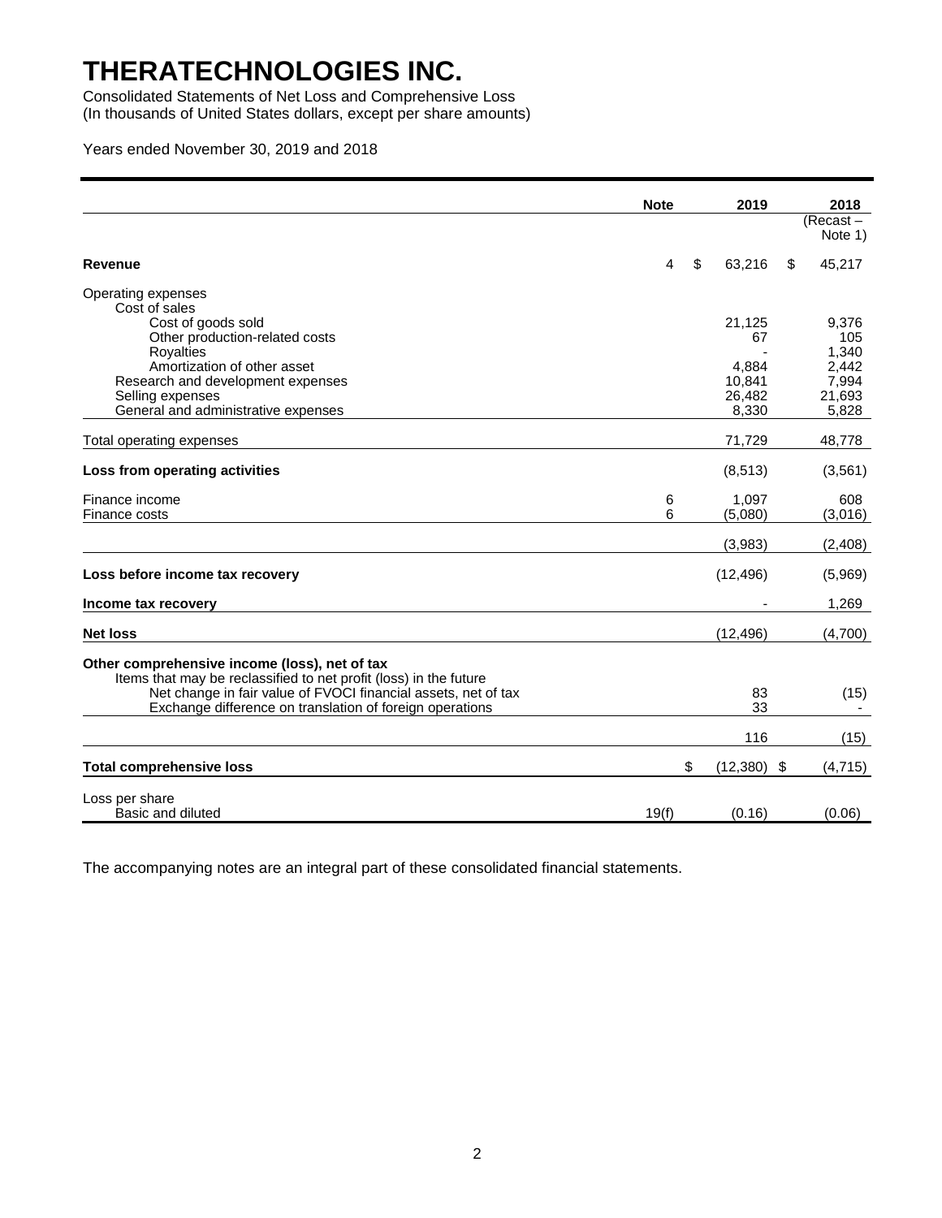# THERATECHNOLOGIES INC.

Consolidated Statements of Net Loss and Comprehensive Loss
(In thousands of United States dollars, except per share amounts)

Years ended November 30, 2019 and 2018

| | Note | 2019 | 2018 (Recast – Note 1) |
|---|---|---|---|
| **Revenue** | 4 | $ 63,216 | $ 45,217 |
| Operating expenses | | | |
| Cost of sales | | | |
| Cost of goods sold | | 21,125 | 9,376 |
| Other production-related costs | | 67 | 105 |
| Royalties | | - | 1,340 |
| Amortization of other asset | | 4,884 | 2,442 |
| Research and development expenses | | 10,841 | 7,994 |
| Selling expenses | | 26,482 | 21,693 |
| General and administrative expenses | | 8,330 | 5,828 |
| Total operating expenses | | 71,729 | 48,778 |
| **Loss from operating activities** | | (8,513) | (3,561) |
| Finance income | 6 | 1,097 | 608 |
| Finance costs | 6 | (5,080) | (3,016) |
| | | (3,983) | (2,408) |
| **Loss before income tax recovery** | | (12,496) | (5,969) |
| **Income tax recovery** | | - | 1,269 |
| **Net loss** | | (12,496) | (4,700) |
| **Other comprehensive income (loss), net of tax** | | | |
| Items that may be reclassified to net profit (loss) in the future | | | |
| Net change in fair value of FVOCI financial assets, net of tax | | 83 | (15) |
| Exchange difference on translation of foreign operations | | 33 | - |
| | | 116 | (15) |
| **Total comprehensive loss** | | $ (12,380) | $ (4,715) |
| Loss per share | | | |
| Basic and diluted | 19(f) | (0.16) | (0.06) |

The accompanying notes are an integral part of these consolidated financial statements.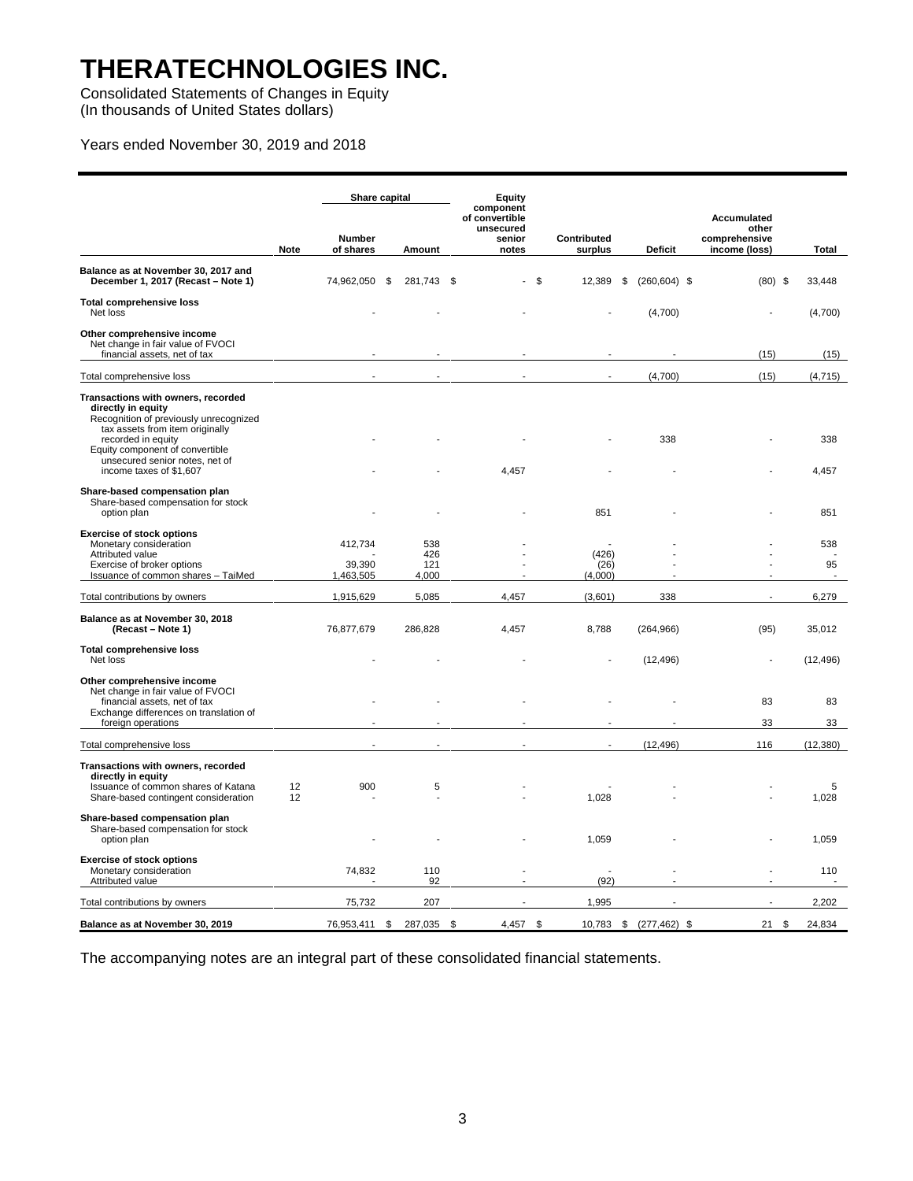# THERATECHNOLOGIES INC.

Consolidated Statements of Changes in Equity
(In thousands of United States dollars)

Years ended November 30, 2019 and 2018

| | Note | Share capital | | Equity component of convertible unsecured senior notes | Contributed surplus | Deficit | Accumulated other comprehensive income (loss) | Total |
|---|---|---|---|---|---|---|---|---|
| | | Number of shares | Amount | | | | | |
| **Balance as at November 30, 2017 and December 1, 2017 (Recast – Note 1)** | | 74,962,050 | $ 281,743 | $ - | $ 12,389 | $ (260,604) | $ (80) | $ 33,448 |
| **Total comprehensive loss** | | | | | | | | |
| Net loss | | - | - | - | - | (4,700) | - | (4,700) |
| **Other comprehensive income** | | | | | | | | |
| Net change in fair value of FVOCI financial assets, net of tax | | - | - | - | - | - | (15) | (15) |
| Total comprehensive loss | | - | - | - | - | (4,700) | (15) | (4,715) |
| **Transactions with owners, recorded directly in equity** | | | | | | | | |
| Recognition of previously unrecognized tax assets from item originally recorded in equity | | - | - | - | - | 338 | - | 338 |
| Equity component of convertible unsecured senior notes, net of income taxes of $1,607 | | - | - | 4,457 | - | - | - | 4,457 |
| **Share-based compensation plan** | | | | | | | | |
| Share-based compensation for stock option plan | | - | - | - | 851 | - | - | 851 |
| **Exercise of stock options** | | | | | | | | |
| Monetary consideration | | 412,734 | 538 | - | - | - | - | 538 |
| Attributed value | | - | 426 | - | (426) | - | - | - |
| Exercise of broker options | | 39,390 | 121 | - | (26) | - | - | 95 |
| Issuance of common shares – TaiMed | | 1,463,505 | 4,000 | - | (4,000) | - | - | - |
| Total contributions by owners | | 1,915,629 | 5,085 | 4,457 | (3,601) | 338 | - | 6,279 |
| **Balance as at November 30, 2018 (Recast – Note 1)** | | 76,877,679 | 286,828 | 4,457 | 8,788 | (264,966) | (95) | 35,012 |
| **Total comprehensive loss** | | | | | | | | |
| Net loss | | - | - | - | - | (12,496) | - | (12,496) |
| **Other comprehensive income** | | | | | | | | |
| Net change in fair value of FVOCI financial assets, net of tax | | - | - | - | - | - | 83 | 83 |
| Exchange differences on translation of foreign operations | | - | - | - | - | - | 33 | 33 |
| Total comprehensive loss | | - | - | - | - | (12,496) | 116 | (12,380) |
| **Transactions with owners, recorded directly in equity** | | | | | | | | |
| Issuance of common shares of Katana | 12 | 900 | 5 | - | - | - | - | 5 |
| Share-based contingent consideration | 12 | - | - | - | 1,028 | - | - | 1,028 |
| **Share-based compensation plan** | | | | | | | | |
| Share-based compensation for stock option plan | | - | - | - | 1,059 | - | - | 1,059 |
| **Exercise of stock options** | | | | | | | | |
| Monetary consideration | | 74,832 | 110 | - | - | - | - | 110 |
| Attributed value | | - | 92 | - | (92) | - | - | - |
| Total contributions by owners | | 75,732 | 207 | - | 1,995 | - | - | 2,202 |
| **Balance as at November 30, 2019** | | 76,953,411 | $ 287,035 | $ 4,457 | $ 10,783 | $ (277,462) | $ 21 | $ 24,834 |

The accompanying notes are an integral part of these consolidated financial statements.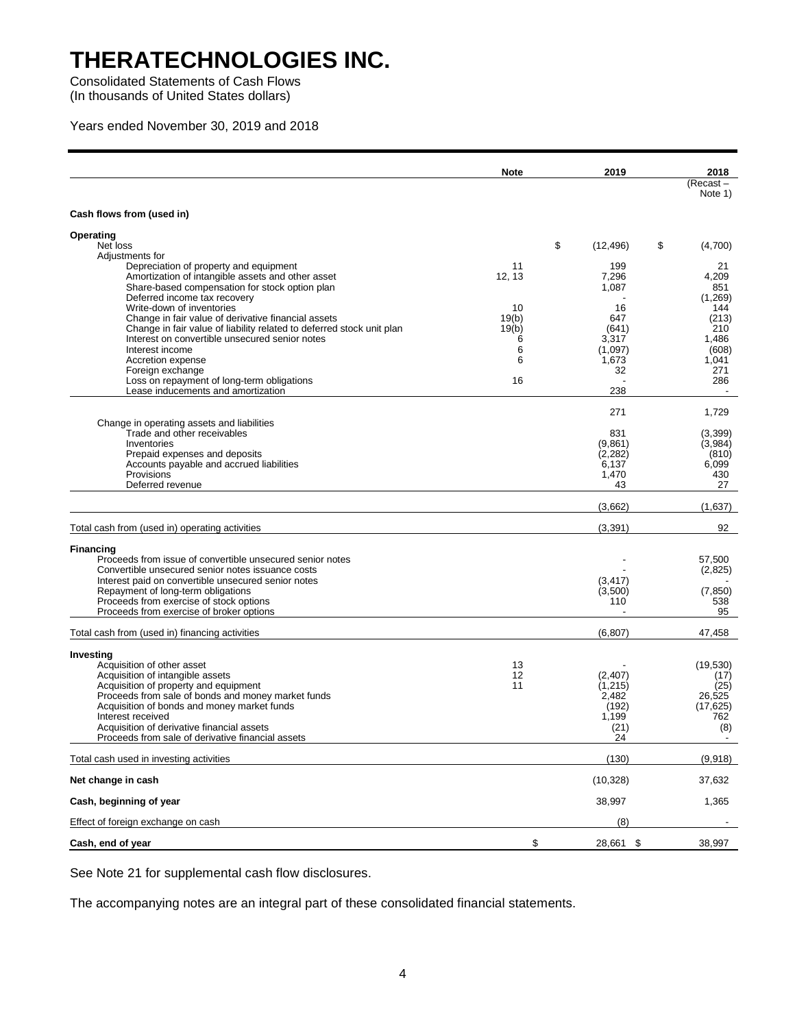# THERATECHNOLOGIES INC.

Consolidated Statements of Cash Flows
(In thousands of United States dollars)

Years ended November 30, 2019 and 2018

| | Note | 2019 | 2018 (Recast – Note 1) |
|---|---|---|---|
| **Cash flows from (used in)** | | | |
| **Operating** | | | |
| Net loss | | $ (12,496) | $ (4,700) |
| Adjustments for | | | |
| Depreciation of property and equipment | 11 | 199 | 21 |
| Amortization of intangible assets and other asset | 12, 13 | 7,296 | 4,209 |
| Share-based compensation for stock option plan | | 1,087 | 851 |
| Deferred income tax recovery | | - | (1,269) |
| Write-down of inventories | 10 | 16 | 144 |
| Change in fair value of derivative financial assets | 19(b) | 647 | (213) |
| Change in fair value of liability related to deferred stock unit plan | 19(b) | (641) | 210 |
| Interest on convertible unsecured senior notes | 6 | 3,317 | 1,486 |
| Interest income | 6 | (1,097) | (608) |
| Accretion expense | 6 | 1,673 | 1,041 |
| Foreign exchange | | 32 | 271 |
| Loss on repayment of long-term obligations | 16 | - | 286 |
| Lease inducements and amortization | | 238 | - |
| | | 271 | 1,729 |
| Change in operating assets and liabilities | | | |
| Trade and other receivables | | 831 | (3,399) |
| Inventories | | (9,861) | (3,984) |
| Prepaid expenses and deposits | | (2,282) | (810) |
| Accounts payable and accrued liabilities | | 6,137 | 6,099 |
| Provisions | | 1,470 | 430 |
| Deferred revenue | | 43 | 27 |
| | | (3,662) | (1,637) |
| Total cash from (used in) operating activities | | (3,391) | 92 |
| **Financing** | | | |
| Proceeds from issue of convertible unsecured senior notes | | - | 57,500 |
| Convertible unsecured senior notes issuance costs | | - | (2,825) |
| Interest paid on convertible unsecured senior notes | | (3,417) | - |
| Repayment of long-term obligations | | (3,500) | (7,850) |
| Proceeds from exercise of stock options | | 110 | 538 |
| Proceeds from exercise of broker options | | - | 95 |
| Total cash from (used in) financing activities | | (6,807) | 47,458 |
| **Investing** | | | |
| Acquisition of other asset | 13 | - | (19,530) |
| Acquisition of intangible assets | 12 | (2,407) | (17) |
| Acquisition of property and equipment | 11 | (1,215) | (25) |
| Proceeds from sale of bonds and money market funds | | 2,482 | 26,525 |
| Acquisition of bonds and money market funds | | (192) | (17,625) |
| Interest received | | 1,199 | 762 |
| Acquisition of derivative financial assets | | (21) | (8) |
| Proceeds from sale of derivative financial assets | | 24 | - |
| Total cash used in investing activities | | (130) | (9,918) |
| **Net change in cash** | | (10,328) | 37,632 |
| **Cash, beginning of year** | | 38,997 | 1,365 |
| Effect of foreign exchange on cash | | (8) | - |
| **Cash, end of year** | | $ 28,661 | $ 38,997 |

See Note 21 for supplemental cash flow disclosures.

The accompanying notes are an integral part of these consolidated financial statements.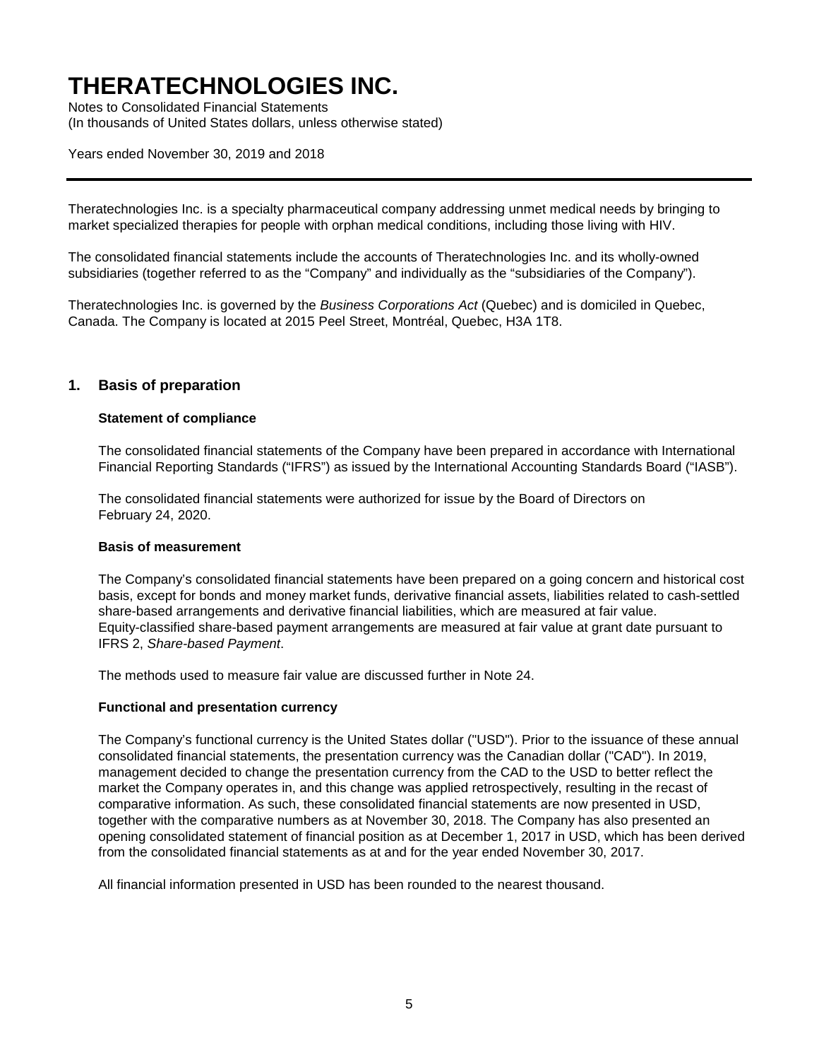Theratechnologies Inc. is a specialty pharmaceutical company addressing unmet medical needs by bringing to market specialized therapies for people with orphan medical conditions, including those living with HIV.

The consolidated financial statements include the accounts of Theratechnologies Inc. and its wholly-owned subsidiaries (together referred to as the "Company" and individually as the "subsidiaries of the Company").

Theratechnologies Inc. is governed by the *Business Corporations Act* (Quebec) and is domiciled in Quebec, Canada. The Company is located at 2015 Peel Street, Montréal, Quebec, H3A 1T8.

## 1. Basis of preparation

### Statement of compliance

The consolidated financial statements of the Company have been prepared in accordance with International Financial Reporting Standards ("IFRS") as issued by the International Accounting Standards Board ("IASB").

The consolidated financial statements were authorized for issue by the Board of Directors on February 24, 2020.

### Basis of measurement

The Company's consolidated financial statements have been prepared on a going concern and historical cost basis, except for bonds and money market funds, derivative financial assets, liabilities related to cash-settled share-based arrangements and derivative financial liabilities, which are measured at fair value. Equity-classified share-based payment arrangements are measured at fair value at grant date pursuant to IFRS 2, *Share-based Payment*.

The methods used to measure fair value are discussed further in Note 24.

### Functional and presentation currency

The Company's functional currency is the United States dollar ("USD"). Prior to the issuance of these annual consolidated financial statements, the presentation currency was the Canadian dollar ("CAD"). In 2019, management decided to change the presentation currency from the CAD to the USD to better reflect the market the Company operates in, and this change was applied retrospectively, resulting in the recast of comparative information. As such, these consolidated financial statements are now presented in USD, together with the comparative numbers as at November 30, 2018. The Company has also presented an opening consolidated statement of financial position as at December 1, 2017 in USD, which has been derived from the consolidated financial statements as at and for the year ended November 30, 2017.

All financial information presented in USD has been rounded to the nearest thousand.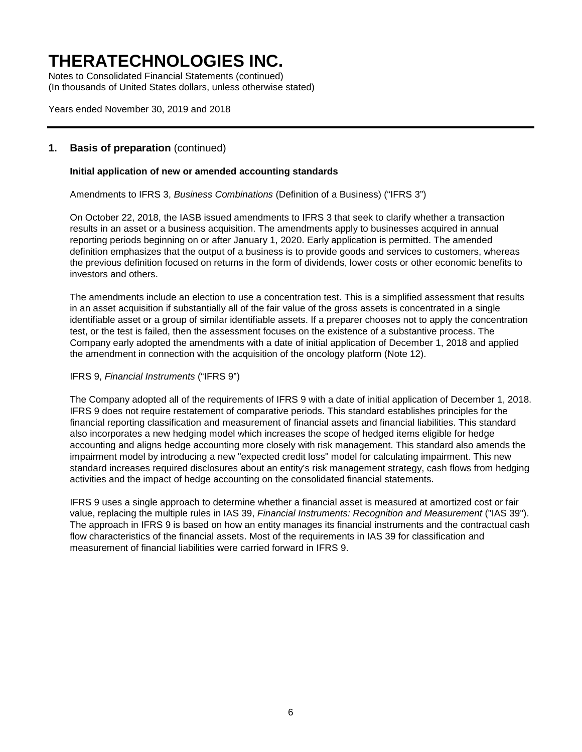## 1. Basis of preparation (continued)

### Initial application of new or amended accounting standards

Amendments to IFRS 3, *Business Combinations* (Definition of a Business) ("IFRS 3")

On October 22, 2018, the IASB issued amendments to IFRS 3 that seek to clarify whether a transaction results in an asset or a business acquisition. The amendments apply to businesses acquired in annual reporting periods beginning on or after January 1, 2020. Early application is permitted. The amended definition emphasizes that the output of a business is to provide goods and services to customers, whereas the previous definition focused on returns in the form of dividends, lower costs or other economic benefits to investors and others.

The amendments include an election to use a concentration test. This is a simplified assessment that results in an asset acquisition if substantially all of the fair value of the gross assets is concentrated in a single identifiable asset or a group of similar identifiable assets. If a preparer chooses not to apply the concentration test, or the test is failed, then the assessment focuses on the existence of a substantive process. The Company early adopted the amendments with a date of initial application of December 1, 2018 and applied the amendment in connection with the acquisition of the oncology platform (Note 12).

IFRS 9, *Financial Instruments* ("IFRS 9")

The Company adopted all of the requirements of IFRS 9 with a date of initial application of December 1, 2018. IFRS 9 does not require restatement of comparative periods. This standard establishes principles for the financial reporting classification and measurement of financial assets and financial liabilities. This standard also incorporates a new hedging model which increases the scope of hedged items eligible for hedge accounting and aligns hedge accounting more closely with risk management. This standard also amends the impairment model by introducing a new "expected credit loss" model for calculating impairment. This new standard increases required disclosures about an entity's risk management strategy, cash flows from hedging activities and the impact of hedge accounting on the consolidated financial statements.

IFRS 9 uses a single approach to determine whether a financial asset is measured at amortized cost or fair value, replacing the multiple rules in IAS 39, *Financial Instruments: Recognition and Measurement* ("IAS 39"). The approach in IFRS 9 is based on how an entity manages its financial instruments and the contractual cash flow characteristics of the financial assets. Most of the requirements in IAS 39 for classification and measurement of financial liabilities were carried forward in IFRS 9.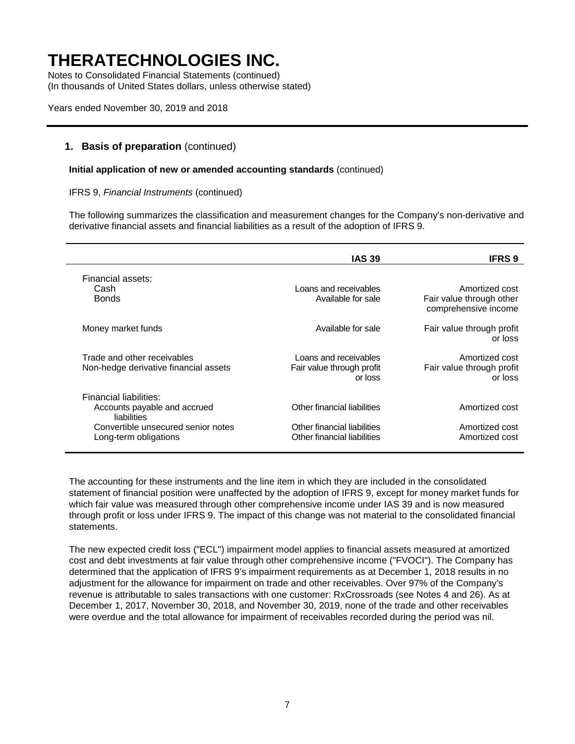# THERATECHNOLOGIES INC.

Notes to Consolidated Financial Statements (continued)
(In thousands of United States dollars, unless otherwise stated)

Years ended November 30, 2019 and 2018

## 1. Basis of preparation (continued)

### Initial application of new or amended accounting standards (continued)

IFRS 9, *Financial Instruments* (continued)

The following summarizes the classification and measurement changes for the Company's non-derivative and derivative financial assets and financial liabilities as a result of the adoption of IFRS 9.

| | IAS 39 | IFRS 9 |
|---|---|---|
| Financial assets: | | |
| Cash | Loans and receivables | Amortized cost |
| Bonds | Available for sale | Fair value through other comprehensive income |
| Money market funds | Available for sale | Fair value through profit or loss |
| Trade and other receivables | Loans and receivables | Amortized cost |
| Non-hedge derivative financial assets | Fair value through profit or loss | Fair value through profit or loss |
| Financial liabilities: | | |
| Accounts payable and accrued liabilities | Other financial liabilities | Amortized cost |
| Convertible unsecured senior notes | Other financial liabilities | Amortized cost |
| Long-term obligations | Other financial liabilities | Amortized cost |

The accounting for these instruments and the line item in which they are included in the consolidated statement of financial position were unaffected by the adoption of IFRS 9, except for money market funds for which fair value was measured through other comprehensive income under IAS 39 and is now measured through profit or loss under IFRS 9. The impact of this change was not material to the consolidated financial statements.

The new expected credit loss ("ECL") impairment model applies to financial assets measured at amortized cost and debt investments at fair value through other comprehensive income ("FVOCI"). The Company has determined that the application of IFRS 9's impairment requirements as at December 1, 2018 results in no adjustment for the allowance for impairment on trade and other receivables. Over 97% of the Company's revenue is attributable to sales transactions with one customer: RxCrossroads (see Notes 4 and 26). As at December 1, 2017, November 30, 2018, and November 30, 2019, none of the trade and other receivables were overdue and the total allowance for impairment of receivables recorded during the period was nil.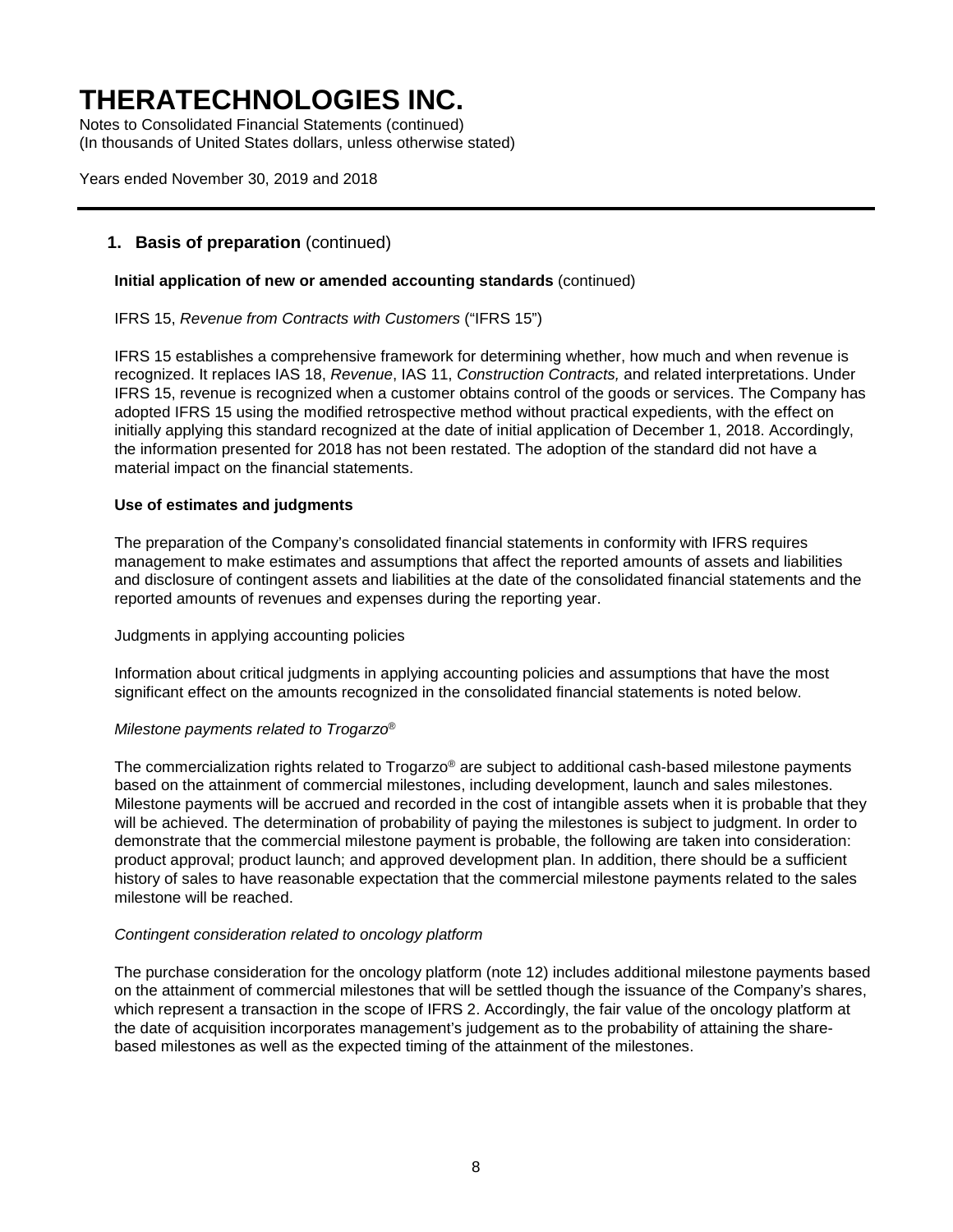# THERATECHNOLOGIES INC.

Notes to Consolidated Financial Statements (continued)
(In thousands of United States dollars, unless otherwise stated)

Years ended November 30, 2019 and 2018

## 1. Basis of preparation (continued)

**Initial application of new or amended accounting standards** (continued)

IFRS 15, *Revenue from Contracts with Customers* ("IFRS 15")

IFRS 15 establishes a comprehensive framework for determining whether, how much and when revenue is recognized. It replaces IAS 18, *Revenue*, IAS 11, *Construction Contracts,* and related interpretations. Under IFRS 15, revenue is recognized when a customer obtains control of the goods or services. The Company has adopted IFRS 15 using the modified retrospective method without practical expedients, with the effect on initially applying this standard recognized at the date of initial application of December 1, 2018. Accordingly, the information presented for 2018 has not been restated. The adoption of the standard did not have a material impact on the financial statements.

**Use of estimates and judgments**

The preparation of the Company's consolidated financial statements in conformity with IFRS requires management to make estimates and assumptions that affect the reported amounts of assets and liabilities and disclosure of contingent assets and liabilities at the date of the consolidated financial statements and the reported amounts of revenues and expenses during the reporting year.

Judgments in applying accounting policies

Information about critical judgments in applying accounting policies and assumptions that have the most significant effect on the amounts recognized in the consolidated financial statements is noted below.

*Milestone payments related to Trogarzo®*

The commercialization rights related to Trogarzo® are subject to additional cash-based milestone payments based on the attainment of commercial milestones, including development, launch and sales milestones. Milestone payments will be accrued and recorded in the cost of intangible assets when it is probable that they will be achieved. The determination of probability of paying the milestones is subject to judgment. In order to demonstrate that the commercial milestone payment is probable, the following are taken into consideration: product approval; product launch; and approved development plan. In addition, there should be a sufficient history of sales to have reasonable expectation that the commercial milestone payments related to the sales milestone will be reached.

*Contingent consideration related to oncology platform*

The purchase consideration for the oncology platform (note 12) includes additional milestone payments based on the attainment of commercial milestones that will be settled though the issuance of the Company's shares, which represent a transaction in the scope of IFRS 2. Accordingly, the fair value of the oncology platform at the date of acquisition incorporates management's judgement as to the probability of attaining the share-based milestones as well as the expected timing of the attainment of the milestones.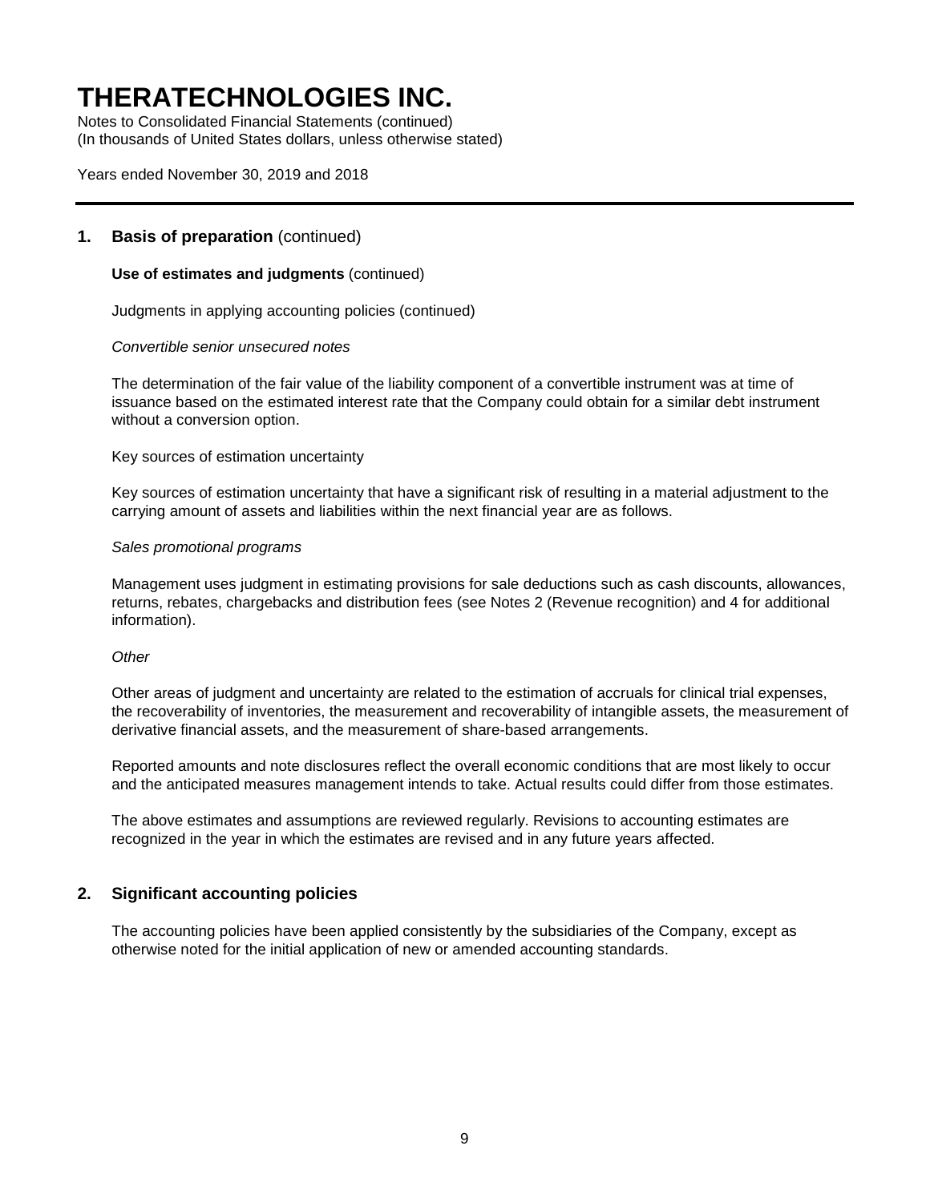## 1. Basis of preparation (continued)

**Use of estimates and judgments** (continued)

Judgments in applying accounting policies (continued)

*Convertible senior unsecured notes*

The determination of the fair value of the liability component of a convertible instrument was at time of issuance based on the estimated interest rate that the Company could obtain for a similar debt instrument without a conversion option.

Key sources of estimation uncertainty

Key sources of estimation uncertainty that have a significant risk of resulting in a material adjustment to the carrying amount of assets and liabilities within the next financial year are as follows.

*Sales promotional programs*

Management uses judgment in estimating provisions for sale deductions such as cash discounts, allowances, returns, rebates, chargebacks and distribution fees (see Notes 2 (Revenue recognition) and 4 for additional information).

*Other*

Other areas of judgment and uncertainty are related to the estimation of accruals for clinical trial expenses, the recoverability of inventories, the measurement and recoverability of intangible assets, the measurement of derivative financial assets, and the measurement of share-based arrangements.

Reported amounts and note disclosures reflect the overall economic conditions that are most likely to occur and the anticipated measures management intends to take. Actual results could differ from those estimates.

The above estimates and assumptions are reviewed regularly. Revisions to accounting estimates are recognized in the year in which the estimates are revised and in any future years affected.

## 2. Significant accounting policies

The accounting policies have been applied consistently by the subsidiaries of the Company, except as otherwise noted for the initial application of new or amended accounting standards.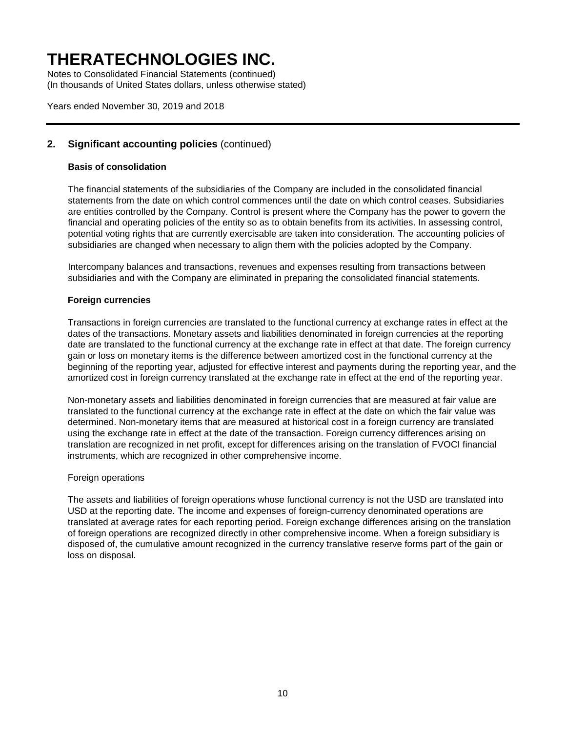## 2. Significant accounting policies (continued)

### Basis of consolidation

The financial statements of the subsidiaries of the Company are included in the consolidated financial statements from the date on which control commences until the date on which control ceases. Subsidiaries are entities controlled by the Company. Control is present where the Company has the power to govern the financial and operating policies of the entity so as to obtain benefits from its activities. In assessing control, potential voting rights that are currently exercisable are taken into consideration. The accounting policies of subsidiaries are changed when necessary to align them with the policies adopted by the Company.

Intercompany balances and transactions, revenues and expenses resulting from transactions between subsidiaries and with the Company are eliminated in preparing the consolidated financial statements.

### Foreign currencies

Transactions in foreign currencies are translated to the functional currency at exchange rates in effect at the dates of the transactions. Monetary assets and liabilities denominated in foreign currencies at the reporting date are translated to the functional currency at the exchange rate in effect at that date. The foreign currency gain or loss on monetary items is the difference between amortized cost in the functional currency at the beginning of the reporting year, adjusted for effective interest and payments during the reporting year, and the amortized cost in foreign currency translated at the exchange rate in effect at the end of the reporting year.

Non-monetary assets and liabilities denominated in foreign currencies that are measured at fair value are translated to the functional currency at the exchange rate in effect at the date on which the fair value was determined. Non-monetary items that are measured at historical cost in a foreign currency are translated using the exchange rate in effect at the date of the transaction. Foreign currency differences arising on translation are recognized in net profit, except for differences arising on the translation of FVOCI financial instruments, which are recognized in other comprehensive income.

Foreign operations

The assets and liabilities of foreign operations whose functional currency is not the USD are translated into USD at the reporting date. The income and expenses of foreign-currency denominated operations are translated at average rates for each reporting period. Foreign exchange differences arising on the translation of foreign operations are recognized directly in other comprehensive income. When a foreign subsidiary is disposed of, the cumulative amount recognized in the currency translative reserve forms part of the gain or loss on disposal.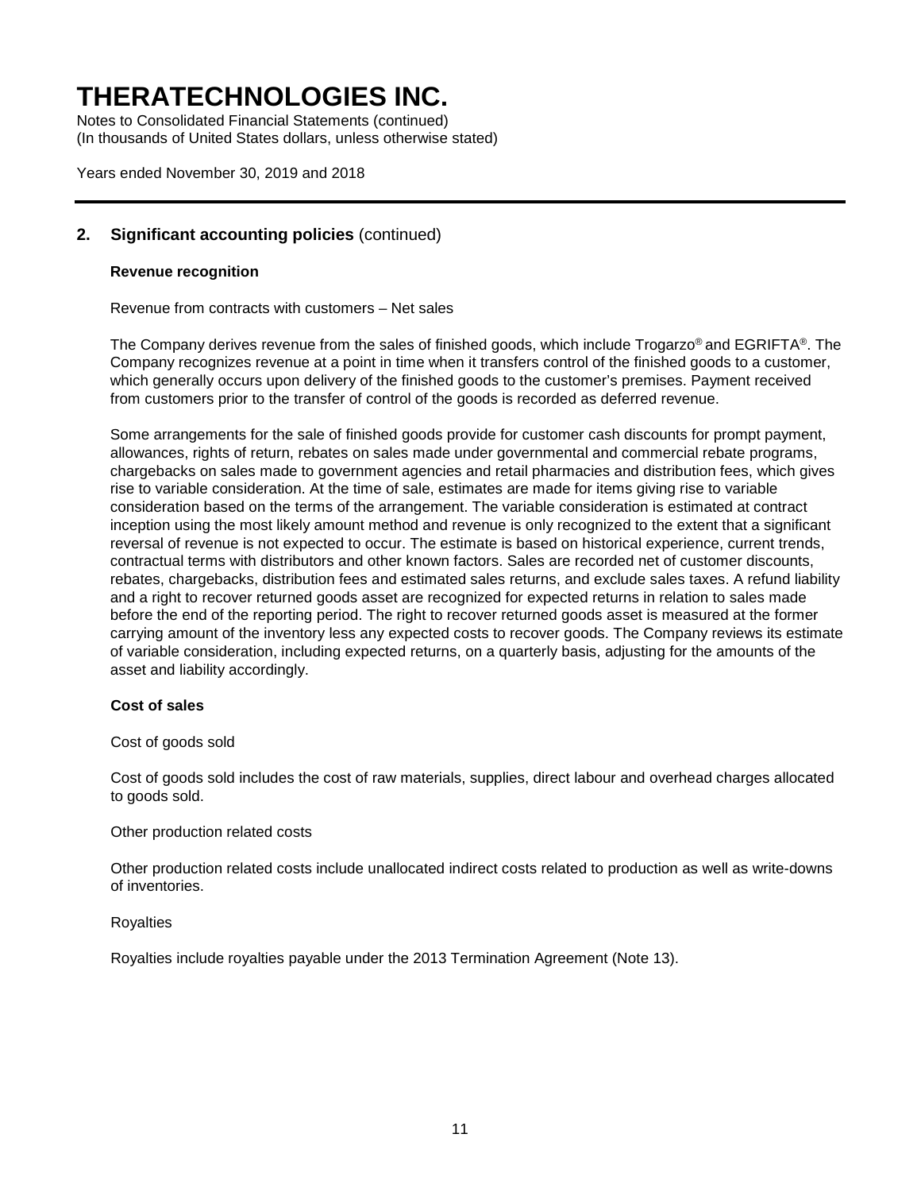## 2. Significant accounting policies (continued)

### Revenue recognition

Revenue from contracts with customers – Net sales

The Company derives revenue from the sales of finished goods, which include Trogarzo® and EGRIFTA®. The Company recognizes revenue at a point in time when it transfers control of the finished goods to a customer, which generally occurs upon delivery of the finished goods to the customer's premises. Payment received from customers prior to the transfer of control of the goods is recorded as deferred revenue.

Some arrangements for the sale of finished goods provide for customer cash discounts for prompt payment, allowances, rights of return, rebates on sales made under governmental and commercial rebate programs, chargebacks on sales made to government agencies and retail pharmacies and distribution fees, which gives rise to variable consideration. At the time of sale, estimates are made for items giving rise to variable consideration based on the terms of the arrangement. The variable consideration is estimated at contract inception using the most likely amount method and revenue is only recognized to the extent that a significant reversal of revenue is not expected to occur. The estimate is based on historical experience, current trends, contractual terms with distributors and other known factors. Sales are recorded net of customer discounts, rebates, chargebacks, distribution fees and estimated sales returns, and exclude sales taxes. A refund liability and a right to recover returned goods asset are recognized for expected returns in relation to sales made before the end of the reporting period. The right to recover returned goods asset is measured at the former carrying amount of the inventory less any expected costs to recover goods. The Company reviews its estimate of variable consideration, including expected returns, on a quarterly basis, adjusting for the amounts of the asset and liability accordingly.

### Cost of sales

Cost of goods sold

Cost of goods sold includes the cost of raw materials, supplies, direct labour and overhead charges allocated to goods sold.

Other production related costs

Other production related costs include unallocated indirect costs related to production as well as write-downs of inventories.

Royalties

Royalties include royalties payable under the 2013 Termination Agreement (Note 13).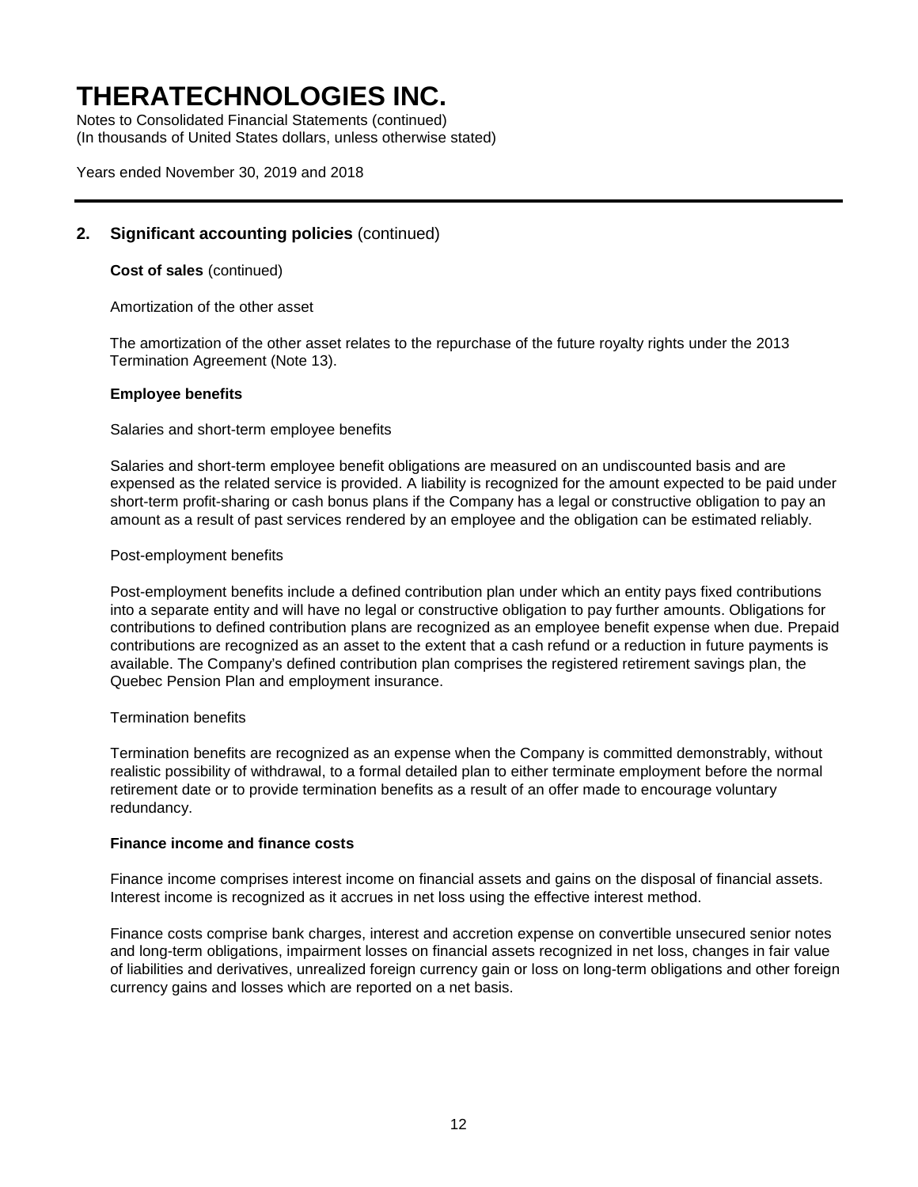## 2. Significant accounting policies (continued)

**Cost of sales** (continued)

Amortization of the other asset

The amortization of the other asset relates to the repurchase of the future royalty rights under the 2013 Termination Agreement (Note 13).

**Employee benefits**

Salaries and short-term employee benefits

Salaries and short-term employee benefit obligations are measured on an undiscounted basis and are expensed as the related service is provided. A liability is recognized for the amount expected to be paid under short-term profit-sharing or cash bonus plans if the Company has a legal or constructive obligation to pay an amount as a result of past services rendered by an employee and the obligation can be estimated reliably.

Post-employment benefits

Post-employment benefits include a defined contribution plan under which an entity pays fixed contributions into a separate entity and will have no legal or constructive obligation to pay further amounts. Obligations for contributions to defined contribution plans are recognized as an employee benefit expense when due. Prepaid contributions are recognized as an asset to the extent that a cash refund or a reduction in future payments is available. The Company's defined contribution plan comprises the registered retirement savings plan, the Quebec Pension Plan and employment insurance.

Termination benefits

Termination benefits are recognized as an expense when the Company is committed demonstrably, without realistic possibility of withdrawal, to a formal detailed plan to either terminate employment before the normal retirement date or to provide termination benefits as a result of an offer made to encourage voluntary redundancy.

**Finance income and finance costs**

Finance income comprises interest income on financial assets and gains on the disposal of financial assets. Interest income is recognized as it accrues in net loss using the effective interest method.

Finance costs comprise bank charges, interest and accretion expense on convertible unsecured senior notes and long-term obligations, impairment losses on financial assets recognized in net loss, changes in fair value of liabilities and derivatives, unrealized foreign currency gain or loss on long-term obligations and other foreign currency gains and losses which are reported on a net basis.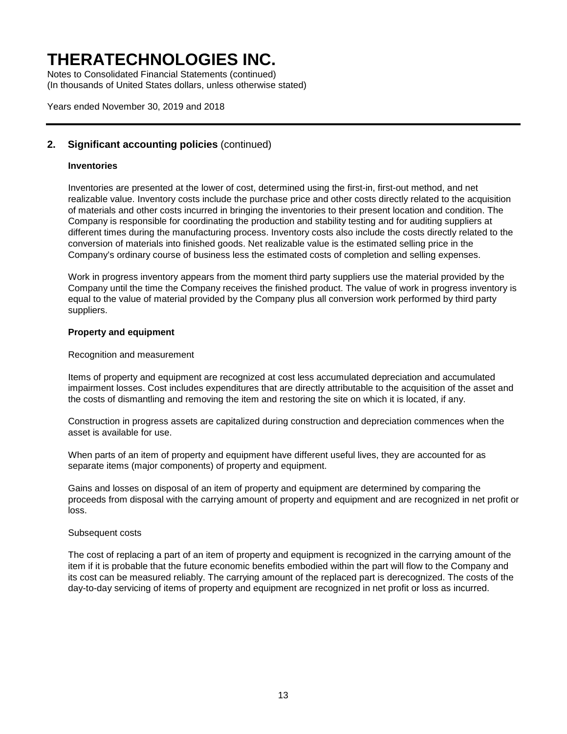## 2. Significant accounting policies (continued)

### Inventories

Inventories are presented at the lower of cost, determined using the first-in, first-out method, and net realizable value. Inventory costs include the purchase price and other costs directly related to the acquisition of materials and other costs incurred in bringing the inventories to their present location and condition. The Company is responsible for coordinating the production and stability testing and for auditing suppliers at different times during the manufacturing process. Inventory costs also include the costs directly related to the conversion of materials into finished goods. Net realizable value is the estimated selling price in the Company's ordinary course of business less the estimated costs of completion and selling expenses.

Work in progress inventory appears from the moment third party suppliers use the material provided by the Company until the time the Company receives the finished product. The value of work in progress inventory is equal to the value of material provided by the Company plus all conversion work performed by third party suppliers.

### Property and equipment

Recognition and measurement

Items of property and equipment are recognized at cost less accumulated depreciation and accumulated impairment losses. Cost includes expenditures that are directly attributable to the acquisition of the asset and the costs of dismantling and removing the item and restoring the site on which it is located, if any.

Construction in progress assets are capitalized during construction and depreciation commences when the asset is available for use.

When parts of an item of property and equipment have different useful lives, they are accounted for as separate items (major components) of property and equipment.

Gains and losses on disposal of an item of property and equipment are determined by comparing the proceeds from disposal with the carrying amount of property and equipment and are recognized in net profit or loss.

Subsequent costs

The cost of replacing a part of an item of property and equipment is recognized in the carrying amount of the item if it is probable that the future economic benefits embodied within the part will flow to the Company and its cost can be measured reliably. The carrying amount of the replaced part is derecognized. The costs of the day-to-day servicing of items of property and equipment are recognized in net profit or loss as incurred.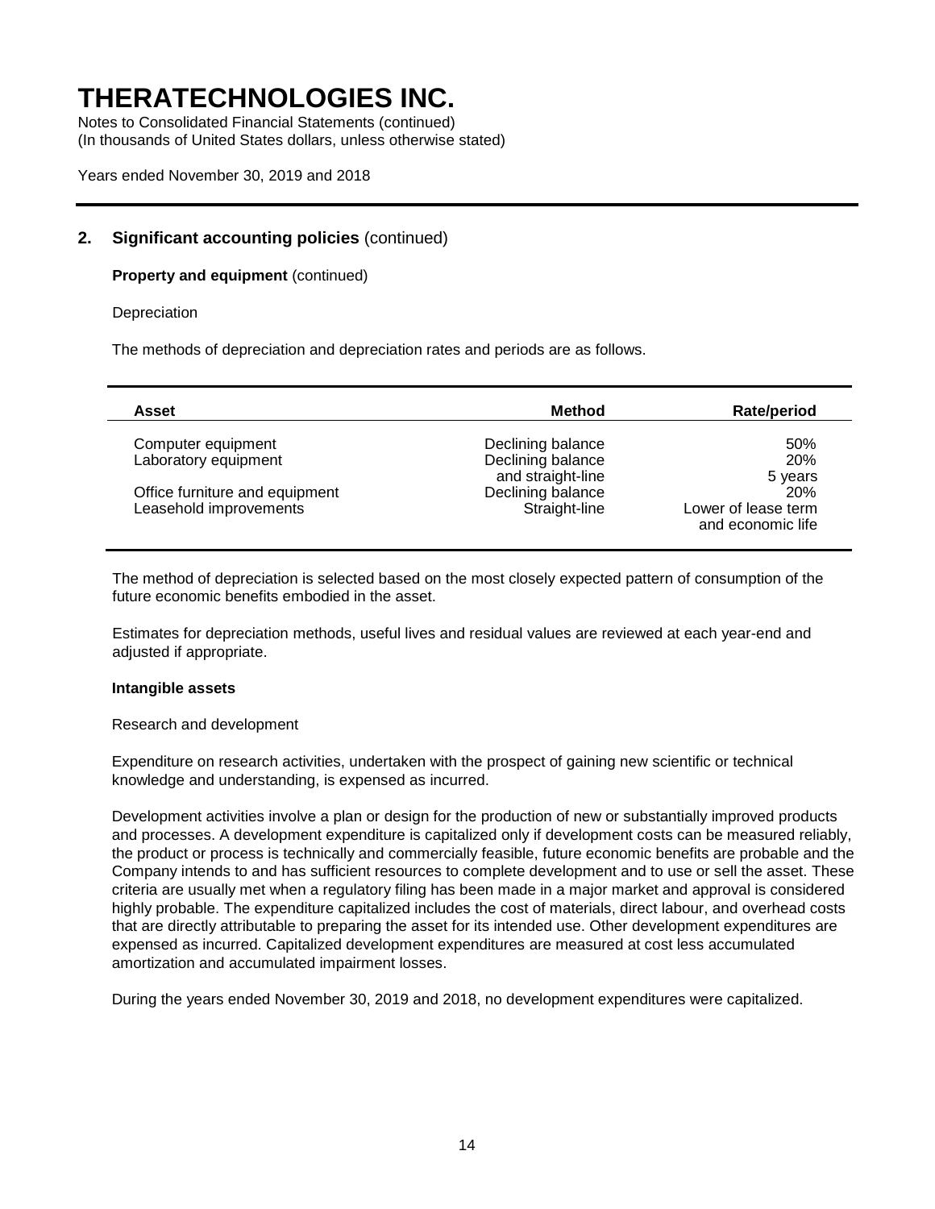# THERATECHNOLOGIES INC.

Notes to Consolidated Financial Statements (continued)
(In thousands of United States dollars, unless otherwise stated)

Years ended November 30, 2019 and 2018

## 2. Significant accounting policies (continued)

**Property and equipment** (continued)

Depreciation

The methods of depreciation and depreciation rates and periods are as follows.

| Asset | Method | Rate/period |
|---|---|---|
| Computer equipment | Declining balance | 50% |
| Laboratory equipment | Declining balance | 20% |
| | and straight-line | 5 years |
| Office furniture and equipment | Declining balance | 20% |
| Leasehold improvements | Straight-line | Lower of lease term and economic life |

The method of depreciation is selected based on the most closely expected pattern of consumption of the future economic benefits embodied in the asset.

Estimates for depreciation methods, useful lives and residual values are reviewed at each year-end and adjusted if appropriate.

**Intangible assets**

Research and development

Expenditure on research activities, undertaken with the prospect of gaining new scientific or technical knowledge and understanding, is expensed as incurred.

Development activities involve a plan or design for the production of new or substantially improved products and processes. A development expenditure is capitalized only if development costs can be measured reliably, the product or process is technically and commercially feasible, future economic benefits are probable and the Company intends to and has sufficient resources to complete development and to use or sell the asset. These criteria are usually met when a regulatory filing has been made in a major market and approval is considered highly probable. The expenditure capitalized includes the cost of materials, direct labour, and overhead costs that are directly attributable to preparing the asset for its intended use. Other development expenditures are expensed as incurred. Capitalized development expenditures are measured at cost less accumulated amortization and accumulated impairment losses.

During the years ended November 30, 2019 and 2018, no development expenditures were capitalized.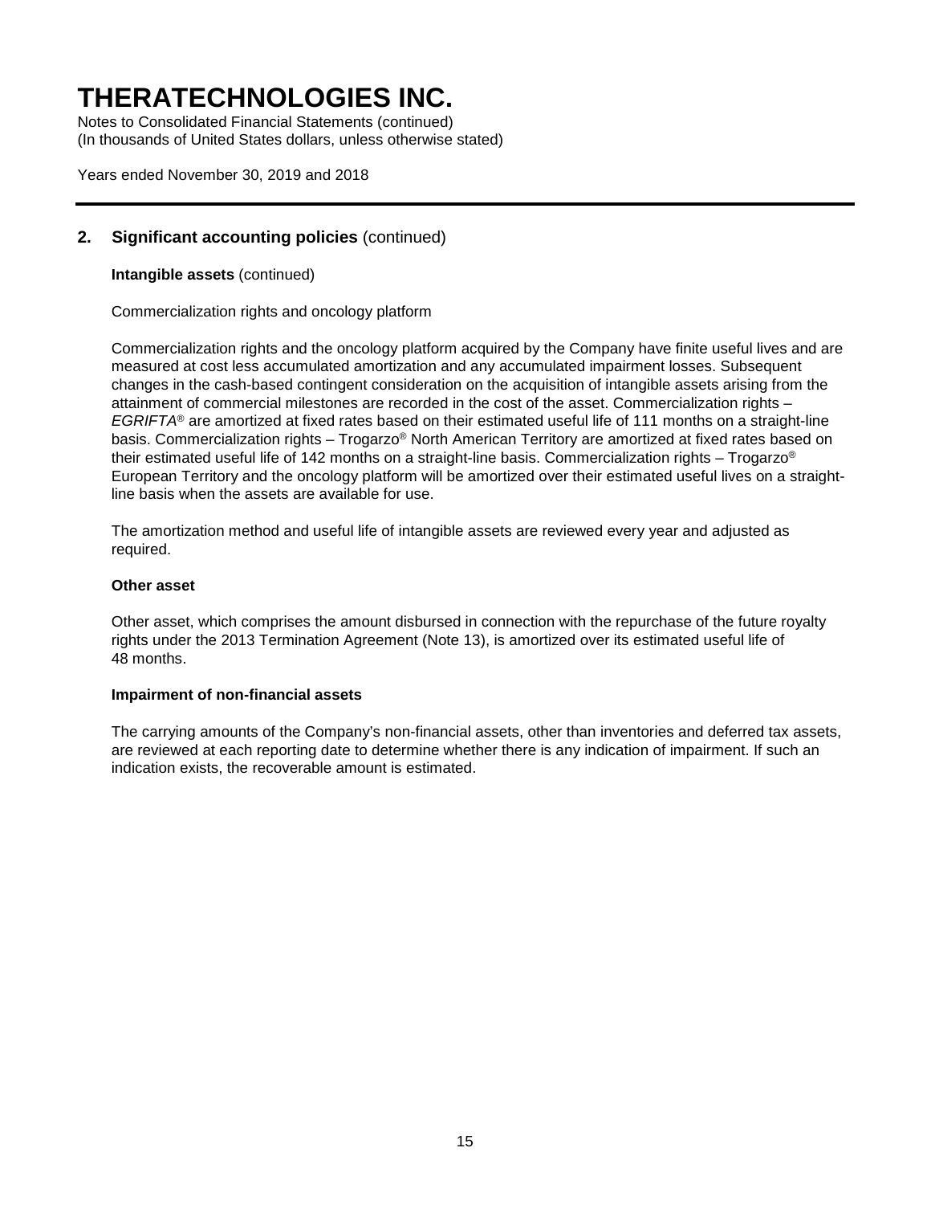## 2. Significant accounting policies (continued)

**Intangible assets** (continued)

Commercialization rights and oncology platform

Commercialization rights and the oncology platform acquired by the Company have finite useful lives and are measured at cost less accumulated amortization and any accumulated impairment losses. Subsequent changes in the cash-based contingent consideration on the acquisition of intangible assets arising from the attainment of commercial milestones are recorded in the cost of the asset. Commercialization rights – *EGRIFTA*® are amortized at fixed rates based on their estimated useful life of 111 months on a straight-line basis. Commercialization rights – Trogarzo® North American Territory are amortized at fixed rates based on their estimated useful life of 142 months on a straight-line basis. Commercialization rights – Trogarzo® European Territory and the oncology platform will be amortized over their estimated useful lives on a straight-line basis when the assets are available for use.

The amortization method and useful life of intangible assets are reviewed every year and adjusted as required.

**Other asset**

Other asset, which comprises the amount disbursed in connection with the repurchase of the future royalty rights under the 2013 Termination Agreement (Note 13), is amortized over its estimated useful life of 48 months.

**Impairment of non-financial assets**

The carrying amounts of the Company's non-financial assets, other than inventories and deferred tax assets, are reviewed at each reporting date to determine whether there is any indication of impairment. If such an indication exists, the recoverable amount is estimated.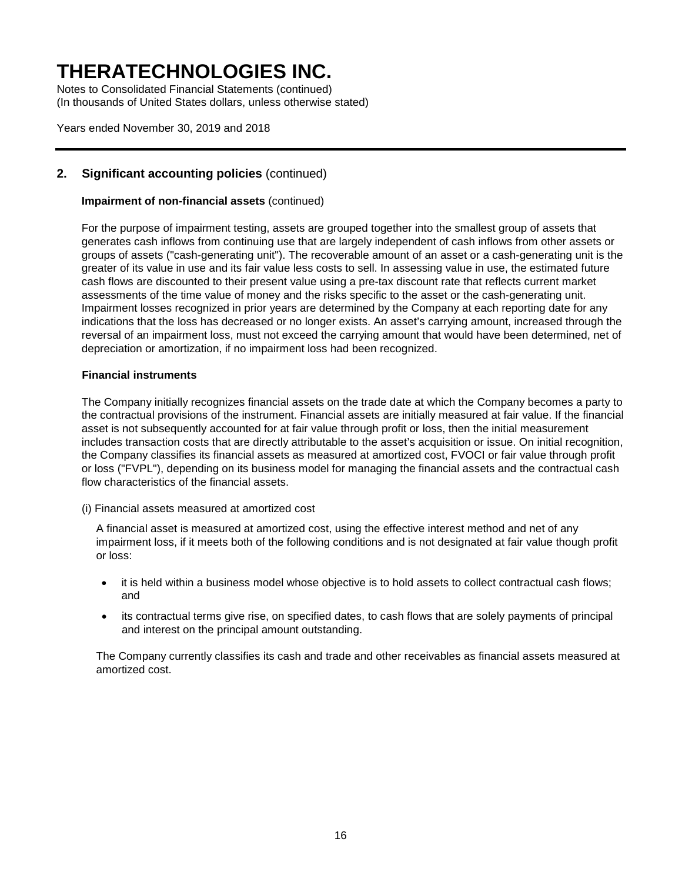## 2. Significant accounting policies (continued)

**Impairment of non-financial assets** (continued)

For the purpose of impairment testing, assets are grouped together into the smallest group of assets that generates cash inflows from continuing use that are largely independent of cash inflows from other assets or groups of assets ("cash-generating unit"). The recoverable amount of an asset or a cash-generating unit is the greater of its value in use and its fair value less costs to sell. In assessing value in use, the estimated future cash flows are discounted to their present value using a pre-tax discount rate that reflects current market assessments of the time value of money and the risks specific to the asset or the cash-generating unit. Impairment losses recognized in prior years are determined by the Company at each reporting date for any indications that the loss has decreased or no longer exists. An asset's carrying amount, increased through the reversal of an impairment loss, must not exceed the carrying amount that would have been determined, net of depreciation or amortization, if no impairment loss had been recognized.

**Financial instruments**

The Company initially recognizes financial assets on the trade date at which the Company becomes a party to the contractual provisions of the instrument. Financial assets are initially measured at fair value. If the financial asset is not subsequently accounted for at fair value through profit or loss, then the initial measurement includes transaction costs that are directly attributable to the asset's acquisition or issue. On initial recognition, the Company classifies its financial assets as measured at amortized cost, FVOCI or fair value through profit or loss ("FVPL"), depending on its business model for managing the financial assets and the contractual cash flow characteristics of the financial assets.

(i) Financial assets measured at amortized cost

A financial asset is measured at amortized cost, using the effective interest method and net of any impairment loss, if it meets both of the following conditions and is not designated at fair value though profit or loss:

- it is held within a business model whose objective is to hold assets to collect contractual cash flows; and
- its contractual terms give rise, on specified dates, to cash flows that are solely payments of principal and interest on the principal amount outstanding.

The Company currently classifies its cash and trade and other receivables as financial assets measured at amortized cost.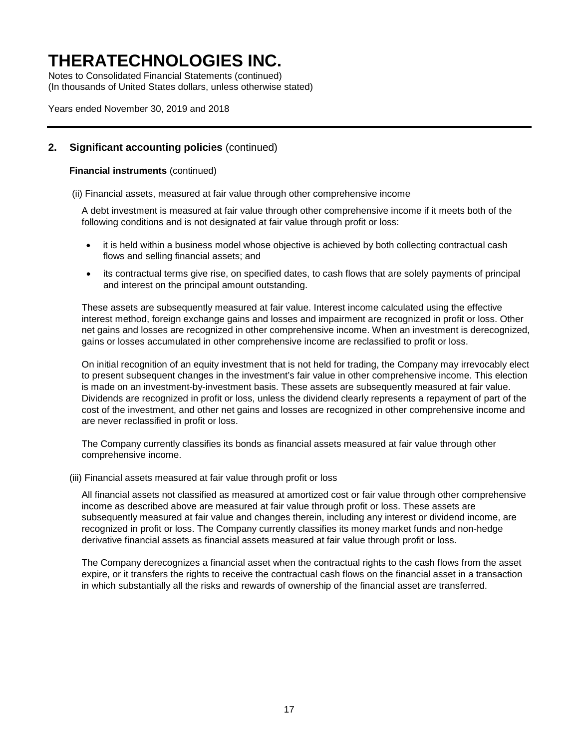## 2. Significant accounting policies (continued)

**Financial instruments** (continued)

(ii) Financial assets, measured at fair value through other comprehensive income

A debt investment is measured at fair value through other comprehensive income if it meets both of the following conditions and is not designated at fair value through profit or loss:

- it is held within a business model whose objective is achieved by both collecting contractual cash flows and selling financial assets; and
- its contractual terms give rise, on specified dates, to cash flows that are solely payments of principal and interest on the principal amount outstanding.

These assets are subsequently measured at fair value. Interest income calculated using the effective interest method, foreign exchange gains and losses and impairment are recognized in profit or loss. Other net gains and losses are recognized in other comprehensive income. When an investment is derecognized, gains or losses accumulated in other comprehensive income are reclassified to profit or loss.

On initial recognition of an equity investment that is not held for trading, the Company may irrevocably elect to present subsequent changes in the investment's fair value in other comprehensive income. This election is made on an investment-by-investment basis. These assets are subsequently measured at fair value. Dividends are recognized in profit or loss, unless the dividend clearly represents a repayment of part of the cost of the investment, and other net gains and losses are recognized in other comprehensive income and are never reclassified in profit or loss.

The Company currently classifies its bonds as financial assets measured at fair value through other comprehensive income.

(iii) Financial assets measured at fair value through profit or loss

All financial assets not classified as measured at amortized cost or fair value through other comprehensive income as described above are measured at fair value through profit or loss. These assets are subsequently measured at fair value and changes therein, including any interest or dividend income, are recognized in profit or loss. The Company currently classifies its money market funds and non-hedge derivative financial assets as financial assets measured at fair value through profit or loss.

The Company derecognizes a financial asset when the contractual rights to the cash flows from the asset expire, or it transfers the rights to receive the contractual cash flows on the financial asset in a transaction in which substantially all the risks and rewards of ownership of the financial asset are transferred.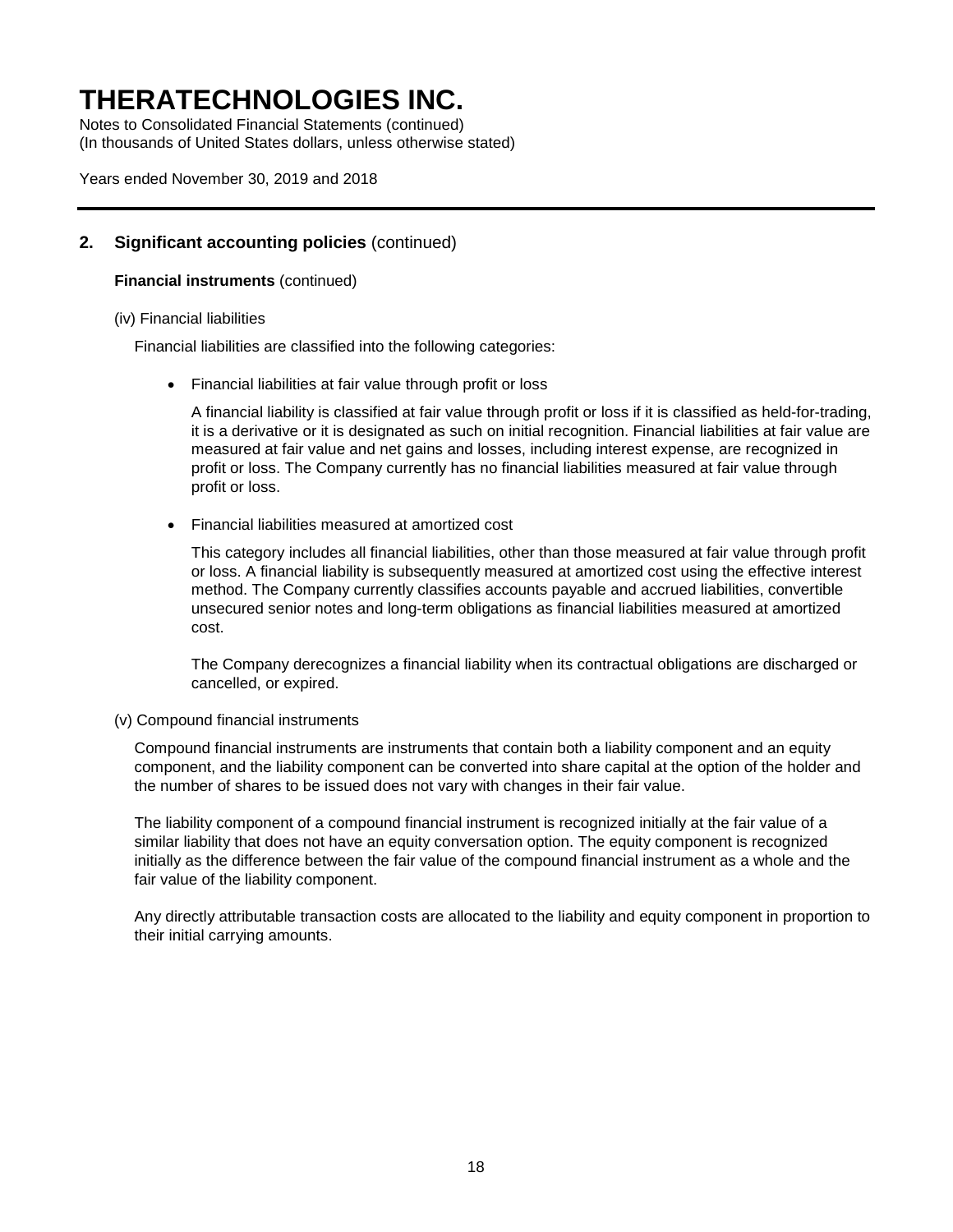# THERATECHNOLOGIES INC.

Notes to Consolidated Financial Statements (continued)
(In thousands of United States dollars, unless otherwise stated)

Years ended November 30, 2019 and 2018

## 2. Significant accounting policies (continued)

**Financial instruments** (continued)

(iv) Financial liabilities

Financial liabilities are classified into the following categories:

- Financial liabilities at fair value through profit or loss

  A financial liability is classified at fair value through profit or loss if it is classified as held-for-trading, it is a derivative or it is designated as such on initial recognition. Financial liabilities at fair value are measured at fair value and net gains and losses, including interest expense, are recognized in profit or loss. The Company currently has no financial liabilities measured at fair value through profit or loss.

- Financial liabilities measured at amortized cost

  This category includes all financial liabilities, other than those measured at fair value through profit or loss. A financial liability is subsequently measured at amortized cost using the effective interest method. The Company currently classifies accounts payable and accrued liabilities, convertible unsecured senior notes and long-term obligations as financial liabilities measured at amortized cost.

  The Company derecognizes a financial liability when its contractual obligations are discharged or cancelled, or expired.

(v) Compound financial instruments

Compound financial instruments are instruments that contain both a liability component and an equity component, and the liability component can be converted into share capital at the option of the holder and the number of shares to be issued does not vary with changes in their fair value.

The liability component of a compound financial instrument is recognized initially at the fair value of a similar liability that does not have an equity conversation option. The equity component is recognized initially as the difference between the fair value of the compound financial instrument as a whole and the fair value of the liability component.

Any directly attributable transaction costs are allocated to the liability and equity component in proportion to their initial carrying amounts.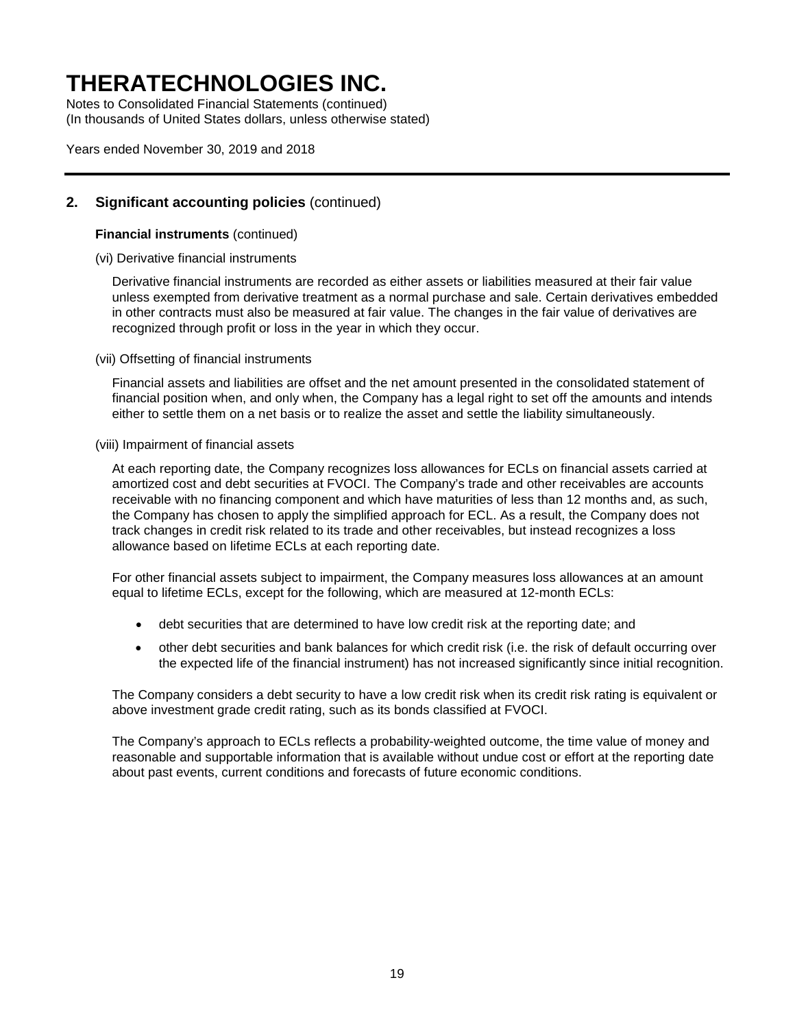# THERATECHNOLOGIES INC.

Notes to Consolidated Financial Statements (continued)
(In thousands of United States dollars, unless otherwise stated)

Years ended November 30, 2019 and 2018

## 2. Significant accounting policies (continued)

**Financial instruments** (continued)

(vi) Derivative financial instruments

Derivative financial instruments are recorded as either assets or liabilities measured at their fair value unless exempted from derivative treatment as a normal purchase and sale. Certain derivatives embedded in other contracts must also be measured at fair value. The changes in the fair value of derivatives are recognized through profit or loss in the year in which they occur.

(vii) Offsetting of financial instruments

Financial assets and liabilities are offset and the net amount presented in the consolidated statement of financial position when, and only when, the Company has a legal right to set off the amounts and intends either to settle them on a net basis or to realize the asset and settle the liability simultaneously.

(viii) Impairment of financial assets

At each reporting date, the Company recognizes loss allowances for ECLs on financial assets carried at amortized cost and debt securities at FVOCI. The Company's trade and other receivables are accounts receivable with no financing component and which have maturities of less than 12 months and, as such, the Company has chosen to apply the simplified approach for ECL. As a result, the Company does not track changes in credit risk related to its trade and other receivables, but instead recognizes a loss allowance based on lifetime ECLs at each reporting date.

For other financial assets subject to impairment, the Company measures loss allowances at an amount equal to lifetime ECLs, except for the following, which are measured at 12-month ECLs:

- debt securities that are determined to have low credit risk at the reporting date; and
- other debt securities and bank balances for which credit risk (i.e. the risk of default occurring over the expected life of the financial instrument) has not increased significantly since initial recognition.

The Company considers a debt security to have a low credit risk when its credit risk rating is equivalent or above investment grade credit rating, such as its bonds classified at FVOCI.

The Company's approach to ECLs reflects a probability-weighted outcome, the time value of money and reasonable and supportable information that is available without undue cost or effort at the reporting date about past events, current conditions and forecasts of future economic conditions.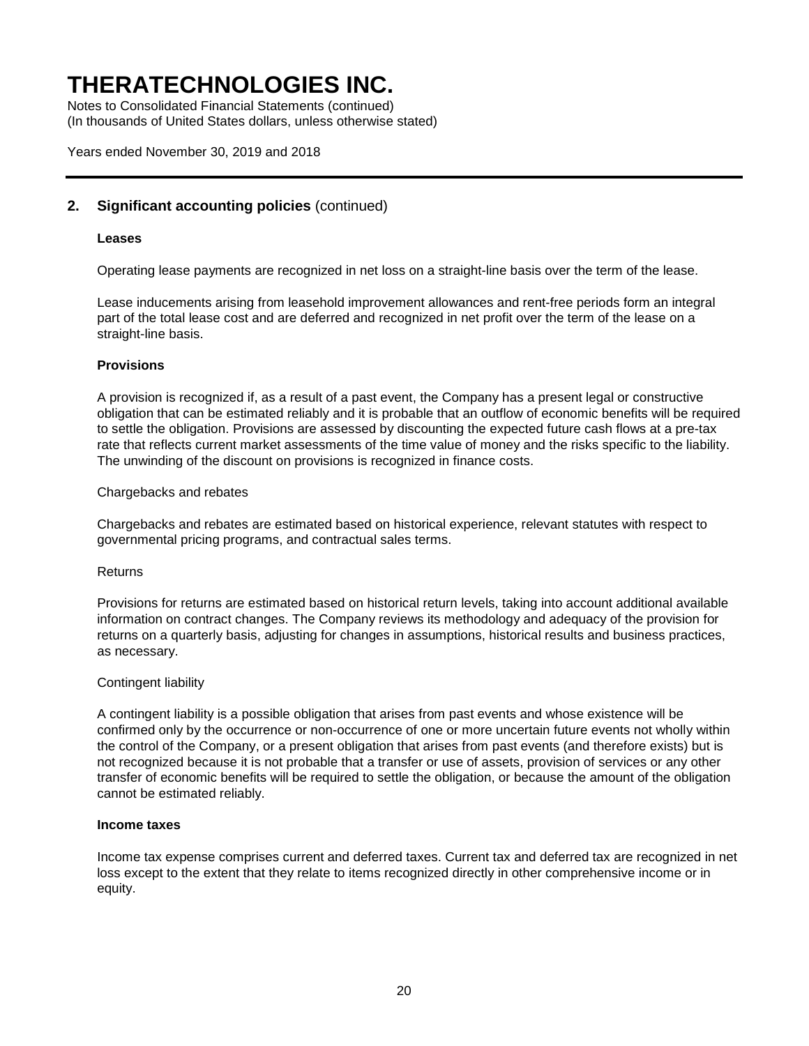## 2. Significant accounting policies (continued)

### Leases

Operating lease payments are recognized in net loss on a straight-line basis over the term of the lease.

Lease inducements arising from leasehold improvement allowances and rent-free periods form an integral part of the total lease cost and are deferred and recognized in net profit over the term of the lease on a straight-line basis.

### Provisions

A provision is recognized if, as a result of a past event, the Company has a present legal or constructive obligation that can be estimated reliably and it is probable that an outflow of economic benefits will be required to settle the obligation. Provisions are assessed by discounting the expected future cash flows at a pre-tax rate that reflects current market assessments of the time value of money and the risks specific to the liability. The unwinding of the discount on provisions is recognized in finance costs.

Chargebacks and rebates

Chargebacks and rebates are estimated based on historical experience, relevant statutes with respect to governmental pricing programs, and contractual sales terms.

Returns

Provisions for returns are estimated based on historical return levels, taking into account additional available information on contract changes. The Company reviews its methodology and adequacy of the provision for returns on a quarterly basis, adjusting for changes in assumptions, historical results and business practices, as necessary.

Contingent liability

A contingent liability is a possible obligation that arises from past events and whose existence will be confirmed only by the occurrence or non-occurrence of one or more uncertain future events not wholly within the control of the Company, or a present obligation that arises from past events (and therefore exists) but is not recognized because it is not probable that a transfer or use of assets, provision of services or any other transfer of economic benefits will be required to settle the obligation, or because the amount of the obligation cannot be estimated reliably.

### Income taxes

Income tax expense comprises current and deferred taxes. Current tax and deferred tax are recognized in net loss except to the extent that they relate to items recognized directly in other comprehensive income or in equity.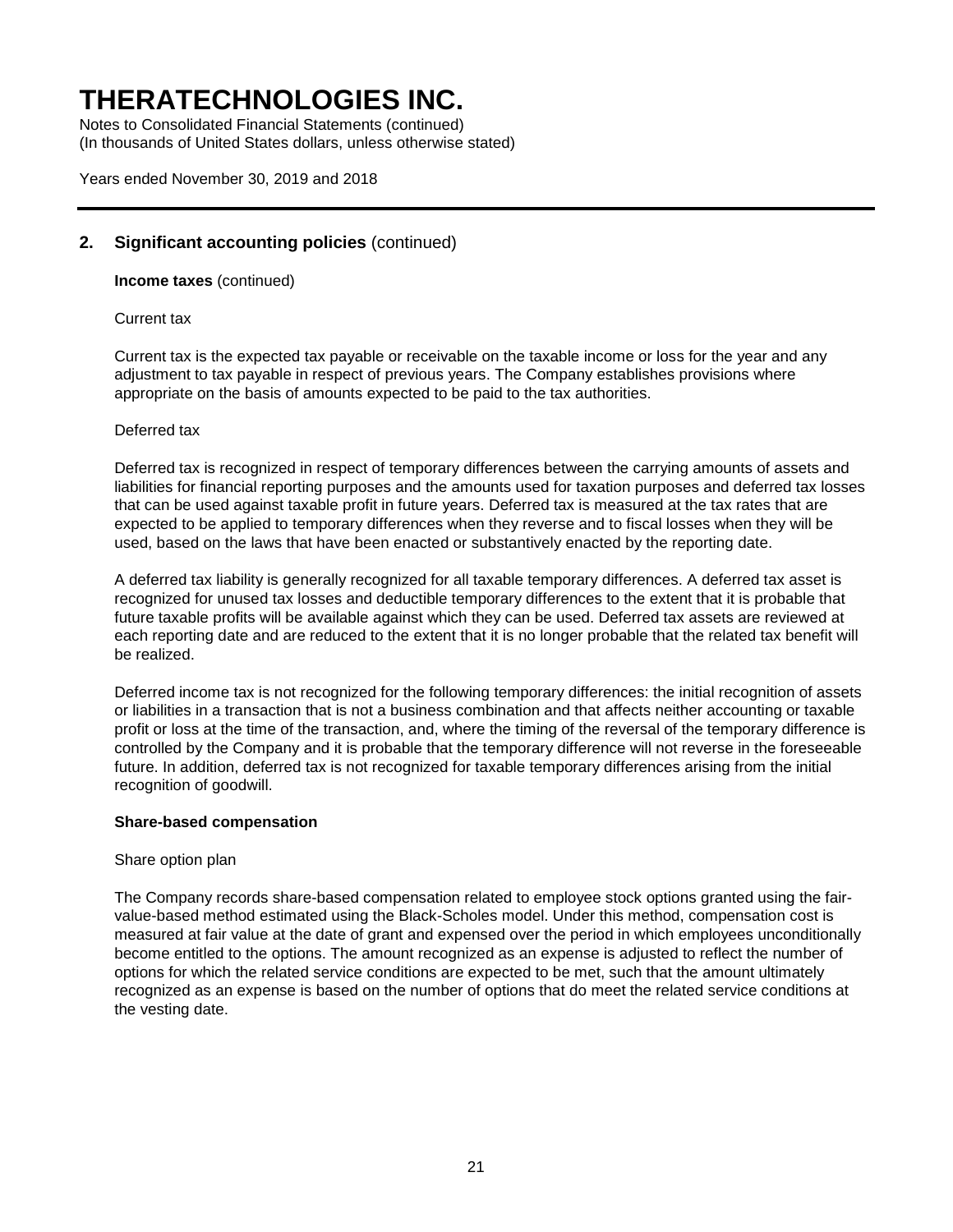## 2. Significant accounting policies (continued)

**Income taxes** (continued)

Current tax

Current tax is the expected tax payable or receivable on the taxable income or loss for the year and any adjustment to tax payable in respect of previous years. The Company establishes provisions where appropriate on the basis of amounts expected to be paid to the tax authorities.

Deferred tax

Deferred tax is recognized in respect of temporary differences between the carrying amounts of assets and liabilities for financial reporting purposes and the amounts used for taxation purposes and deferred tax losses that can be used against taxable profit in future years. Deferred tax is measured at the tax rates that are expected to be applied to temporary differences when they reverse and to fiscal losses when they will be used, based on the laws that have been enacted or substantively enacted by the reporting date.

A deferred tax liability is generally recognized for all taxable temporary differences. A deferred tax asset is recognized for unused tax losses and deductible temporary differences to the extent that it is probable that future taxable profits will be available against which they can be used. Deferred tax assets are reviewed at each reporting date and are reduced to the extent that it is no longer probable that the related tax benefit will be realized.

Deferred income tax is not recognized for the following temporary differences: the initial recognition of assets or liabilities in a transaction that is not a business combination and that affects neither accounting or taxable profit or loss at the time of the transaction, and, where the timing of the reversal of the temporary difference is controlled by the Company and it is probable that the temporary difference will not reverse in the foreseeable future. In addition, deferred tax is not recognized for taxable temporary differences arising from the initial recognition of goodwill.

**Share-based compensation**

Share option plan

The Company records share-based compensation related to employee stock options granted using the fair-value-based method estimated using the Black-Scholes model. Under this method, compensation cost is measured at fair value at the date of grant and expensed over the period in which employees unconditionally become entitled to the options. The amount recognized as an expense is adjusted to reflect the number of options for which the related service conditions are expected to be met, such that the amount ultimately recognized as an expense is based on the number of options that do meet the related service conditions at the vesting date.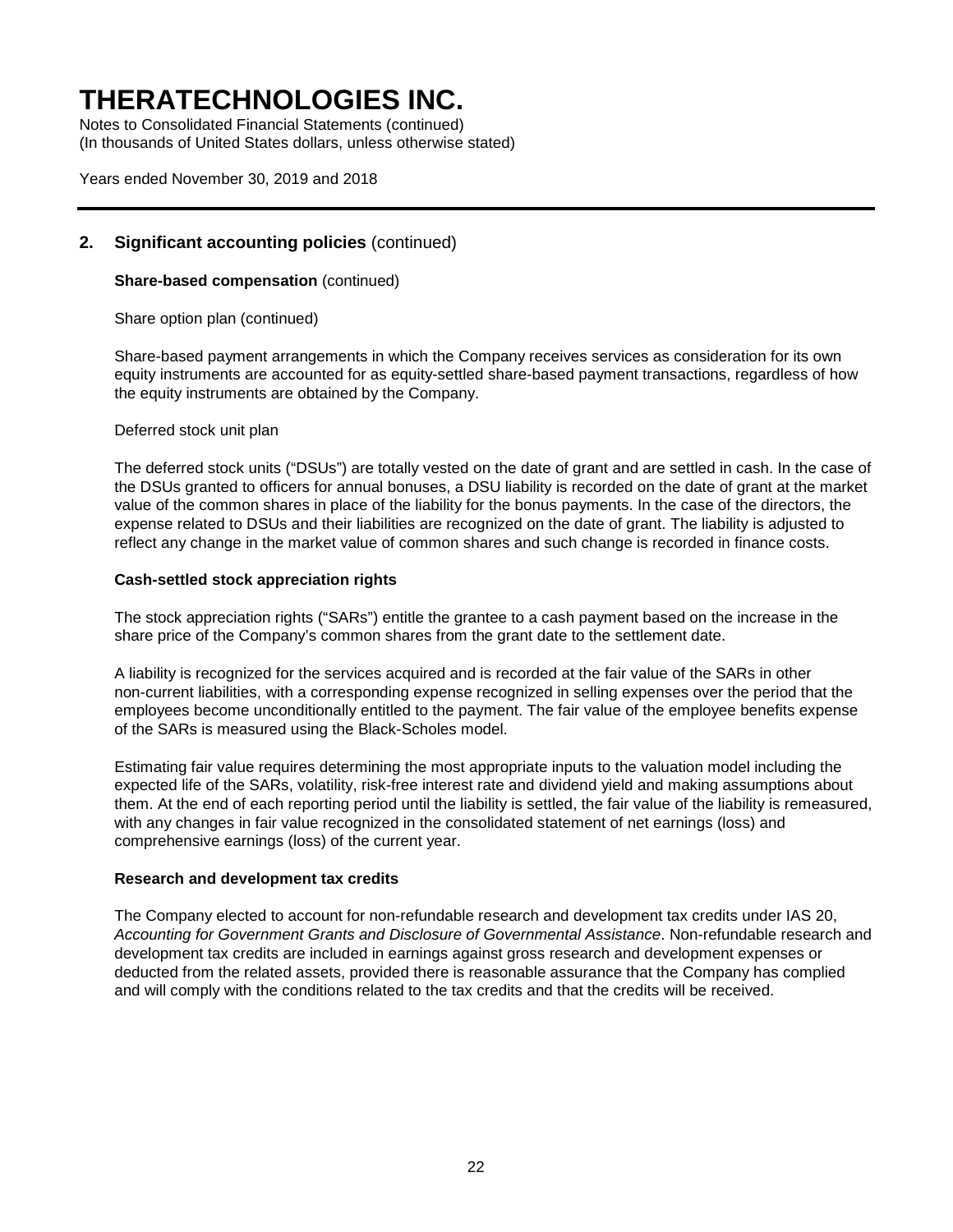## 2. Significant accounting policies (continued)

**Share-based compensation** (continued)

Share option plan (continued)

Share-based payment arrangements in which the Company receives services as consideration for its own equity instruments are accounted for as equity-settled share-based payment transactions, regardless of how the equity instruments are obtained by the Company.

Deferred stock unit plan

The deferred stock units ("DSUs") are totally vested on the date of grant and are settled in cash. In the case of the DSUs granted to officers for annual bonuses, a DSU liability is recorded on the date of grant at the market value of the common shares in place of the liability for the bonus payments. In the case of the directors, the expense related to DSUs and their liabilities are recognized on the date of grant. The liability is adjusted to reflect any change in the market value of common shares and such change is recorded in finance costs.

**Cash-settled stock appreciation rights**

The stock appreciation rights ("SARs") entitle the grantee to a cash payment based on the increase in the share price of the Company's common shares from the grant date to the settlement date.

A liability is recognized for the services acquired and is recorded at the fair value of the SARs in other non-current liabilities, with a corresponding expense recognized in selling expenses over the period that the employees become unconditionally entitled to the payment. The fair value of the employee benefits expense of the SARs is measured using the Black-Scholes model.

Estimating fair value requires determining the most appropriate inputs to the valuation model including the expected life of the SARs, volatility, risk-free interest rate and dividend yield and making assumptions about them. At the end of each reporting period until the liability is settled, the fair value of the liability is remeasured, with any changes in fair value recognized in the consolidated statement of net earnings (loss) and comprehensive earnings (loss) of the current year.

**Research and development tax credits**

The Company elected to account for non-refundable research and development tax credits under IAS 20, *Accounting for Government Grants and Disclosure of Governmental Assistance*. Non-refundable research and development tax credits are included in earnings against gross research and development expenses or deducted from the related assets, provided there is reasonable assurance that the Company has complied and will comply with the conditions related to the tax credits and that the credits will be received.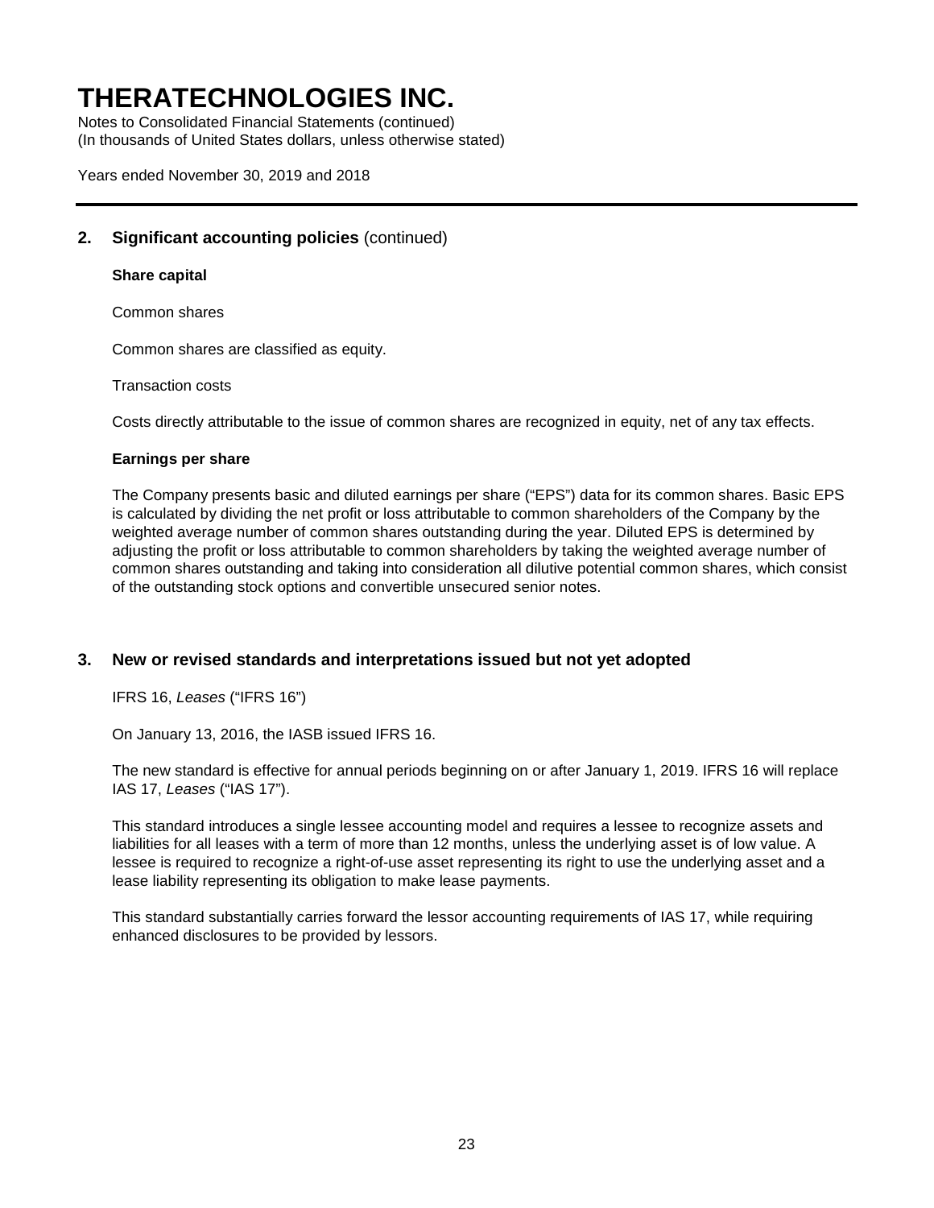## 2. Significant accounting policies (continued)

**Share capital**

Common shares

Common shares are classified as equity.

Transaction costs

Costs directly attributable to the issue of common shares are recognized in equity, net of any tax effects.

**Earnings per share**

The Company presents basic and diluted earnings per share ("EPS") data for its common shares. Basic EPS is calculated by dividing the net profit or loss attributable to common shareholders of the Company by the weighted average number of common shares outstanding during the year. Diluted EPS is determined by adjusting the profit or loss attributable to common shareholders by taking the weighted average number of common shares outstanding and taking into consideration all dilutive potential common shares, which consist of the outstanding stock options and convertible unsecured senior notes.

## 3. New or revised standards and interpretations issued but not yet adopted

IFRS 16, *Leases* ("IFRS 16")

On January 13, 2016, the IASB issued IFRS 16.

The new standard is effective for annual periods beginning on or after January 1, 2019. IFRS 16 will replace IAS 17, *Leases* ("IAS 17").

This standard introduces a single lessee accounting model and requires a lessee to recognize assets and liabilities for all leases with a term of more than 12 months, unless the underlying asset is of low value. A lessee is required to recognize a right-of-use asset representing its right to use the underlying asset and a lease liability representing its obligation to make lease payments.

This standard substantially carries forward the lessor accounting requirements of IAS 17, while requiring enhanced disclosures to be provided by lessors.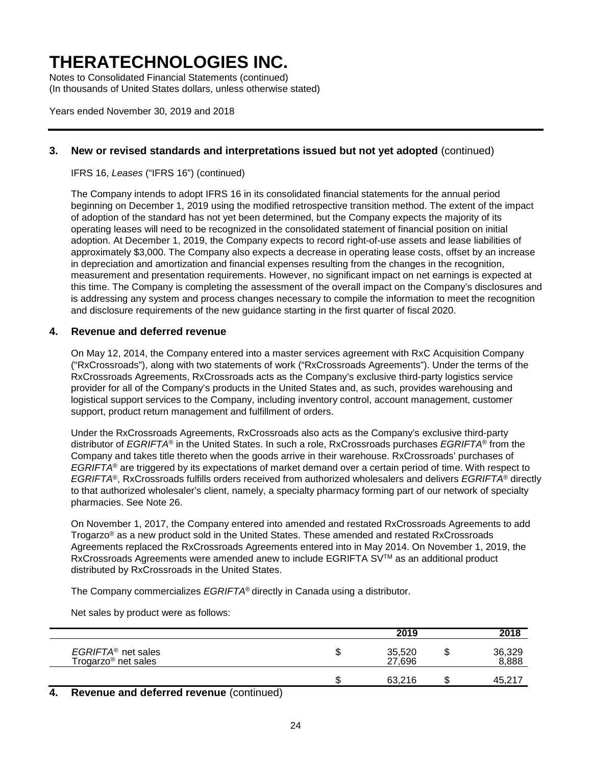# THERATECHNOLOGIES INC.

Notes to Consolidated Financial Statements (continued)
(In thousands of United States dollars, unless otherwise stated)

Years ended November 30, 2019 and 2018

## 3. New or revised standards and interpretations issued but not yet adopted (continued)

IFRS 16, *Leases* ("IFRS 16") (continued)

The Company intends to adopt IFRS 16 in its consolidated financial statements for the annual period beginning on December 1, 2019 using the modified retrospective transition method. The extent of the impact of adoption of the standard has not yet been determined, but the Company expects the majority of its operating leases will need to be recognized in the consolidated statement of financial position on initial adoption. At December 1, 2019, the Company expects to record right-of-use assets and lease liabilities of approximately $3,000. The Company also expects a decrease in operating lease costs, offset by an increase in depreciation and amortization and financial expenses resulting from the changes in the recognition, measurement and presentation requirements. However, no significant impact on net earnings is expected at this time. The Company is completing the assessment of the overall impact on the Company's disclosures and is addressing any system and process changes necessary to compile the information to meet the recognition and disclosure requirements of the new guidance starting in the first quarter of fiscal 2020.

## 4. Revenue and deferred revenue

On May 12, 2014, the Company entered into a master services agreement with RxC Acquisition Company ("RxCrossroads"), along with two statements of work ("RxCrossroads Agreements"). Under the terms of the RxCrossroads Agreements, RxCrossroads acts as the Company's exclusive third-party logistics service provider for all of the Company's products in the United States and, as such, provides warehousing and logistical support services to the Company, including inventory control, account management, customer support, product return management and fulfillment of orders.

Under the RxCrossroads Agreements, RxCrossroads also acts as the Company's exclusive third-party distributor of *EGRIFTA®* in the United States. In such a role, RxCrossroads purchases *EGRIFTA®* from the Company and takes title thereto when the goods arrive in their warehouse. RxCrossroads' purchases of *EGRIFTA®* are triggered by its expectations of market demand over a certain period of time. With respect to *EGRIFTA®*, RxCrossroads fulfills orders received from authorized wholesalers and delivers *EGRIFTA®* directly to that authorized wholesaler's client, namely, a specialty pharmacy forming part of our network of specialty pharmacies. See Note 26.

On November 1, 2017, the Company entered into amended and restated RxCrossroads Agreements to add Trogarzo® as a new product sold in the United States. These amended and restated RxCrossroads Agreements replaced the RxCrossroads Agreements entered into in May 2014. On November 1, 2019, the RxCrossroads Agreements were amended anew to include EGRIFTA SV™ as an additional product distributed by RxCrossroads in the United States.

The Company commercializes *EGRIFTA®* directly in Canada using a distributor.

Net sales by product were as follows:

| | | 2019 | | 2018 |
|---|---|---|---|---|
| *EGRIFTA®* net sales | $ | 35,520 | $ | 36,329 |
| Trogarzo® net sales | | 27,696 | | 8,888 |
| | $ | 63,216 | $ | 45,217 |

## 4. Revenue and deferred revenue (continued)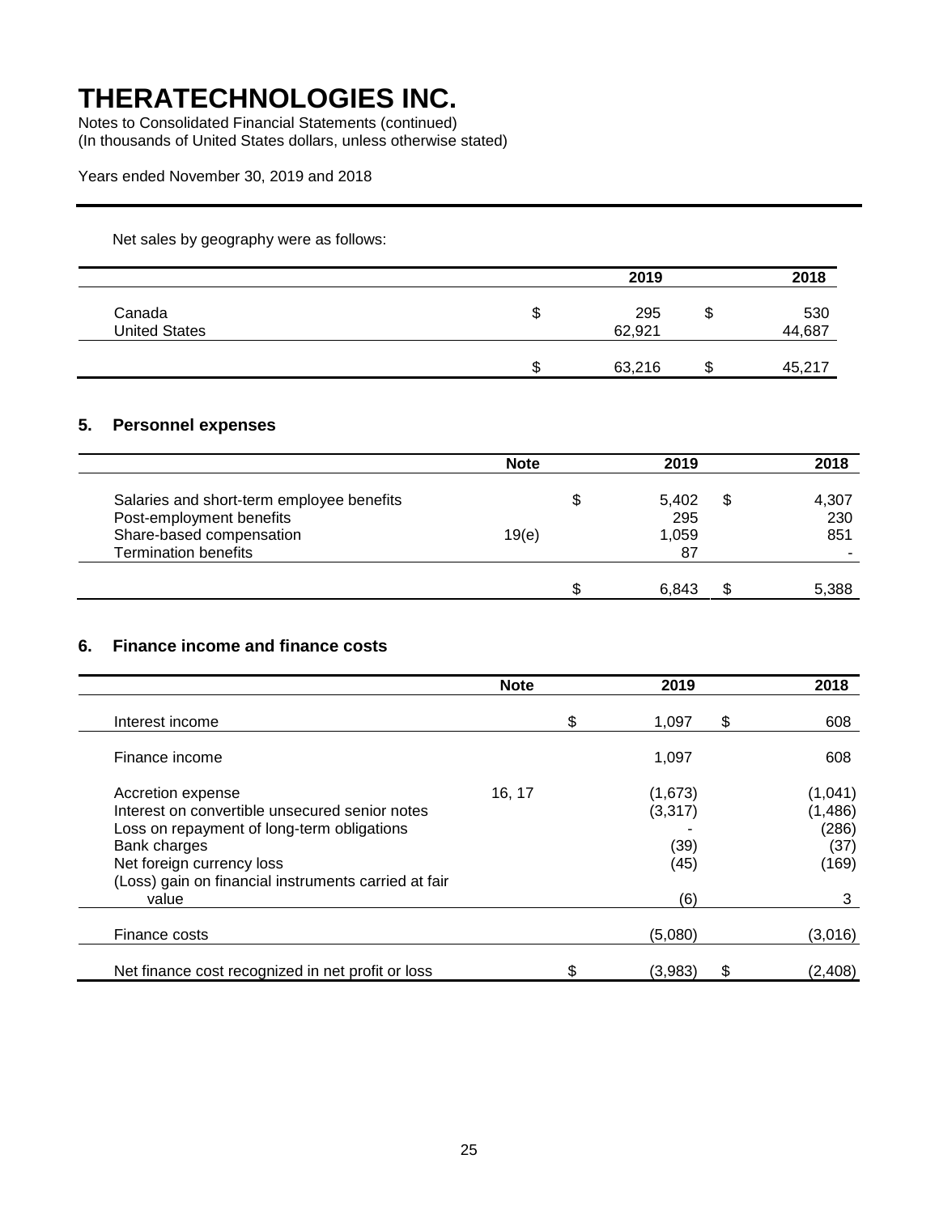# THERATECHNOLOGIES INC.

Notes to Consolidated Financial Statements (continued)
(In thousands of United States dollars, unless otherwise stated)

Years ended November 30, 2019 and 2018

Net sales by geography were as follows:

| | 2019 | 2018 |
|---|---|---|
| Canada | $ 295 | $ 530 |
| United States | 62,921 | 44,687 |
| | $ 63,216 | $ 45,217 |

## 5. Personnel expenses

| | Note | 2019 | 2018 |
|---|---|---|---|
| Salaries and short-term employee benefits | | $ 5,402 | $ 4,307 |
| Post-employment benefits | | 295 | 230 |
| Share-based compensation | 19(e) | 1,059 | 851 |
| Termination benefits | | 87 | - |
| | | $ 6,843 | $ 5,388 |

## 6. Finance income and finance costs

| | Note | 2019 | 2018 |
|---|---|---|---|
| Interest income | | $ 1,097 | $ 608 |
| Finance income | | 1,097 | 608 |
| Accretion expense | 16, 17 | (1,673) | (1,041) |
| Interest on convertible unsecured senior notes | | (3,317) | (1,486) |
| Loss on repayment of long-term obligations | | - | (286) |
| Bank charges | | (39) | (37) |
| Net foreign currency loss | | (45) | (169) |
| (Loss) gain on financial instruments carried at fair value | | (6) | 3 |
| Finance costs | | (5,080) | (3,016) |
| Net finance cost recognized in net profit or loss | | $ (3,983) | $ (2,408) |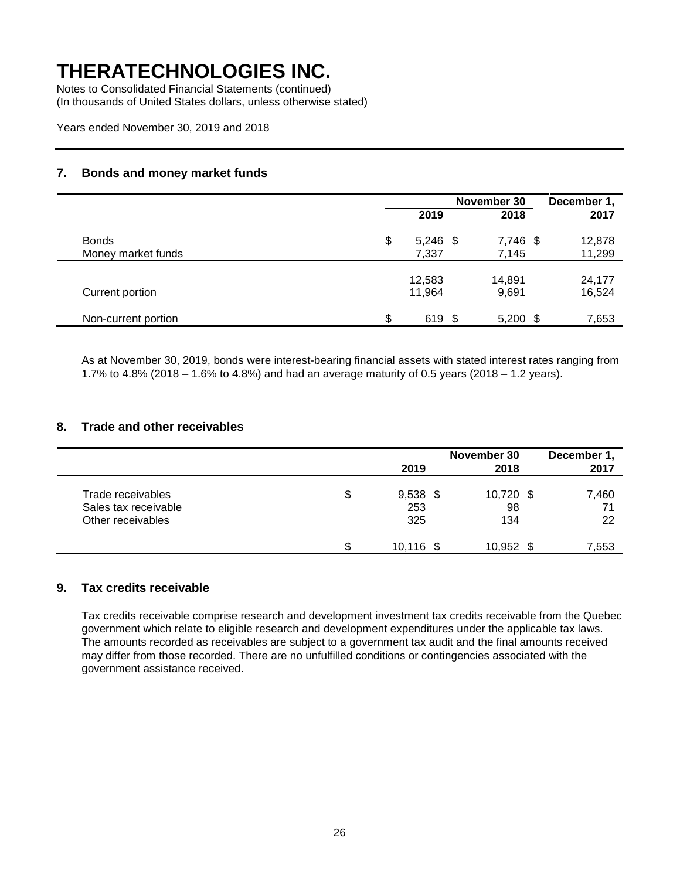# THERATECHNOLOGIES INC.

Notes to Consolidated Financial Statements (continued)
(In thousands of United States dollars, unless otherwise stated)

Years ended November 30, 2019 and 2018

## 7. Bonds and money market funds

| | November 30 2019 | November 30 2018 | December 1, 2017 |
|---|---|---|---|
| Bonds | $ 5,246 | $ 7,746 | $ 12,878 |
| Money market funds | 7,337 | 7,145 | 11,299 |
| | 12,583 | 14,891 | 24,177 |
| Current portion | 11,964 | 9,691 | 16,524 |
| Non-current portion | $ 619 | $ 5,200 | $ 7,653 |

As at November 30, 2019, bonds were interest-bearing financial assets with stated interest rates ranging from 1.7% to 4.8% (2018 – 1.6% to 4.8%) and had an average maturity of 0.5 years (2018 – 1.2 years).

## 8. Trade and other receivables

| | November 30 2019 | November 30 2018 | December 1, 2017 |
|---|---|---|---|
| Trade receivables | $ 9,538 | $ 10,720 | $ 7,460 |
| Sales tax receivable | 253 | 98 | 71 |
| Other receivables | 325 | 134 | 22 |
| | $ 10,116 | $ 10,952 | $ 7,553 |

## 9. Tax credits receivable

Tax credits receivable comprise research and development investment tax credits receivable from the Quebec government which relate to eligible research and development expenditures under the applicable tax laws. The amounts recorded as receivables are subject to a government tax audit and the final amounts received may differ from those recorded. There are no unfulfilled conditions or contingencies associated with the government assistance received.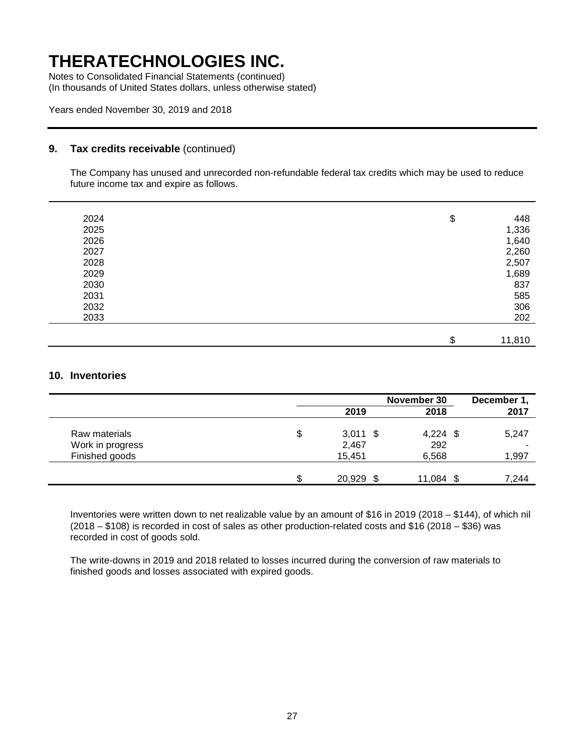# THERATECHNOLOGIES INC.

Notes to Consolidated Financial Statements (continued)
(In thousands of United States dollars, unless otherwise stated)

Years ended November 30, 2019 and 2018

## 9. Tax credits receivable (continued)

The Company has unused and unrecorded non-refundable federal tax credits which may be used to reduce future income tax and expire as follows.

| | |
|---|---|
| 2024 | $ 448 |
| 2025 | 1,336 |
| 2026 | 1,640 |
| 2027 | 2,260 |
| 2028 | 2,507 |
| 2029 | 1,689 |
| 2030 | 837 |
| 2031 | 585 |
| 2032 | 306 |
| 2033 | 202 |
| | $ 11,810 |

## 10. Inventories

| | November 30 2019 | November 30 2018 | December 1, 2017 |
|---|---|---|---|
| Raw materials | $ 3,011 | $ 4,224 | $ 5,247 |
| Work in progress | 2,467 | 292 | - |
| Finished goods | 15,451 | 6,568 | 1,997 |
| | $ 20,929 | $ 11,084 | $ 7,244 |

Inventories were written down to net realizable value by an amount of $16 in 2019 (2018 – $144), of which nil (2018 – $108) is recorded in cost of sales as other production-related costs and $16 (2018 – $36) was recorded in cost of goods sold.

The write-downs in 2019 and 2018 related to losses incurred during the conversion of raw materials to finished goods and losses associated with expired goods.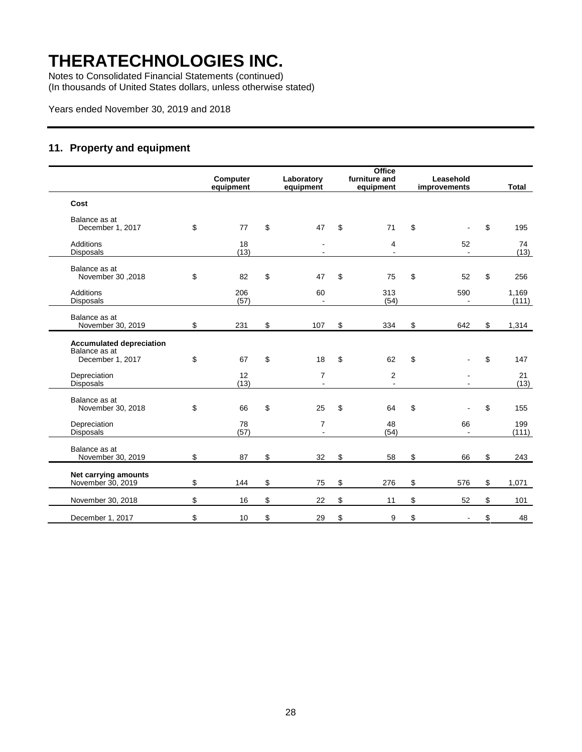# THERATECHNOLOGIES INC.

Notes to Consolidated Financial Statements (continued)
(In thousands of United States dollars, unless otherwise stated)

Years ended November 30, 2019 and 2018

## 11. Property and equipment

| | Computer equipment | Laboratory equipment | Office furniture and equipment | Leasehold improvements | Total |
|---|---|---|---|---|---|
| **Cost** | | | | | |
| Balance as at December 1, 2017 | $ 77 | $ 47 | $ 71 | $ - | $ 195 |
| Additions | 18 | - | 4 | 52 | 74 |
| Disposals | (13) | - | - | - | (13) |
| Balance as at November 30 ,2018 | $ 82 | $ 47 | $ 75 | $ 52 | $ 256 |
| Additions | 206 | 60 | 313 | 590 | 1,169 |
| Disposals | (57) | - | (54) | - | (111) |
| Balance as at November 30, 2019 | $ 231 | $ 107 | $ 334 | $ 642 | $ 1,314 |
| **Accumulated depreciation** | | | | | |
| Balance as at December 1, 2017 | $ 67 | $ 18 | $ 62 | $ - | $ 147 |
| Depreciation | 12 | 7 | 2 | - | 21 |
| Disposals | (13) | - | - | - | (13) |
| Balance as at November 30, 2018 | $ 66 | $ 25 | $ 64 | $ - | $ 155 |
| Depreciation | 78 | 7 | 48 | 66 | 199 |
| Disposals | (57) | - | (54) | - | (111) |
| Balance as at November 30, 2019 | $ 87 | $ 32 | $ 58 | $ 66 | $ 243 |
| **Net carrying amounts** | | | | | |
| November 30, 2019 | $ 144 | $ 75 | $ 276 | $ 576 | $ 1,071 |
| November 30, 2018 | $ 16 | $ 22 | $ 11 | $ 52 | $ 101 |
| December 1, 2017 | $ 10 | $ 29 | $ 9 | $ - | $ 48 |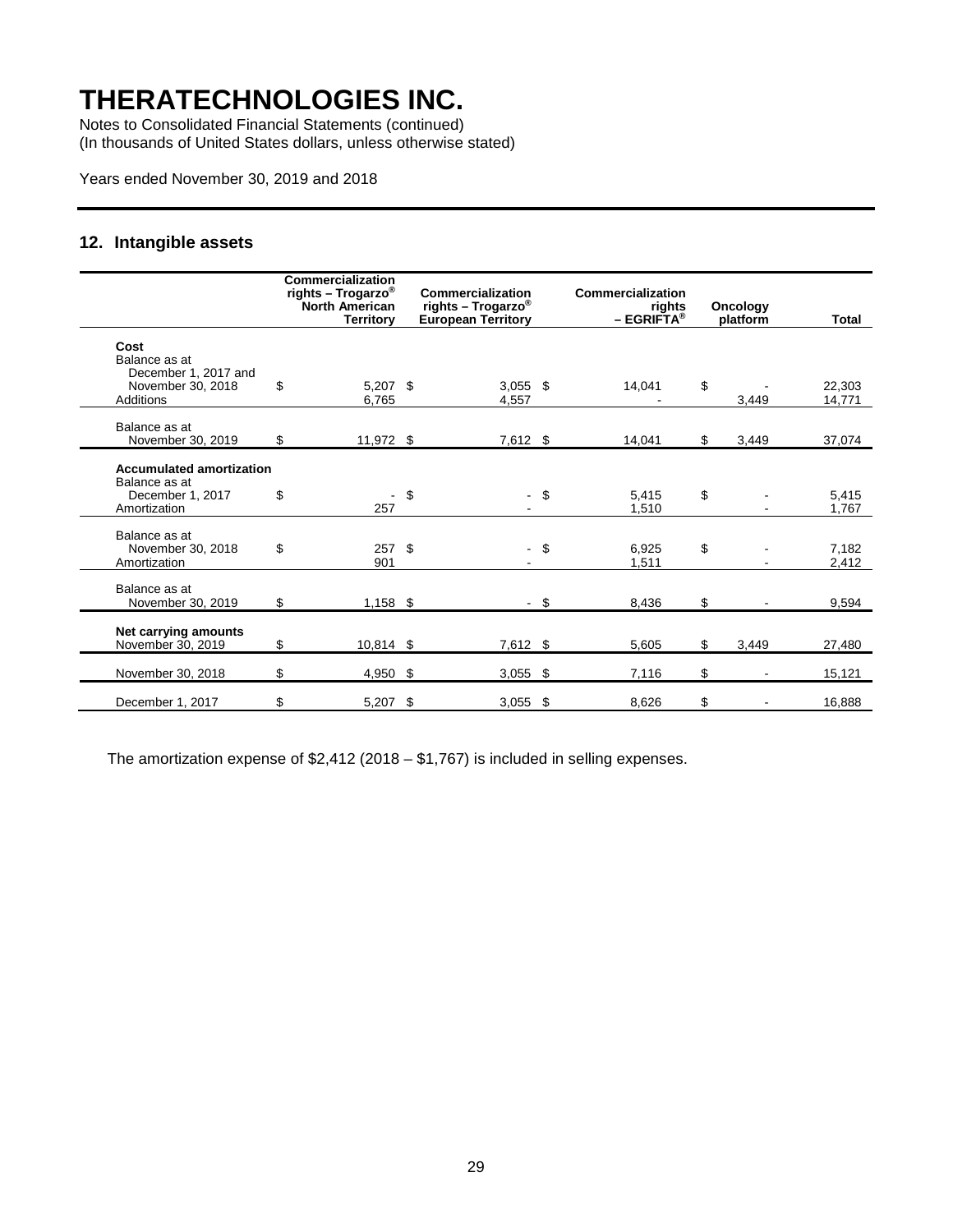# THERATECHNOLOGIES INC.

Notes to Consolidated Financial Statements (continued)
(In thousands of United States dollars, unless otherwise stated)

Years ended November 30, 2019 and 2018

## 12. Intangible assets

| | Commercialization rights – Trogarzo® North American Territory | Commercialization rights – Trogarzo® European Territory | Commercialization rights – EGRIFTA® | Oncology platform | Total |
|---|---|---|---|---|---|
| **Cost** | | | | | |
| Balance as at December 1, 2017 and November 30, 2018 | $ 5,207 | $ 3,055 | $ 14,041 | $ - | 22,303 |
| Additions | 6,765 | 4,557 | - | 3,449 | 14,771 |
| Balance as at November 30, 2019 | $ 11,972 | $ 7,612 | $ 14,041 | $ 3,449 | 37,074 |
| **Accumulated amortization** | | | | | |
| Balance as at December 1, 2017 | $ - | $ - | $ 5,415 | $ - | 5,415 |
| Amortization | 257 | - | 1,510 | - | 1,767 |
| Balance as at November 30, 2018 | $ 257 | $ - | $ 6,925 | $ - | 7,182 |
| Amortization | 901 | - | 1,511 | - | 2,412 |
| Balance as at November 30, 2019 | $ 1,158 | $ - | $ 8,436 | $ - | 9,594 |
| **Net carrying amounts** | | | | | |
| November 30, 2019 | $ 10,814 | $ 7,612 | $ 5,605 | $ 3,449 | 27,480 |
| November 30, 2018 | $ 4,950 | $ 3,055 | $ 7,116 | $ - | 15,121 |
| December 1, 2017 | $ 5,207 | $ 3,055 | $ 8,626 | $ - | 16,888 |

The amortization expense of $2,412 (2018 – $1,767) is included in selling expenses.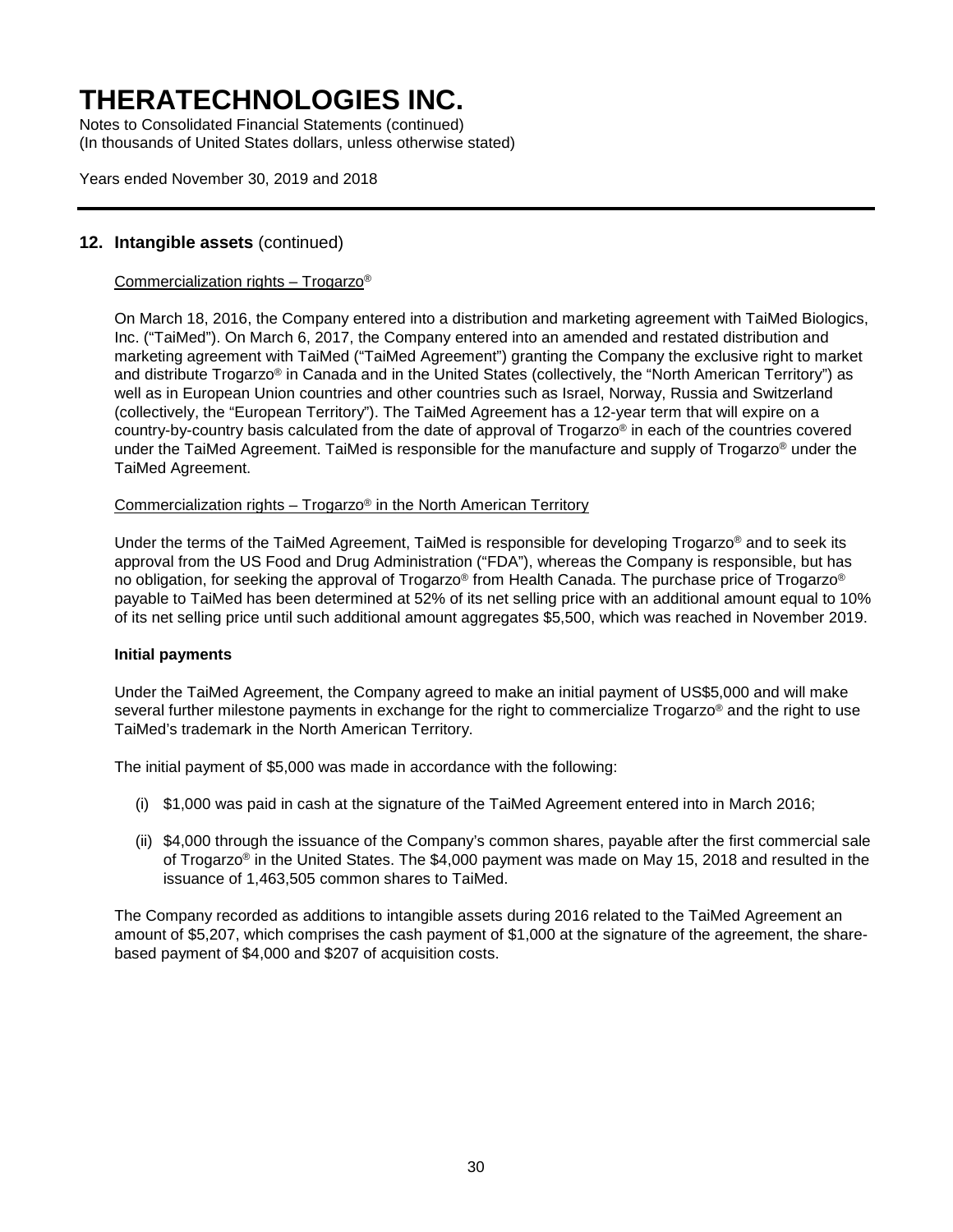## 12. Intangible assets (continued)

Commercialization rights – Trogarzo®

On March 18, 2016, the Company entered into a distribution and marketing agreement with TaiMed Biologics, Inc. ("TaiMed"). On March 6, 2017, the Company entered into an amended and restated distribution and marketing agreement with TaiMed ("TaiMed Agreement") granting the Company the exclusive right to market and distribute Trogarzo® in Canada and in the United States (collectively, the "North American Territory") as well as in European Union countries and other countries such as Israel, Norway, Russia and Switzerland (collectively, the "European Territory"). The TaiMed Agreement has a 12-year term that will expire on a country-by-country basis calculated from the date of approval of Trogarzo® in each of the countries covered under the TaiMed Agreement. TaiMed is responsible for the manufacture and supply of Trogarzo® under the TaiMed Agreement.

Commercialization rights – Trogarzo® in the North American Territory

Under the terms of the TaiMed Agreement, TaiMed is responsible for developing Trogarzo® and to seek its approval from the US Food and Drug Administration ("FDA"), whereas the Company is responsible, but has no obligation, for seeking the approval of Trogarzo® from Health Canada. The purchase price of Trogarzo® payable to TaiMed has been determined at 52% of its net selling price with an additional amount equal to 10% of its net selling price until such additional amount aggregates $5,500, which was reached in November 2019.

**Initial payments**

Under the TaiMed Agreement, the Company agreed to make an initial payment of US$5,000 and will make several further milestone payments in exchange for the right to commercialize Trogarzo® and the right to use TaiMed's trademark in the North American Territory.

The initial payment of $5,000 was made in accordance with the following:

(i) $1,000 was paid in cash at the signature of the TaiMed Agreement entered into in March 2016;

(ii) $4,000 through the issuance of the Company's common shares, payable after the first commercial sale of Trogarzo® in the United States. The $4,000 payment was made on May 15, 2018 and resulted in the issuance of 1,463,505 common shares to TaiMed.

The Company recorded as additions to intangible assets during 2016 related to the TaiMed Agreement an amount of $5,207, which comprises the cash payment of $1,000 at the signature of the agreement, the share-based payment of $4,000 and $207 of acquisition costs.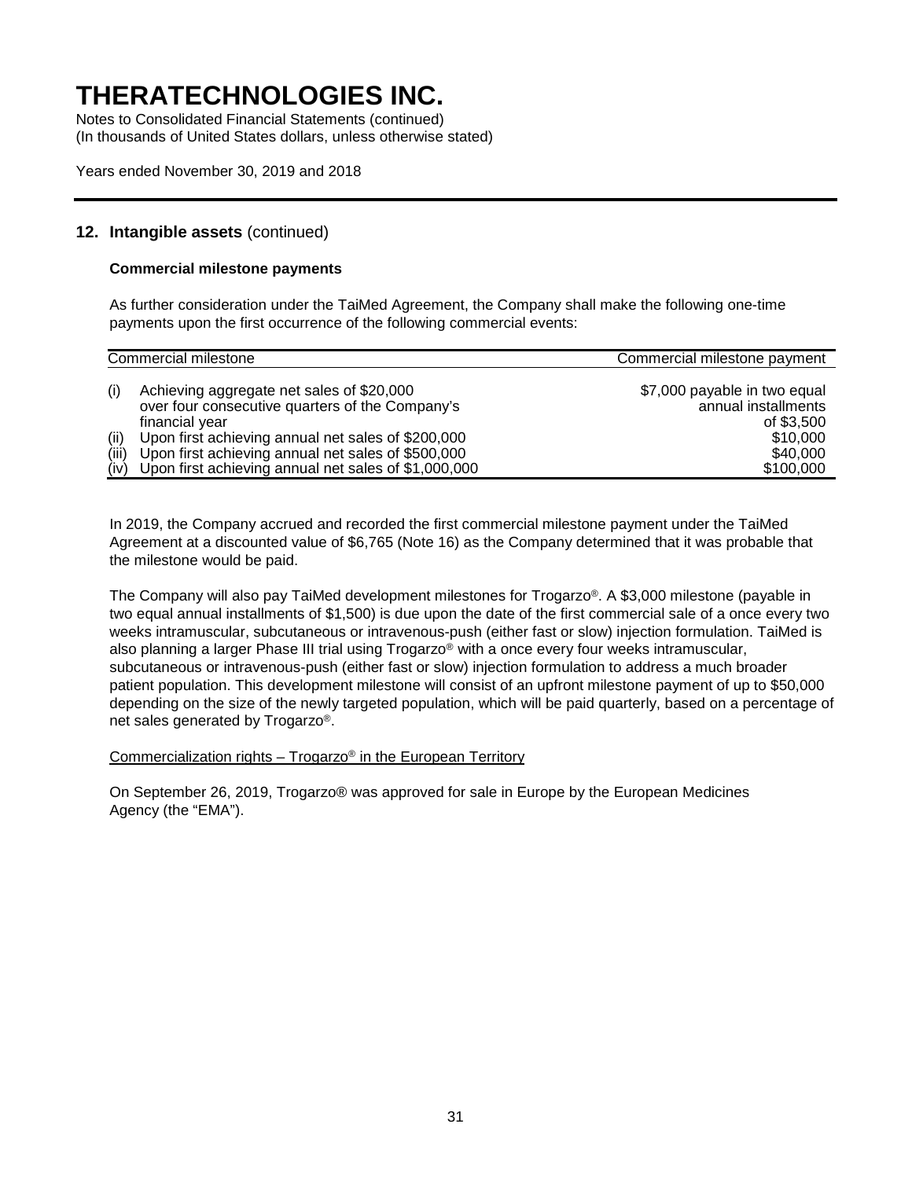# THERATECHNOLOGIES INC.

Notes to Consolidated Financial Statements (continued)
(In thousands of United States dollars, unless otherwise stated)

Years ended November 30, 2019 and 2018

## 12. Intangible assets (continued)

### Commercial milestone payments

As further consideration under the TaiMed Agreement, the Company shall make the following one-time payments upon the first occurrence of the following commercial events:

| | Commercial milestone | Commercial milestone payment |
|---|---|---|
| (i) | Achieving aggregate net sales of $20,000 over four consecutive quarters of the Company's financial year | $7,000 payable in two equal annual installments of $3,500 |
| (ii) | Upon first achieving annual net sales of $200,000 | $10,000 |
| (iii) | Upon first achieving annual net sales of $500,000 | $40,000 |
| (iv) | Upon first achieving annual net sales of $1,000,000 | $100,000 |

In 2019, the Company accrued and recorded the first commercial milestone payment under the TaiMed Agreement at a discounted value of $6,765 (Note 16) as the Company determined that it was probable that the milestone would be paid.

The Company will also pay TaiMed development milestones for Trogarzo®. A $3,000 milestone (payable in two equal annual installments of $1,500) is due upon the date of the first commercial sale of a once every two weeks intramuscular, subcutaneous or intravenous-push (either fast or slow) injection formulation. TaiMed is also planning a larger Phase III trial using Trogarzo® with a once every four weeks intramuscular, subcutaneous or intravenous-push (either fast or slow) injection formulation to address a much broader patient population. This development milestone will consist of an upfront milestone payment of up to $50,000 depending on the size of the newly targeted population, which will be paid quarterly, based on a percentage of net sales generated by Trogarzo®.

Commercialization rights – Trogarzo® in the European Territory

On September 26, 2019, Trogarzo® was approved for sale in Europe by the European Medicines Agency (the "EMA").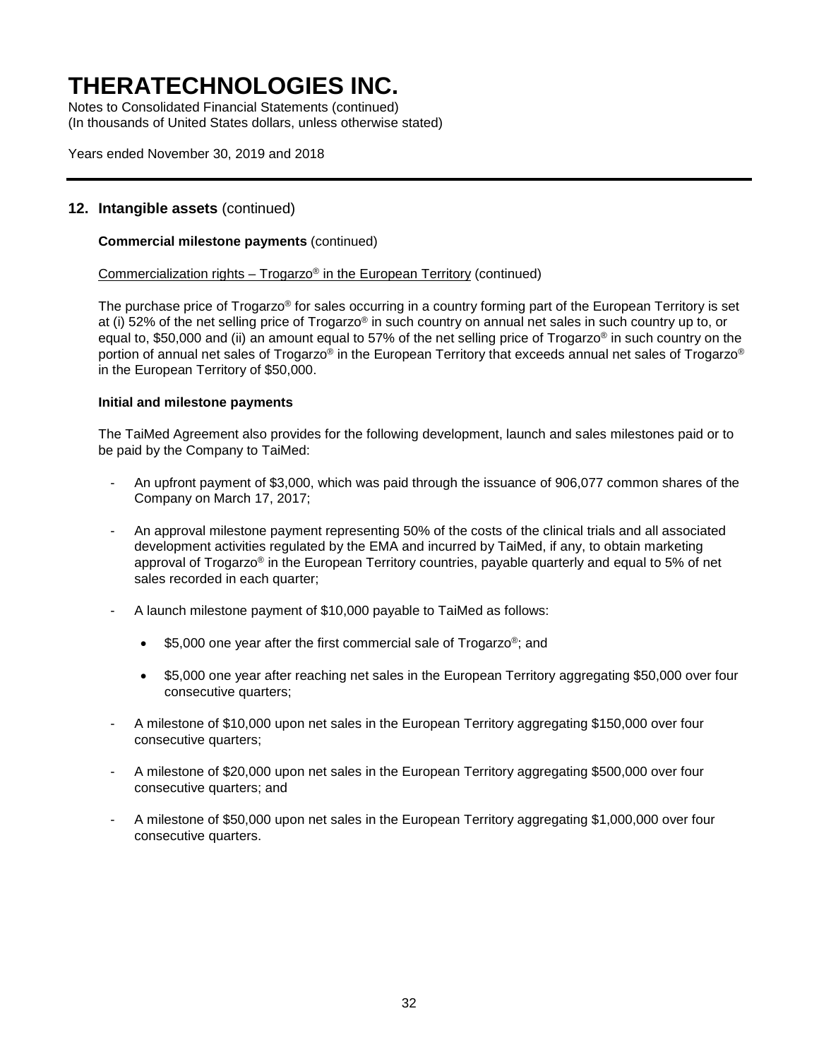## 12. Intangible assets (continued)

**Commercial milestone payments** (continued)

Commercialization rights – Trogarzo® in the European Territory (continued)

The purchase price of Trogarzo® for sales occurring in a country forming part of the European Territory is set at (i) 52% of the net selling price of Trogarzo® in such country on annual net sales in such country up to, or equal to, $50,000 and (ii) an amount equal to 57% of the net selling price of Trogarzo® in such country on the portion of annual net sales of Trogarzo® in the European Territory that exceeds annual net sales of Trogarzo® in the European Territory of $50,000.

**Initial and milestone payments**

The TaiMed Agreement also provides for the following development, launch and sales milestones paid or to be paid by the Company to TaiMed:

- An upfront payment of $3,000, which was paid through the issuance of 906,077 common shares of the Company on March 17, 2017;
- An approval milestone payment representing 50% of the costs of the clinical trials and all associated development activities regulated by the EMA and incurred by TaiMed, if any, to obtain marketing approval of Trogarzo® in the European Territory countries, payable quarterly and equal to 5% of net sales recorded in each quarter;
- A launch milestone payment of $10,000 payable to TaiMed as follows:
  - $5,000 one year after the first commercial sale of Trogarzo®; and
  - $5,000 one year after reaching net sales in the European Territory aggregating $50,000 over four consecutive quarters;
- A milestone of $10,000 upon net sales in the European Territory aggregating $150,000 over four consecutive quarters;
- A milestone of $20,000 upon net sales in the European Territory aggregating $500,000 over four consecutive quarters; and
- A milestone of $50,000 upon net sales in the European Territory aggregating $1,000,000 over four consecutive quarters.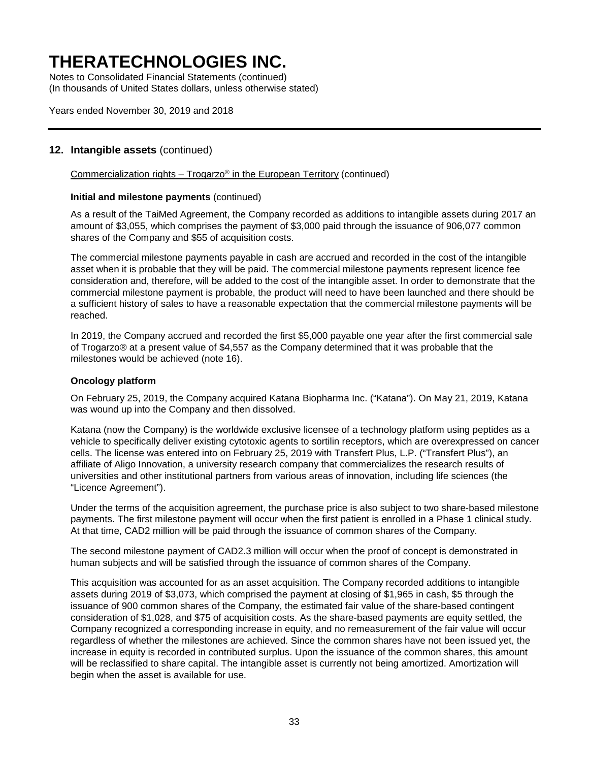## 12. Intangible assets (continued)

Commercialization rights – Trogarzo® in the European Territory (continued)

**Initial and milestone payments** (continued)

As a result of the TaiMed Agreement, the Company recorded as additions to intangible assets during 2017 an amount of $3,055, which comprises the payment of $3,000 paid through the issuance of 906,077 common shares of the Company and $55 of acquisition costs.

The commercial milestone payments payable in cash are accrued and recorded in the cost of the intangible asset when it is probable that they will be paid. The commercial milestone payments represent licence fee consideration and, therefore, will be added to the cost of the intangible asset. In order to demonstrate that the commercial milestone payment is probable, the product will need to have been launched and there should be a sufficient history of sales to have a reasonable expectation that the commercial milestone payments will be reached.

In 2019, the Company accrued and recorded the first $5,000 payable one year after the first commercial sale of Trogarzo® at a present value of $4,557 as the Company determined that it was probable that the milestones would be achieved (note 16).

**Oncology platform**

On February 25, 2019, the Company acquired Katana Biopharma Inc. ("Katana"). On May 21, 2019, Katana was wound up into the Company and then dissolved.

Katana (now the Company) is the worldwide exclusive licensee of a technology platform using peptides as a vehicle to specifically deliver existing cytotoxic agents to sortilin receptors, which are overexpressed on cancer cells. The license was entered into on February 25, 2019 with Transfert Plus, L.P. ("Transfert Plus"), an affiliate of Aligo Innovation, a university research company that commercializes the research results of universities and other institutional partners from various areas of innovation, including life sciences (the "Licence Agreement").

Under the terms of the acquisition agreement, the purchase price is also subject to two share-based milestone payments. The first milestone payment will occur when the first patient is enrolled in a Phase 1 clinical study. At that time, CAD2 million will be paid through the issuance of common shares of the Company.

The second milestone payment of CAD2.3 million will occur when the proof of concept is demonstrated in human subjects and will be satisfied through the issuance of common shares of the Company.

This acquisition was accounted for as an asset acquisition. The Company recorded additions to intangible assets during 2019 of $3,073, which comprised the payment at closing of $1,965 in cash, $5 through the issuance of 900 common shares of the Company, the estimated fair value of the share-based contingent consideration of $1,028, and $75 of acquisition costs. As the share-based payments are equity settled, the Company recognized a corresponding increase in equity, and no remeasurement of the fair value will occur regardless of whether the milestones are achieved. Since the common shares have not been issued yet, the increase in equity is recorded in contributed surplus. Upon the issuance of the common shares, this amount will be reclassified to share capital. The intangible asset is currently not being amortized. Amortization will begin when the asset is available for use.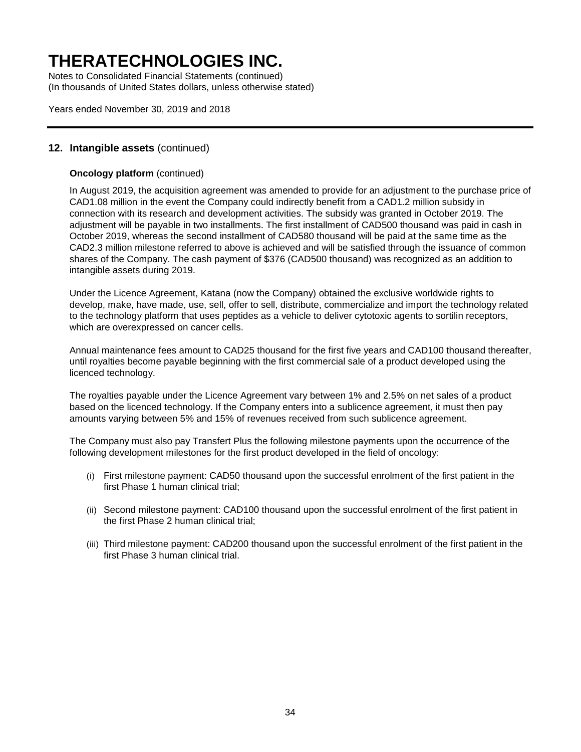## 12. Intangible assets (continued)

**Oncology platform** (continued)

In August 2019, the acquisition agreement was amended to provide for an adjustment to the purchase price of CAD1.08 million in the event the Company could indirectly benefit from a CAD1.2 million subsidy in connection with its research and development activities. The subsidy was granted in October 2019. The adjustment will be payable in two installments. The first installment of CAD500 thousand was paid in cash in October 2019, whereas the second installment of CAD580 thousand will be paid at the same time as the CAD2.3 million milestone referred to above is achieved and will be satisfied through the issuance of common shares of the Company. The cash payment of $376 (CAD500 thousand) was recognized as an addition to intangible assets during 2019.

Under the Licence Agreement, Katana (now the Company) obtained the exclusive worldwide rights to develop, make, have made, use, sell, offer to sell, distribute, commercialize and import the technology related to the technology platform that uses peptides as a vehicle to deliver cytotoxic agents to sortilin receptors, which are overexpressed on cancer cells.

Annual maintenance fees amount to CAD25 thousand for the first five years and CAD100 thousand thereafter, until royalties become payable beginning with the first commercial sale of a product developed using the licenced technology.

The royalties payable under the Licence Agreement vary between 1% and 2.5% on net sales of a product based on the licenced technology. If the Company enters into a sublicence agreement, it must then pay amounts varying between 5% and 15% of revenues received from such sublicence agreement.

The Company must also pay Transfert Plus the following milestone payments upon the occurrence of the following development milestones for the first product developed in the field of oncology:

(i) First milestone payment: CAD50 thousand upon the successful enrolment of the first patient in the first Phase 1 human clinical trial;

(ii) Second milestone payment: CAD100 thousand upon the successful enrolment of the first patient in the first Phase 2 human clinical trial;

(iii) Third milestone payment: CAD200 thousand upon the successful enrolment of the first patient in the first Phase 3 human clinical trial.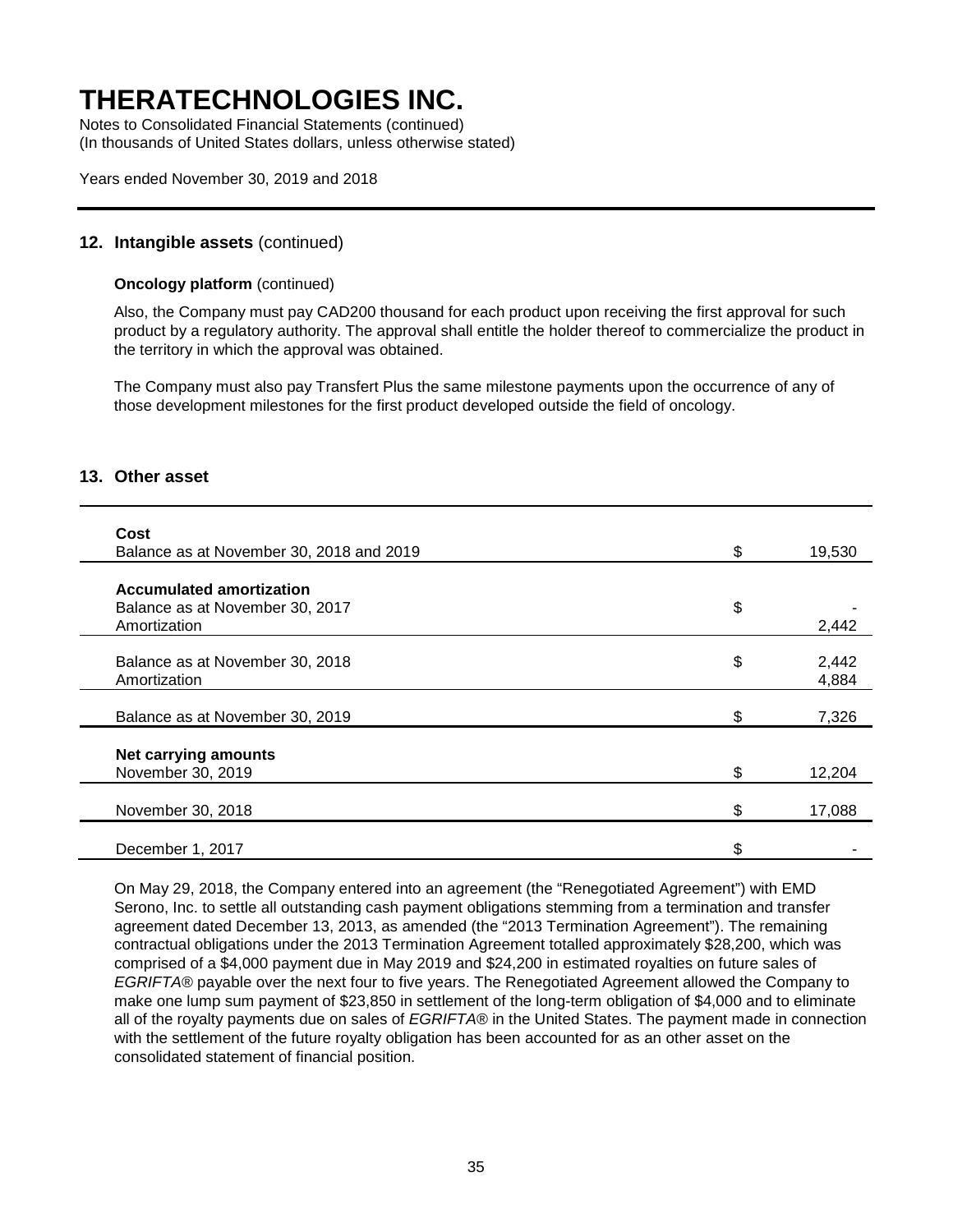## 12. Intangible assets (continued)

**Oncology platform** (continued)

Also, the Company must pay CAD200 thousand for each product upon receiving the first approval for such product by a regulatory authority. The approval shall entitle the holder thereof to commercialize the product in the territory in which the approval was obtained.

The Company must also pay Transfert Plus the same milestone payments upon the occurrence of any of those development milestones for the first product developed outside the field of oncology.

## 13. Other asset

| | | |
|---|---|---|
| **Cost** | | |
| Balance as at November 30, 2018 and 2019 | $ | 19,530 |
| **Accumulated amortization** | | |
| Balance as at November 30, 2017 | $ | - |
| Amortization | | 2,442 |
| Balance as at November 30, 2018 | $ | 2,442 |
| Amortization | | 4,884 |
| Balance as at November 30, 2019 | $ | 7,326 |
| **Net carrying amounts** | | |
| November 30, 2019 | $ | 12,204 |
| November 30, 2018 | $ | 17,088 |
| December 1, 2017 | $ | - |

On May 29, 2018, the Company entered into an agreement (the "Renegotiated Agreement") with EMD Serono, Inc. to settle all outstanding cash payment obligations stemming from a termination and transfer agreement dated December 13, 2013, as amended (the "2013 Termination Agreement"). The remaining contractual obligations under the 2013 Termination Agreement totalled approximately $28,200, which was comprised of a $4,000 payment due in May 2019 and $24,200 in estimated royalties on future sales of *EGRIFTA®* payable over the next four to five years. The Renegotiated Agreement allowed the Company to make one lump sum payment of $23,850 in settlement of the long-term obligation of $4,000 and to eliminate all of the royalty payments due on sales of *EGRIFTA®* in the United States. The payment made in connection with the settlement of the future royalty obligation has been accounted for as an other asset on the consolidated statement of financial position.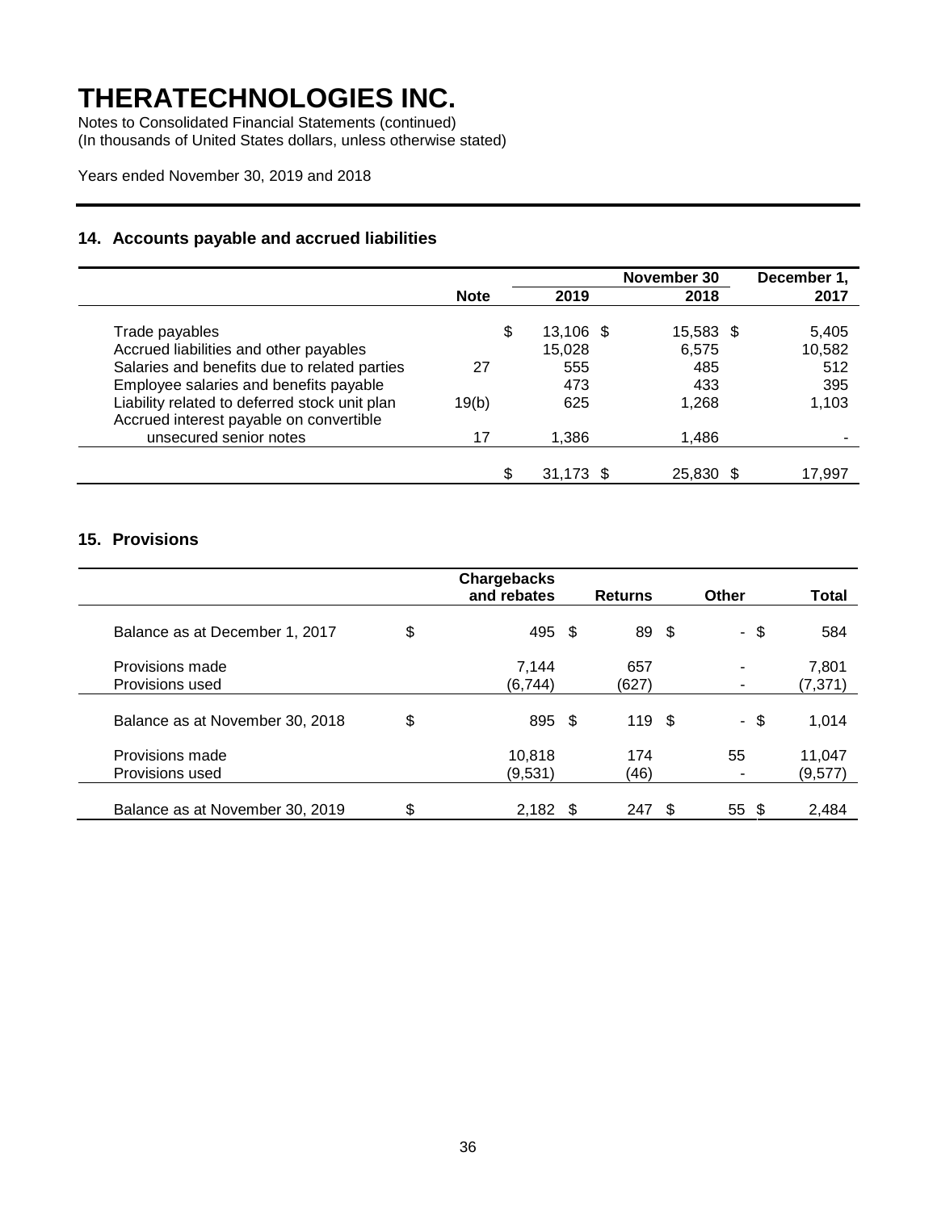# THERATECHNOLOGIES INC.

Notes to Consolidated Financial Statements (continued)
(In thousands of United States dollars, unless otherwise stated)

Years ended November 30, 2019 and 2018

## 14. Accounts payable and accrued liabilities

| | Note | November 30 2019 | November 30 2018 | December 1, 2017 |
|---|---|---|---|---|
| Trade payables | | $ 13,106 | $ 15,583 | $ 5,405 |
| Accrued liabilities and other payables | | 15,028 | 6,575 | 10,582 |
| Salaries and benefits due to related parties | 27 | 555 | 485 | 512 |
| Employee salaries and benefits payable | | 473 | 433 | 395 |
| Liability related to deferred stock unit plan | 19(b) | 625 | 1,268 | 1,103 |
| Accrued interest payable on convertible unsecured senior notes | 17 | 1,386 | 1,486 | - |
| | | $ 31,173 | $ 25,830 | $ 17,997 |

## 15. Provisions

| | Chargebacks and rebates | Returns | Other | Total |
|---|---|---|---|---|
| Balance as at December 1, 2017 | $ 495 | $ 89 | $ - | $ 584 |
| Provisions made | 7,144 | 657 | - | 7,801 |
| Provisions used | (6,744) | (627) | - | (7,371) |
| Balance as at November 30, 2018 | $ 895 | $ 119 | $ - | $ 1,014 |
| Provisions made | 10,818 | 174 | 55 | 11,047 |
| Provisions used | (9,531) | (46) | - | (9,577) |
| Balance as at November 30, 2019 | $ 2,182 | $ 247 | $ 55 | $ 2,484 |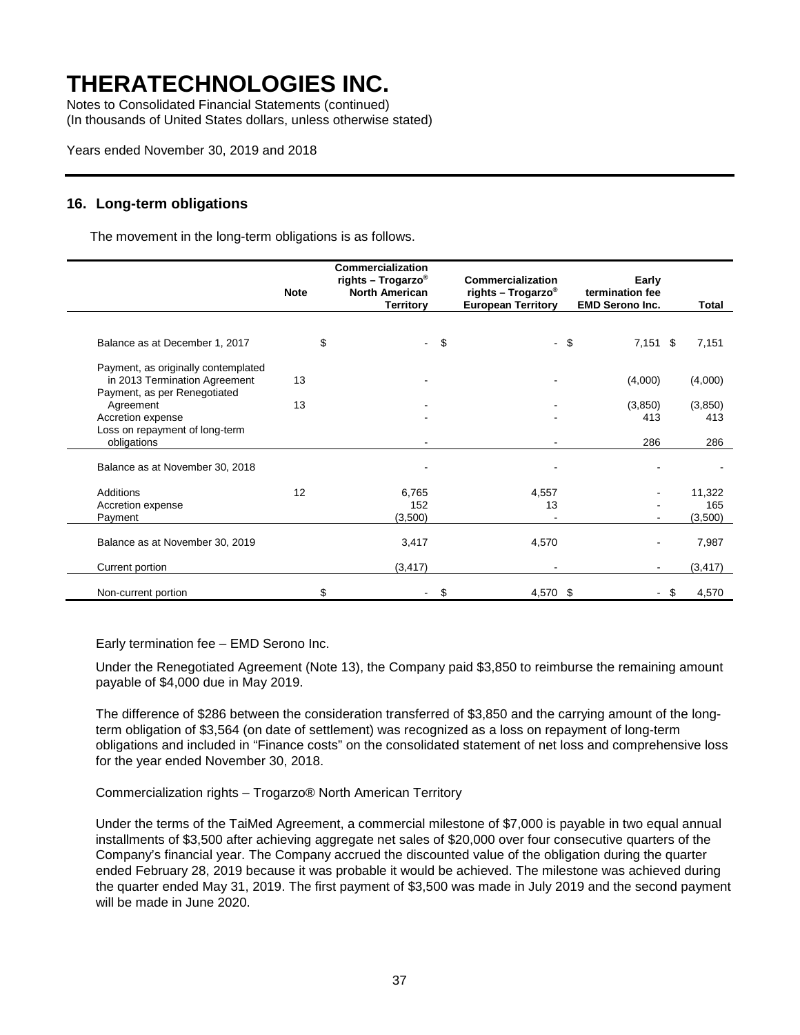# THERATECHNOLOGIES INC.

Notes to Consolidated Financial Statements (continued)
(In thousands of United States dollars, unless otherwise stated)

Years ended November 30, 2019 and 2018

## 16. Long-term obligations

The movement in the long-term obligations is as follows.

| | Note | Commercialization rights – Trogarzo® North American Territory | Commercialization rights – Trogarzo® European Territory | Early termination fee EMD Serono Inc. | Total |
|---|---|---|---|---|---|
| Balance as at December 1, 2017 | | $ - | $ - | $ 7,151 | $ 7,151 |
| Payment, as originally contemplated in 2013 Termination Agreement | 13 | - | - | (4,000) | (4,000) |
| Payment, as per Renegotiated Agreement | 13 | - | - | (3,850) | (3,850) |
| Accretion expense | | - | - | 413 | 413 |
| Loss on repayment of long-term obligations | | - | - | 286 | 286 |
| Balance as at November 30, 2018 | | - | - | - | - |
| Additions | 12 | 6,765 | 4,557 | - | 11,322 |
| Accretion expense | | 152 | 13 | - | 165 |
| Payment | | (3,500) | - | - | (3,500) |
| Balance as at November 30, 2019 | | 3,417 | 4,570 | - | 7,987 |
| Current portion | | (3,417) | - | - | (3,417) |
| Non-current portion | | $ - | $ 4,570 | $ - | $ 4,570 |

Early termination fee – EMD Serono Inc.

Under the Renegotiated Agreement (Note 13), the Company paid $3,850 to reimburse the remaining amount payable of $4,000 due in May 2019.

The difference of $286 between the consideration transferred of $3,850 and the carrying amount of the long-term obligation of $3,564 (on date of settlement) was recognized as a loss on repayment of long-term obligations and included in "Finance costs" on the consolidated statement of net loss and comprehensive loss for the year ended November 30, 2018.

Commercialization rights – Trogarzo® North American Territory

Under the terms of the TaiMed Agreement, a commercial milestone of $7,000 is payable in two equal annual installments of $3,500 after achieving aggregate net sales of $20,000 over four consecutive quarters of the Company's financial year. The Company accrued the discounted value of the obligation during the quarter ended February 28, 2019 because it was probable it would be achieved. The milestone was achieved during the quarter ended May 31, 2019. The first payment of $3,500 was made in July 2019 and the second payment will be made in June 2020.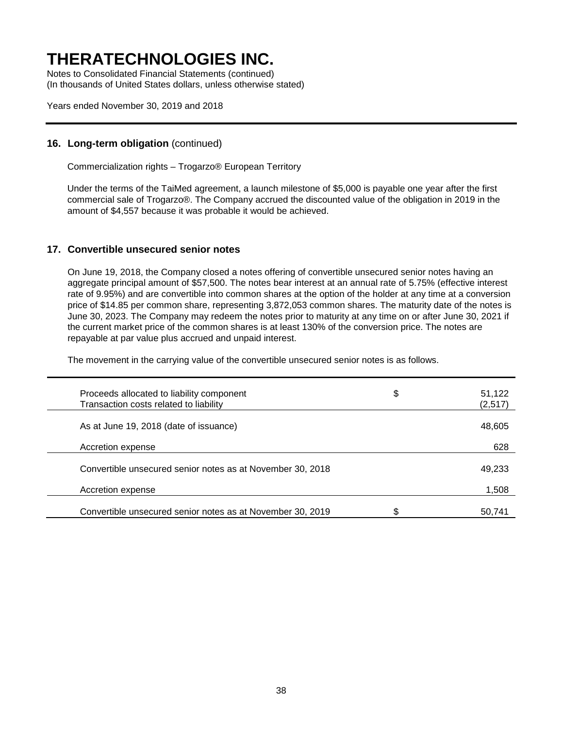# THERATECHNOLOGIES INC.

Notes to Consolidated Financial Statements (continued)
(In thousands of United States dollars, unless otherwise stated)

Years ended November 30, 2019 and 2018

## 16. Long-term obligation (continued)

Commercialization rights – Trogarzo® European Territory

Under the terms of the TaiMed agreement, a launch milestone of $5,000 is payable one year after the first commercial sale of Trogarzo®. The Company accrued the discounted value of the obligation in 2019 in the amount of $4,557 because it was probable it would be achieved.

## 17. Convertible unsecured senior notes

On June 19, 2018, the Company closed a notes offering of convertible unsecured senior notes having an aggregate principal amount of $57,500. The notes bear interest at an annual rate of 5.75% (effective interest rate of 9.95%) and are convertible into common shares at the option of the holder at any time at a conversion price of $14.85 per common share, representing 3,872,053 common shares. The maturity date of the notes is June 30, 2023. The Company may redeem the notes prior to maturity at any time on or after June 30, 2021 if the current market price of the common shares is at least 130% of the conversion price. The notes are repayable at par value plus accrued and unpaid interest.

The movement in the carrying value of the convertible unsecured senior notes is as follows.

| | | |
|---|---|---|
| Proceeds allocated to liability component | $ | 51,122 |
| Transaction costs related to liability | | (2,517) |
| As at June 19, 2018 (date of issuance) | | 48,605 |
| Accretion expense | | 628 |
| Convertible unsecured senior notes as at November 30, 2018 | | 49,233 |
| Accretion expense | | 1,508 |
| Convertible unsecured senior notes as at November 30, 2019 | $ | 50,741 |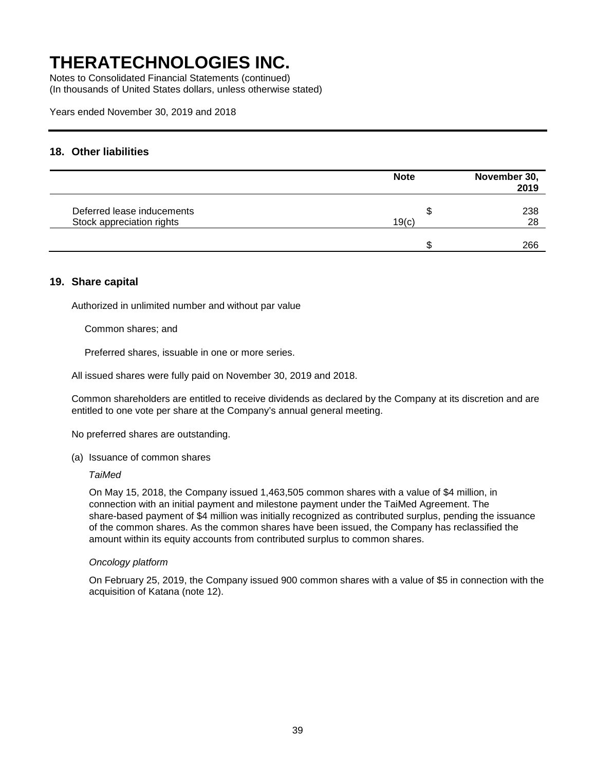# THERATECHNOLOGIES INC.

Notes to Consolidated Financial Statements (continued)
(In thousands of United States dollars, unless otherwise stated)

Years ended November 30, 2019 and 2018

## 18. Other liabilities

| | Note | | November 30, 2019 |
|---|---|---|---|
| Deferred lease inducements | | $ | 238 |
| Stock appreciation rights | 19(c) | | 28 |
| | | $ | 266 |

## 19. Share capital

Authorized in unlimited number and without par value

Common shares; and

Preferred shares, issuable in one or more series.

All issued shares were fully paid on November 30, 2019 and 2018.

Common shareholders are entitled to receive dividends as declared by the Company at its discretion and are entitled to one vote per share at the Company's annual general meeting.

No preferred shares are outstanding.

(a) Issuance of common shares

*TaiMed*

On May 15, 2018, the Company issued 1,463,505 common shares with a value of $4 million, in connection with an initial payment and milestone payment under the TaiMed Agreement. The share-based payment of $4 million was initially recognized as contributed surplus, pending the issuance of the common shares. As the common shares have been issued, the Company has reclassified the amount within its equity accounts from contributed surplus to common shares.

*Oncology platform*

On February 25, 2019, the Company issued 900 common shares with a value of $5 in connection with the acquisition of Katana (note 12).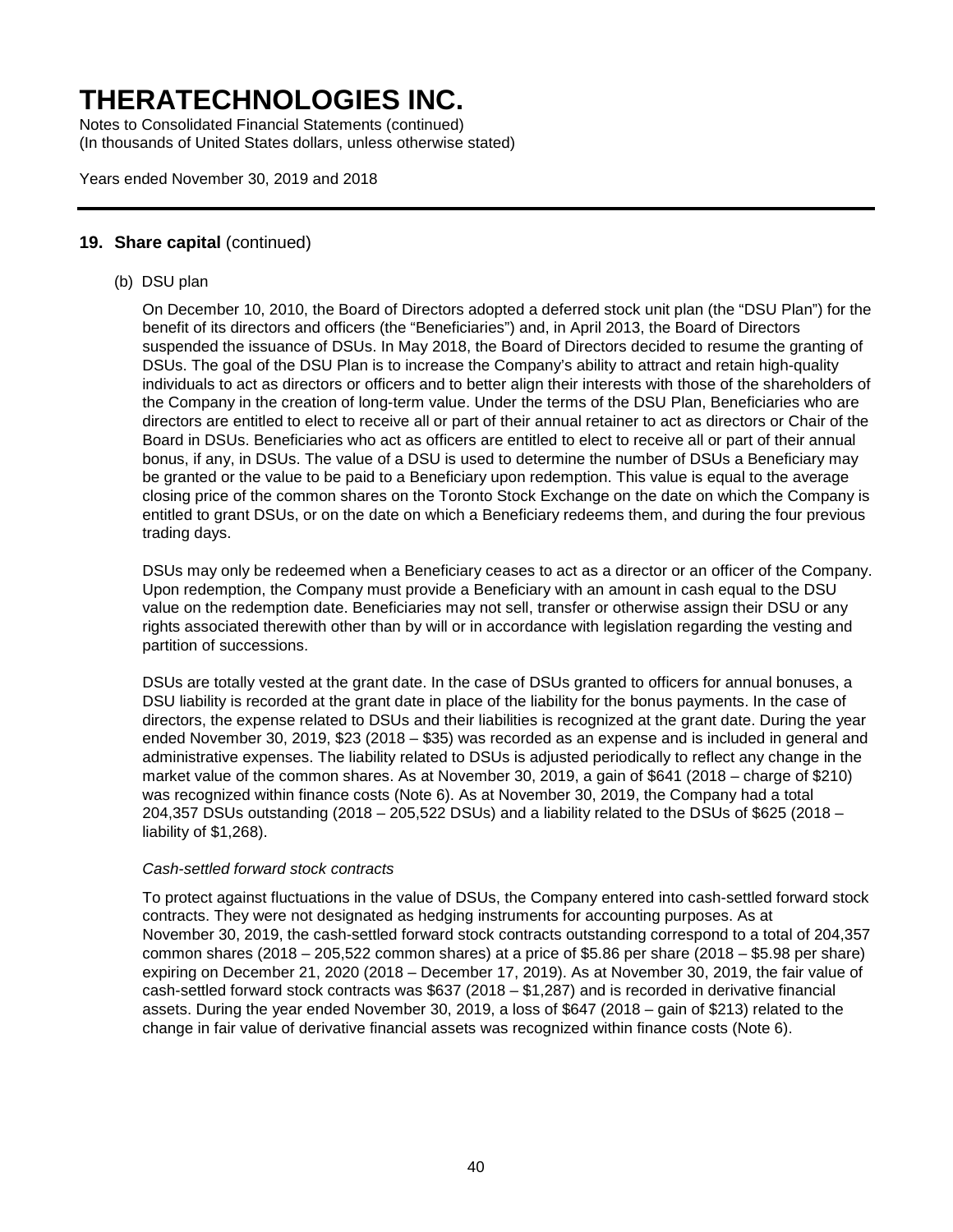## 19. Share capital (continued)

(b) DSU plan

On December 10, 2010, the Board of Directors adopted a deferred stock unit plan (the "DSU Plan") for the benefit of its directors and officers (the "Beneficiaries") and, in April 2013, the Board of Directors suspended the issuance of DSUs. In May 2018, the Board of Directors decided to resume the granting of DSUs. The goal of the DSU Plan is to increase the Company's ability to attract and retain high-quality individuals to act as directors or officers and to better align their interests with those of the shareholders of the Company in the creation of long-term value. Under the terms of the DSU Plan, Beneficiaries who are directors are entitled to elect to receive all or part of their annual retainer to act as directors or Chair of the Board in DSUs. Beneficiaries who act as officers are entitled to elect to receive all or part of their annual bonus, if any, in DSUs. The value of a DSU is used to determine the number of DSUs a Beneficiary may be granted or the value to be paid to a Beneficiary upon redemption. This value is equal to the average closing price of the common shares on the Toronto Stock Exchange on the date on which the Company is entitled to grant DSUs, or on the date on which a Beneficiary redeems them, and during the four previous trading days.

DSUs may only be redeemed when a Beneficiary ceases to act as a director or an officer of the Company. Upon redemption, the Company must provide a Beneficiary with an amount in cash equal to the DSU value on the redemption date. Beneficiaries may not sell, transfer or otherwise assign their DSU or any rights associated therewith other than by will or in accordance with legislation regarding the vesting and partition of successions.

DSUs are totally vested at the grant date. In the case of DSUs granted to officers for annual bonuses, a DSU liability is recorded at the grant date in place of the liability for the bonus payments. In the case of directors, the expense related to DSUs and their liabilities is recognized at the grant date. During the year ended November 30, 2019, $23 (2018 – $35) was recorded as an expense and is included in general and administrative expenses. The liability related to DSUs is adjusted periodically to reflect any change in the market value of the common shares. As at November 30, 2019, a gain of $641 (2018 – charge of $210) was recognized within finance costs (Note 6). As at November 30, 2019, the Company had a total 204,357 DSUs outstanding (2018 – 205,522 DSUs) and a liability related to the DSUs of $625 (2018 – liability of $1,268).

*Cash-settled forward stock contracts*

To protect against fluctuations in the value of DSUs, the Company entered into cash-settled forward stock contracts. They were not designated as hedging instruments for accounting purposes. As at November 30, 2019, the cash-settled forward stock contracts outstanding correspond to a total of 204,357 common shares (2018 – 205,522 common shares) at a price of $5.86 per share (2018 – $5.98 per share) expiring on December 21, 2020 (2018 – December 17, 2019). As at November 30, 2019, the fair value of cash-settled forward stock contracts was $637 (2018 – $1,287) and is recorded in derivative financial assets. During the year ended November 30, 2019, a loss of $647 (2018 – gain of $213) related to the change in fair value of derivative financial assets was recognized within finance costs (Note 6).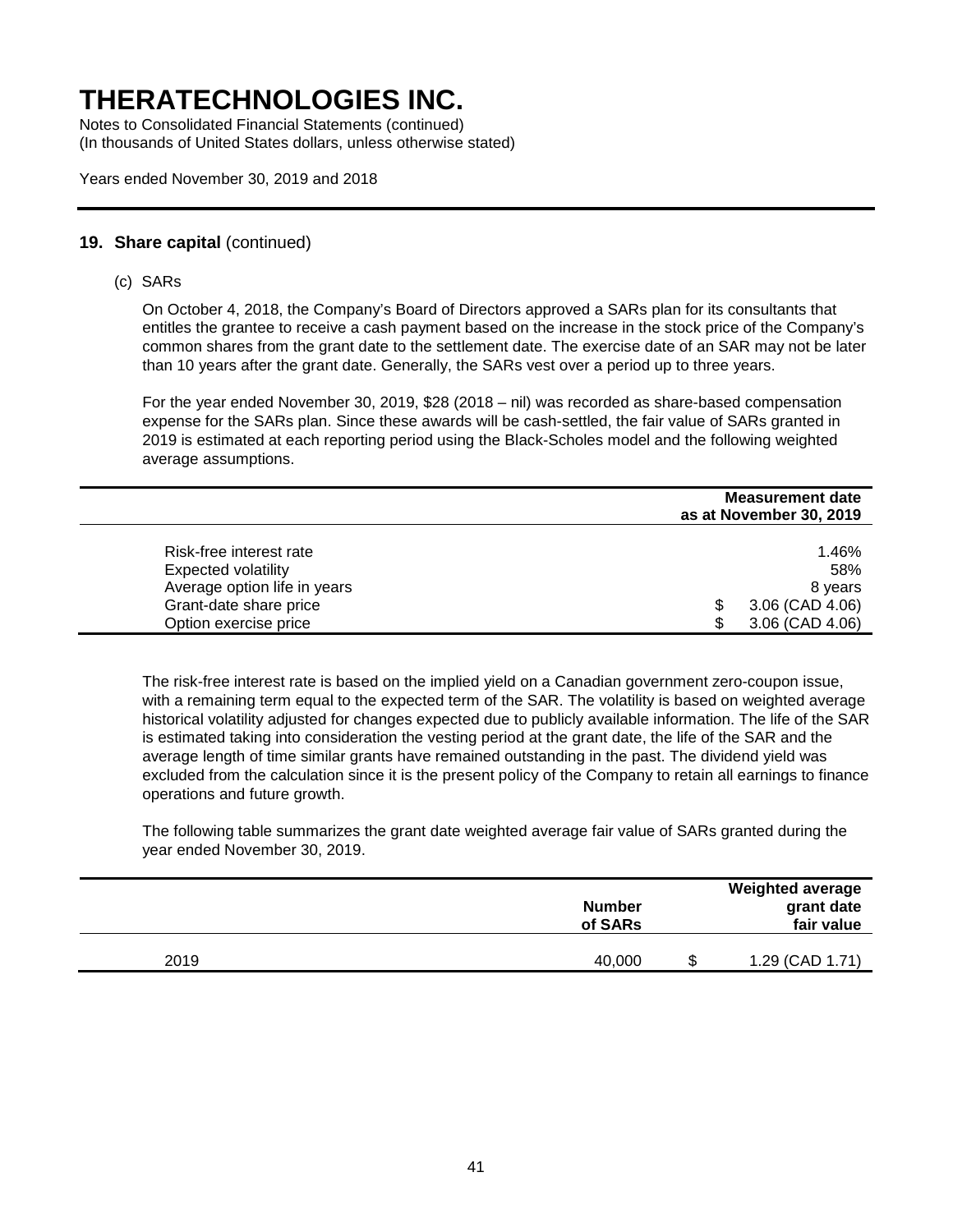# THERATECHNOLOGIES INC.

Notes to Consolidated Financial Statements (continued)
(In thousands of United States dollars, unless otherwise stated)

Years ended November 30, 2019 and 2018

## 19. Share capital (continued)

(c) SARs

On October 4, 2018, the Company's Board of Directors approved a SARs plan for its consultants that entitles the grantee to receive a cash payment based on the increase in the stock price of the Company's common shares from the grant date to the settlement date. The exercise date of an SAR may not be later than 10 years after the grant date. Generally, the SARs vest over a period up to three years.

For the year ended November 30, 2019, $28 (2018 – nil) was recorded as share-based compensation expense for the SARs plan. Since these awards will be cash-settled, the fair value of SARs granted in 2019 is estimated at each reporting period using the Black-Scholes model and the following weighted average assumptions.

| | Measurement date as at November 30, 2019 |
|---|---|
| Risk-free interest rate | 1.46% |
| Expected volatility | 58% |
| Average option life in years | 8 years |
| Grant-date share price | $ 3.06 (CAD 4.06) |
| Option exercise price | $ 3.06 (CAD 4.06) |

The risk-free interest rate is based on the implied yield on a Canadian government zero-coupon issue, with a remaining term equal to the expected term of the SAR. The volatility is based on weighted average historical volatility adjusted for changes expected due to publicly available information. The life of the SAR is estimated taking into consideration the vesting period at the grant date, the life of the SAR and the average length of time similar grants have remained outstanding in the past. The dividend yield was excluded from the calculation since it is the present policy of the Company to retain all earnings to finance operations and future growth.

The following table summarizes the grant date weighted average fair value of SARs granted during the year ended November 30, 2019.

| | Number of SARs | Weighted average grant date fair value |
|---|---|---|
| 2019 | 40,000 | $ 1.29 (CAD 1.71) |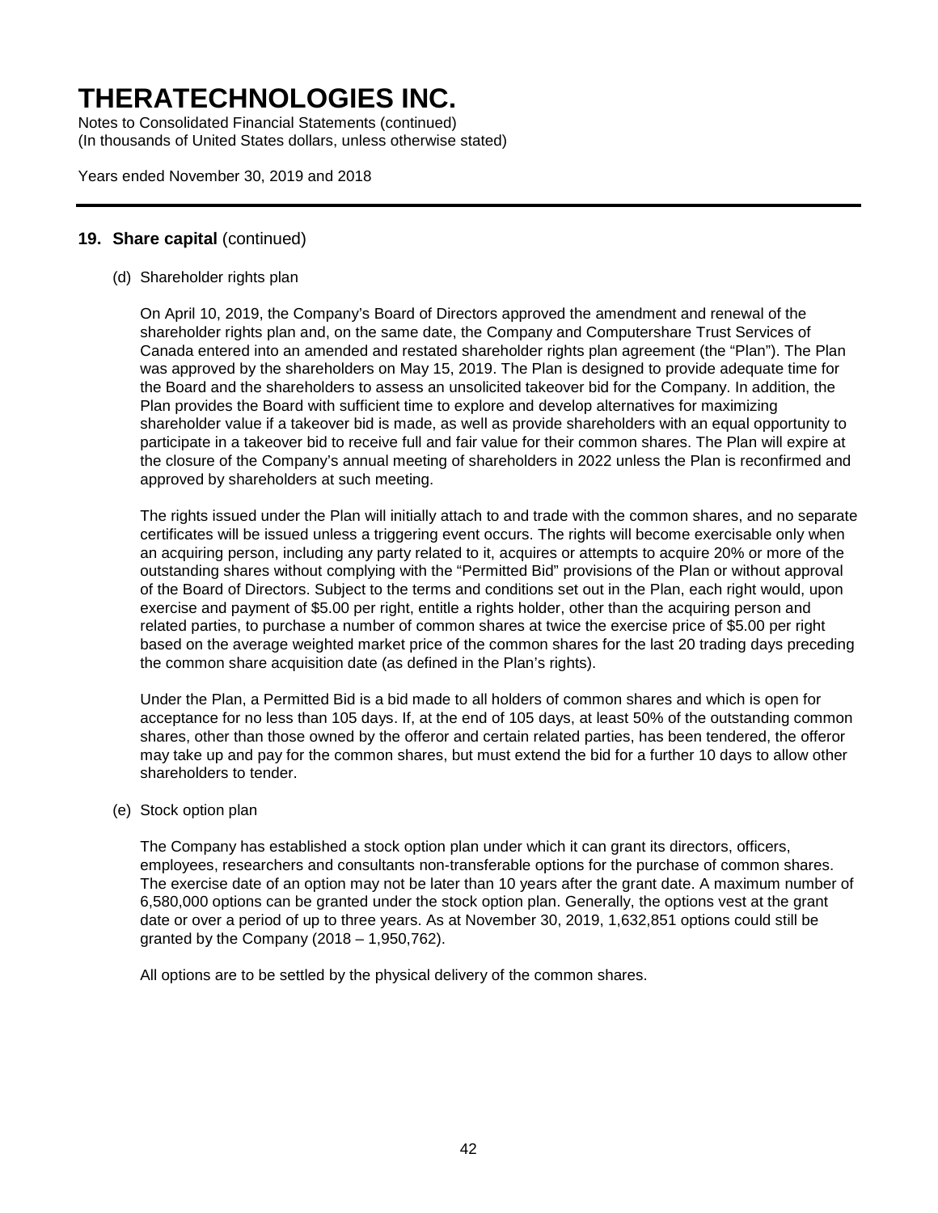# THERATECHNOLOGIES INC.

Notes to Consolidated Financial Statements (continued)
(In thousands of United States dollars, unless otherwise stated)

Years ended November 30, 2019 and 2018

## 19. Share capital (continued)

(d) Shareholder rights plan

On April 10, 2019, the Company's Board of Directors approved the amendment and renewal of the shareholder rights plan and, on the same date, the Company and Computershare Trust Services of Canada entered into an amended and restated shareholder rights plan agreement (the "Plan"). The Plan was approved by the shareholders on May 15, 2019. The Plan is designed to provide adequate time for the Board and the shareholders to assess an unsolicited takeover bid for the Company. In addition, the Plan provides the Board with sufficient time to explore and develop alternatives for maximizing shareholder value if a takeover bid is made, as well as provide shareholders with an equal opportunity to participate in a takeover bid to receive full and fair value for their common shares. The Plan will expire at the closure of the Company's annual meeting of shareholders in 2022 unless the Plan is reconfirmed and approved by shareholders at such meeting.

The rights issued under the Plan will initially attach to and trade with the common shares, and no separate certificates will be issued unless a triggering event occurs. The rights will become exercisable only when an acquiring person, including any party related to it, acquires or attempts to acquire 20% or more of the outstanding shares without complying with the "Permitted Bid" provisions of the Plan or without approval of the Board of Directors. Subject to the terms and conditions set out in the Plan, each right would, upon exercise and payment of $5.00 per right, entitle a rights holder, other than the acquiring person and related parties, to purchase a number of common shares at twice the exercise price of $5.00 per right based on the average weighted market price of the common shares for the last 20 trading days preceding the common share acquisition date (as defined in the Plan's rights).

Under the Plan, a Permitted Bid is a bid made to all holders of common shares and which is open for acceptance for no less than 105 days. If, at the end of 105 days, at least 50% of the outstanding common shares, other than those owned by the offeror and certain related parties, has been tendered, the offeror may take up and pay for the common shares, but must extend the bid for a further 10 days to allow other shareholders to tender.

(e) Stock option plan

The Company has established a stock option plan under which it can grant its directors, officers, employees, researchers and consultants non-transferable options for the purchase of common shares. The exercise date of an option may not be later than 10 years after the grant date. A maximum number of 6,580,000 options can be granted under the stock option plan. Generally, the options vest at the grant date or over a period of up to three years. As at November 30, 2019, 1,632,851 options could still be granted by the Company (2018 – 1,950,762).

All options are to be settled by the physical delivery of the common shares.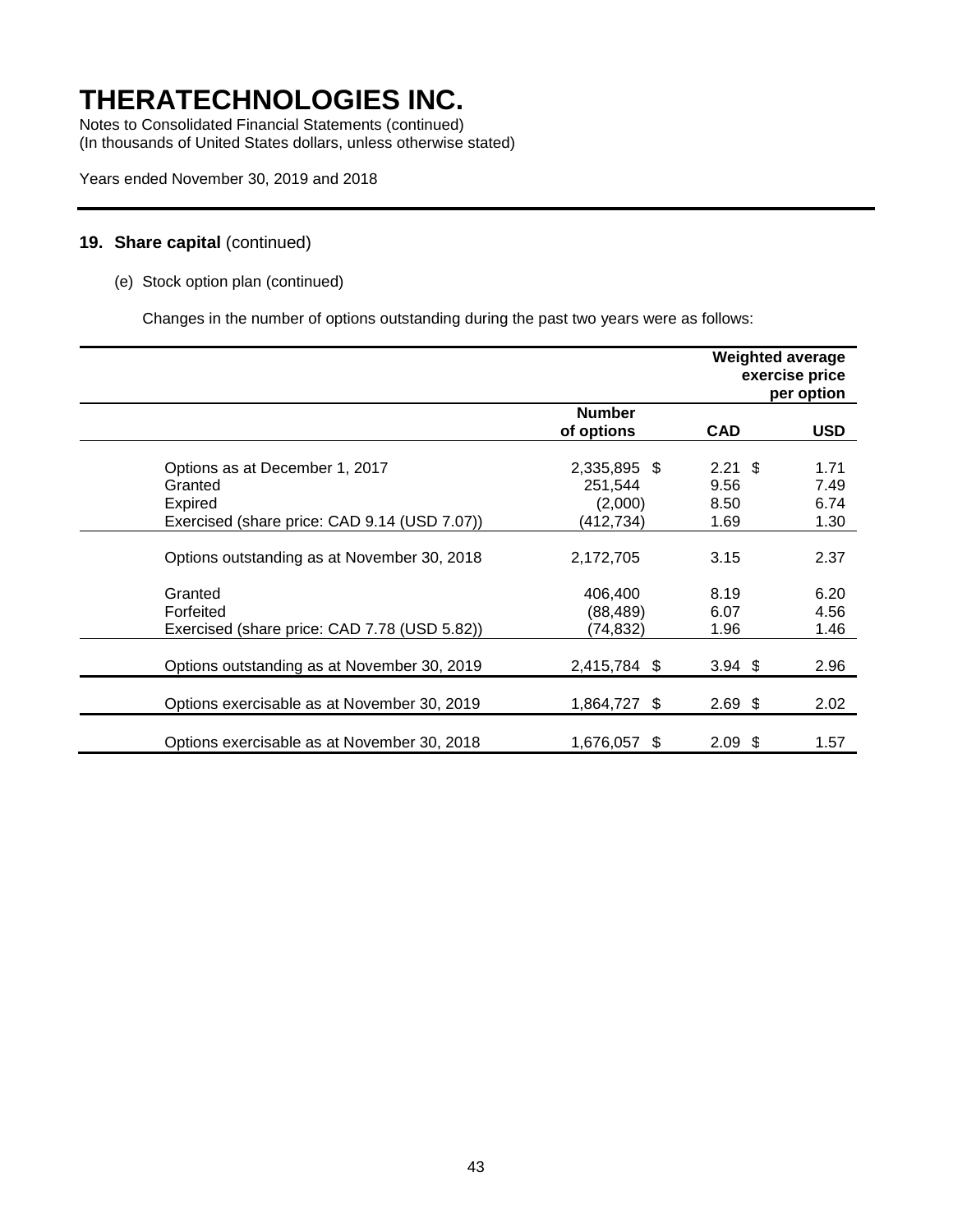# THERATECHNOLOGIES INC.

Notes to Consolidated Financial Statements (continued)
(In thousands of United States dollars, unless otherwise stated)

Years ended November 30, 2019 and 2018

## 19. Share capital (continued)

(e) Stock option plan (continued)

Changes in the number of options outstanding during the past two years were as follows:

| | | Weighted average exercise price per option | |
|---|---|---|---|
| | Number of options | CAD | USD |
| Options as at December 1, 2017 | 2,335,895 | $ 2.21 | $ 1.71 |
| Granted | 251,544 | 9.56 | 7.49 |
| Expired | (2,000) | 8.50 | 6.74 |
| Exercised (share price: CAD 9.14 (USD 7.07)) | (412,734) | 1.69 | 1.30 |
| Options outstanding as at November 30, 2018 | 2,172,705 | 3.15 | 2.37 |
| Granted | 406,400 | 8.19 | 6.20 |
| Forfeited | (88,489) | 6.07 | 4.56 |
| Exercised (share price: CAD 7.78 (USD 5.82)) | (74,832) | 1.96 | 1.46 |
| Options outstanding as at November 30, 2019 | 2,415,784 | $ 3.94 | $ 2.96 |
| Options exercisable as at November 30, 2019 | 1,864,727 | $ 2.69 | $ 2.02 |
| Options exercisable as at November 30, 2018 | 1,676,057 | $ 2.09 | $ 1.57 |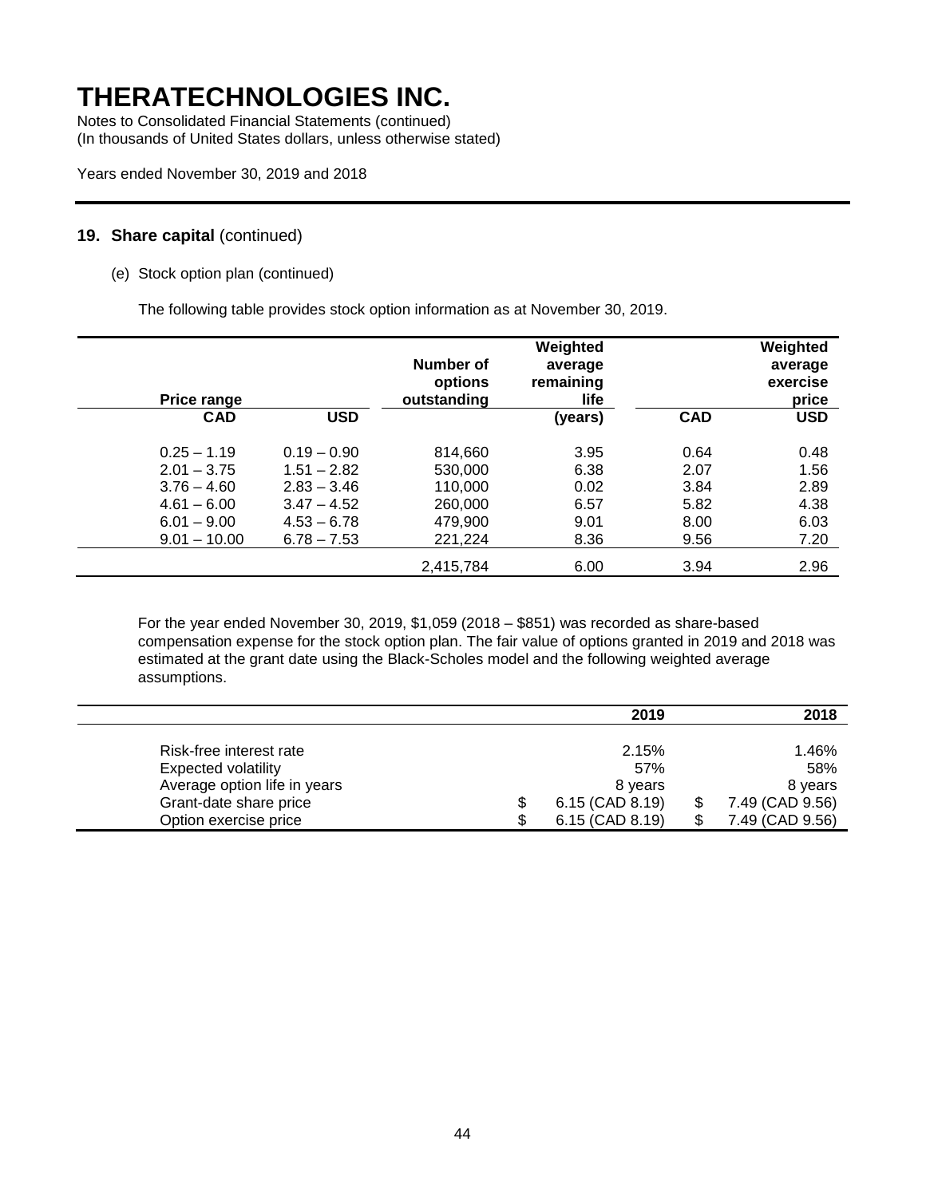# THERATECHNOLOGIES INC.

Notes to Consolidated Financial Statements (continued)
(In thousands of United States dollars, unless otherwise stated)

Years ended November 30, 2019 and 2018

## 19. Share capital (continued)

(e) Stock option plan (continued)

The following table provides stock option information as at November 30, 2019.

| Price range | | Number of options outstanding | Weighted average remaining life | Weighted average exercise price | |
|---|---|---|---|---|---|
| CAD | USD | | (years) | CAD | USD |
| 0.25 – 1.19 | 0.19 – 0.90 | 814,660 | 3.95 | 0.64 | 0.48 |
| 2.01 – 3.75 | 1.51 – 2.82 | 530,000 | 6.38 | 2.07 | 1.56 |
| 3.76 – 4.60 | 2.83 – 3.46 | 110,000 | 0.02 | 3.84 | 2.89 |
| 4.61 – 6.00 | 3.47 – 4.52 | 260,000 | 6.57 | 5.82 | 4.38 |
| 6.01 – 9.00 | 4.53 – 6.78 | 479,900 | 9.01 | 8.00 | 6.03 |
| 9.01 – 10.00 | 6.78 – 7.53 | 221,224 | 8.36 | 9.56 | 7.20 |
| | | 2,415,784 | 6.00 | 3.94 | 2.96 |

For the year ended November 30, 2019, $1,059 (2018 – $851) was recorded as share-based compensation expense for the stock option plan. The fair value of options granted in 2019 and 2018 was estimated at the grant date using the Black-Scholes model and the following weighted average assumptions.

| | 2019 | 2018 |
|---|---|---|
| Risk-free interest rate | 2.15% | 1.46% |
| Expected volatility | 57% | 58% |
| Average option life in years | 8 years | 8 years |
| Grant-date share price | $ 6.15 (CAD 8.19) | $ 7.49 (CAD 9.56) |
| Option exercise price | $ 6.15 (CAD 8.19) | $ 7.49 (CAD 9.56) |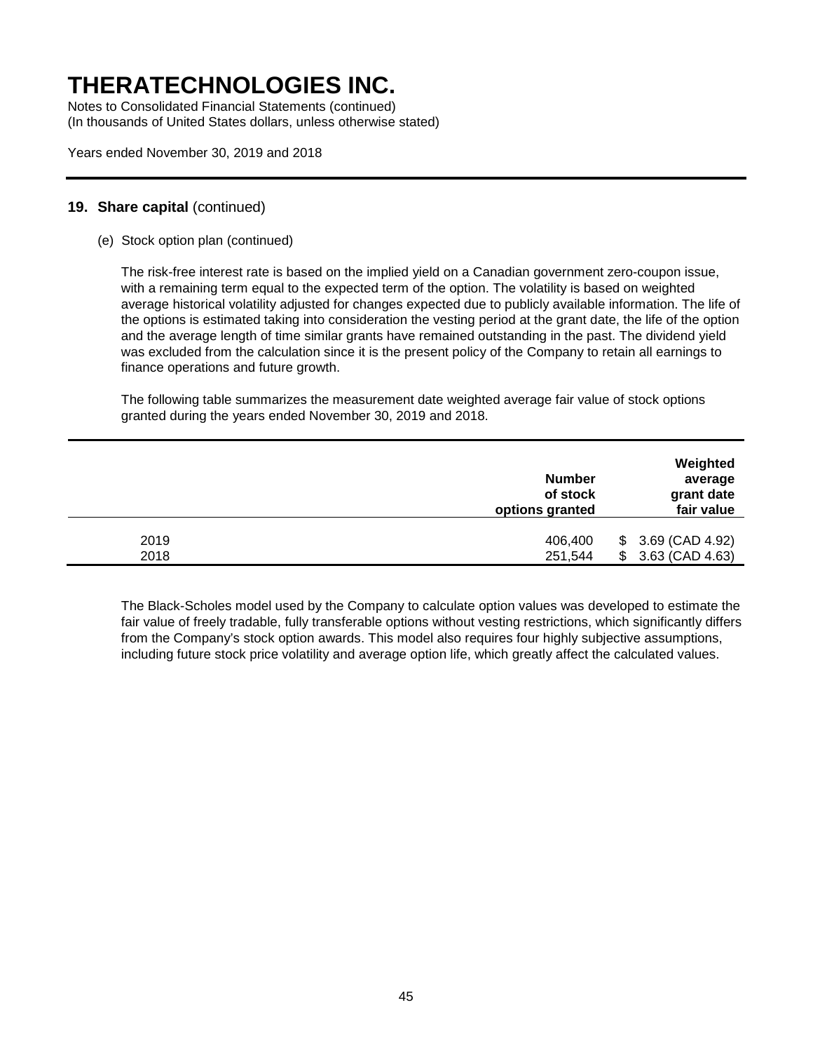# THERATECHNOLOGIES INC.

Notes to Consolidated Financial Statements (continued)
(In thousands of United States dollars, unless otherwise stated)

Years ended November 30, 2019 and 2018

## 19. Share capital (continued)

(e) Stock option plan (continued)

The risk-free interest rate is based on the implied yield on a Canadian government zero-coupon issue, with a remaining term equal to the expected term of the option. The volatility is based on weighted average historical volatility adjusted for changes expected due to publicly available information. The life of the options is estimated taking into consideration the vesting period at the grant date, the life of the option and the average length of time similar grants have remained outstanding in the past. The dividend yield was excluded from the calculation since it is the present policy of the Company to retain all earnings to finance operations and future growth.

The following table summarizes the measurement date weighted average fair value of stock options granted during the years ended November 30, 2019 and 2018.

| | Number of stock options granted | Weighted average grant date fair value |
|---|---|---|
| 2019 | 406,400 | $ 3.69 (CAD 4.92) |
| 2018 | 251,544 | $ 3.63 (CAD 4.63) |

The Black-Scholes model used by the Company to calculate option values was developed to estimate the fair value of freely tradable, fully transferable options without vesting restrictions, which significantly differs from the Company's stock option awards. This model also requires four highly subjective assumptions, including future stock price volatility and average option life, which greatly affect the calculated values.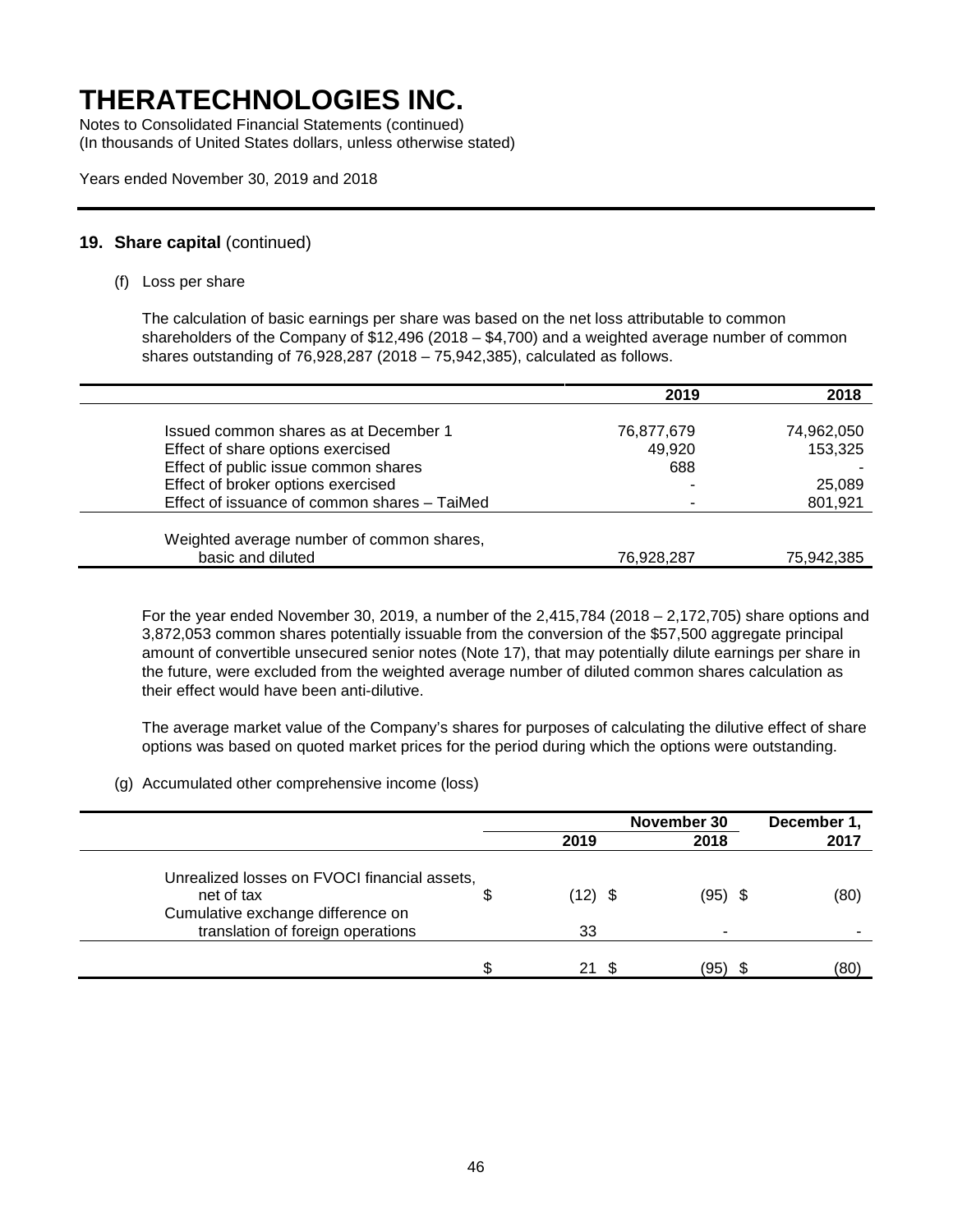# THERATECHNOLOGIES INC.

Notes to Consolidated Financial Statements (continued)
(In thousands of United States dollars, unless otherwise stated)

Years ended November 30, 2019 and 2018

## 19. Share capital (continued)

(f) Loss per share

The calculation of basic earnings per share was based on the net loss attributable to common shareholders of the Company of $12,496 (2018 – $4,700) and a weighted average number of common shares outstanding of 76,928,287 (2018 – 75,942,385), calculated as follows.

| | 2019 | 2018 |
|---|---|---|
| Issued common shares as at December 1 | 76,877,679 | 74,962,050 |
| Effect of share options exercised | 49,920 | 153,325 |
| Effect of public issue common shares | 688 | - |
| Effect of broker options exercised | - | 25,089 |
| Effect of issuance of common shares – TaiMed | - | 801,921 |
| Weighted average number of common shares, basic and diluted | 76,928,287 | 75,942,385 |

For the year ended November 30, 2019, a number of the 2,415,784 (2018 – 2,172,705) share options and 3,872,053 common shares potentially issuable from the conversion of the $57,500 aggregate principal amount of convertible unsecured senior notes (Note 17), that may potentially dilute earnings per share in the future, were excluded from the weighted average number of diluted common shares calculation as their effect would have been anti-dilutive.

The average market value of the Company's shares for purposes of calculating the dilutive effect of share options was based on quoted market prices for the period during which the options were outstanding.

(g) Accumulated other comprehensive income (loss)

| | November 30 | | December 1, |
|---|---|---|---|
| | 2019 | 2018 | 2017 |
| Unrealized losses on FVOCI financial assets, net of tax | $ (12) | $ (95) | $ (80) |
| Cumulative exchange difference on translation of foreign operations | 33 | - | - |
| | $ 21 | $ (95) | $ (80) |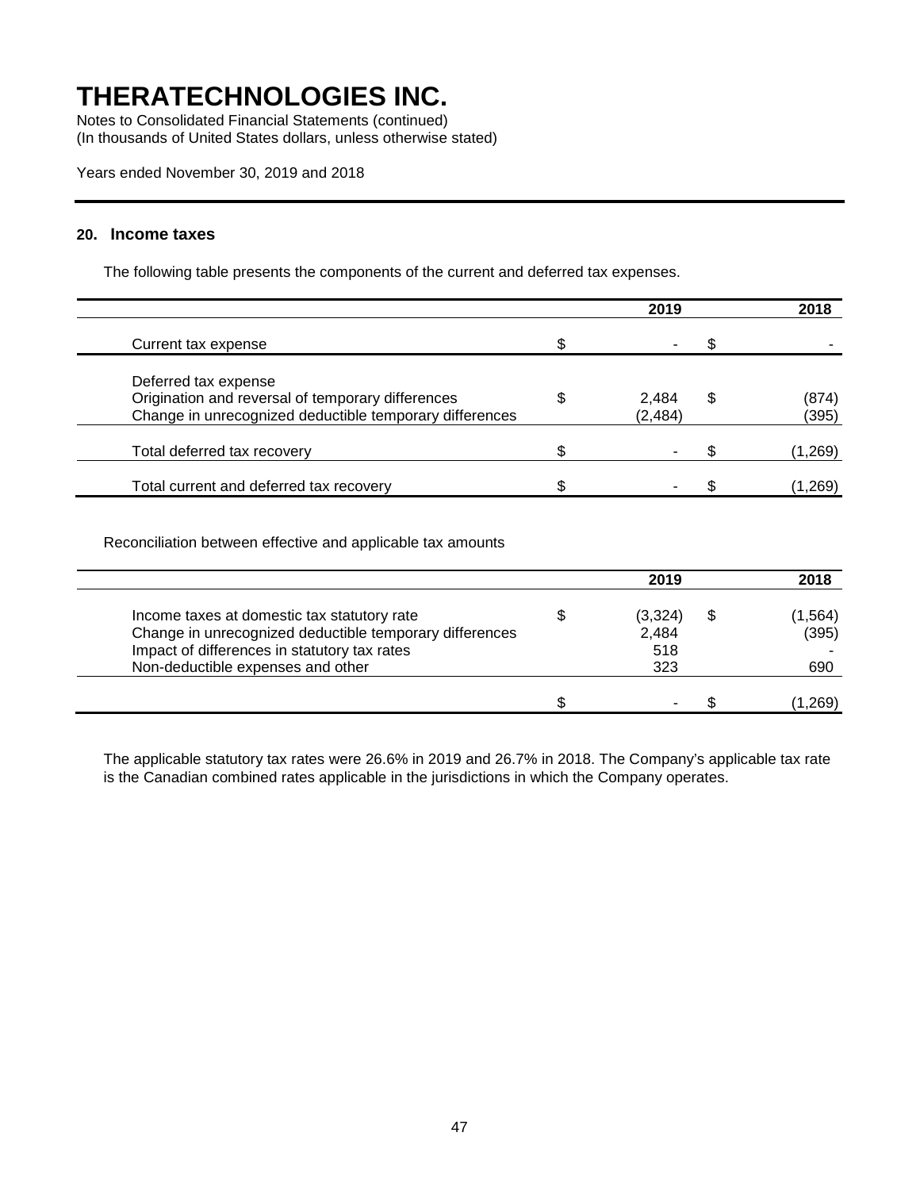# THERATECHNOLOGIES INC.

Notes to Consolidated Financial Statements (continued)
(In thousands of United States dollars, unless otherwise stated)

Years ended November 30, 2019 and 2018

## 20. Income taxes

The following table presents the components of the current and deferred tax expenses.

| | 2019 | 2018 |
|---|---|---|
| Current tax expense | $ - | $ - |
| Deferred tax expense | | |
| Origination and reversal of temporary differences | $ 2,484 | $ (874) |
| Change in unrecognized deductible temporary differences | (2,484) | (395) |
| Total deferred tax recovery | $ - | $ (1,269) |
| Total current and deferred tax recovery | $ - | $ (1,269) |

Reconciliation between effective and applicable tax amounts

| | 2019 | 2018 |
|---|---|---|
| Income taxes at domestic tax statutory rate | $ (3,324) | $ (1,564) |
| Change in unrecognized deductible temporary differences | 2,484 | (395) |
| Impact of differences in statutory tax rates | 518 | - |
| Non-deductible expenses and other | 323 | 690 |
| | $ - | $ (1,269) |

The applicable statutory tax rates were 26.6% in 2019 and 26.7% in 2018. The Company's applicable tax rate is the Canadian combined rates applicable in the jurisdictions in which the Company operates.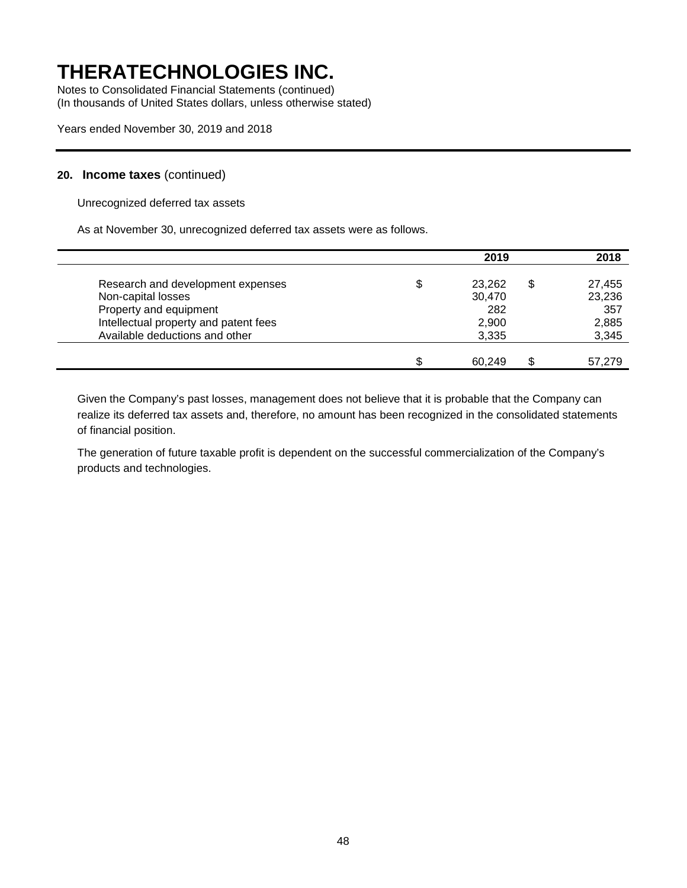# THERATECHNOLOGIES INC.

Notes to Consolidated Financial Statements (continued)
(In thousands of United States dollars, unless otherwise stated)

Years ended November 30, 2019 and 2018

## 20. Income taxes (continued)

Unrecognized deferred tax assets

As at November 30, unrecognized deferred tax assets were as follows.

| | 2019 | 2018 |
|---|---|---|
| Research and development expenses | $ 23,262 | $ 27,455 |
| Non-capital losses | 30,470 | 23,236 |
| Property and equipment | 282 | 357 |
| Intellectual property and patent fees | 2,900 | 2,885 |
| Available deductions and other | 3,335 | 3,345 |
| | $ 60,249 | $ 57,279 |

Given the Company's past losses, management does not believe that it is probable that the Company can realize its deferred tax assets and, therefore, no amount has been recognized in the consolidated statements of financial position.

The generation of future taxable profit is dependent on the successful commercialization of the Company's products and technologies.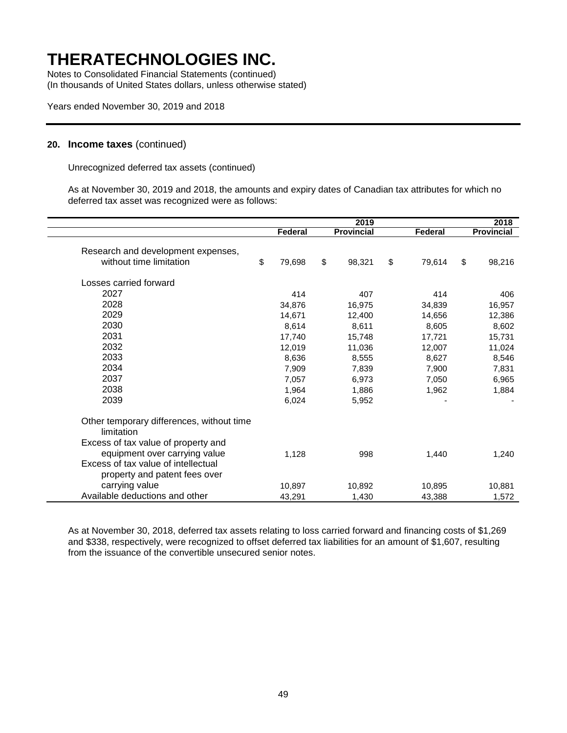# THERATECHNOLOGIES INC.

Notes to Consolidated Financial Statements (continued)
(In thousands of United States dollars, unless otherwise stated)

Years ended November 30, 2019 and 2018

## 20. Income taxes (continued)

Unrecognized deferred tax assets (continued)

As at November 30, 2019 and 2018, the amounts and expiry dates of Canadian tax attributes for which no deferred tax asset was recognized were as follows:

| | | 2019 | | 2018 |
|---|---|---|---|---|
| | Federal | Provincial | Federal | Provincial |
| Research and development expenses, without time limitation | $ 79,698 | $ 98,321 | $ 79,614 | $ 98,216 |
| Losses carried forward | | | | |
| 2027 | 414 | 407 | 414 | 406 |
| 2028 | 34,876 | 16,975 | 34,839 | 16,957 |
| 2029 | 14,671 | 12,400 | 14,656 | 12,386 |
| 2030 | 8,614 | 8,611 | 8,605 | 8,602 |
| 2031 | 17,740 | 15,748 | 17,721 | 15,731 |
| 2032 | 12,019 | 11,036 | 12,007 | 11,024 |
| 2033 | 8,636 | 8,555 | 8,627 | 8,546 |
| 2034 | 7,909 | 7,839 | 7,900 | 7,831 |
| 2037 | 7,057 | 6,973 | 7,050 | 6,965 |
| 2038 | 1,964 | 1,886 | 1,962 | 1,884 |
| 2039 | 6,024 | 5,952 | - | - |
| Other temporary differences, without time limitation | | | | |
| Excess of tax value of property and equipment over carrying value | 1,128 | 998 | 1,440 | 1,240 |
| Excess of tax value of intellectual property and patent fees over carrying value | 10,897 | 10,892 | 10,895 | 10,881 |
| Available deductions and other | 43,291 | 1,430 | 43,388 | 1,572 |

As at November 30, 2018, deferred tax assets relating to loss carried forward and financing costs of $1,269 and $338, respectively, were recognized to offset deferred tax liabilities for an amount of $1,607, resulting from the issuance of the convertible unsecured senior notes.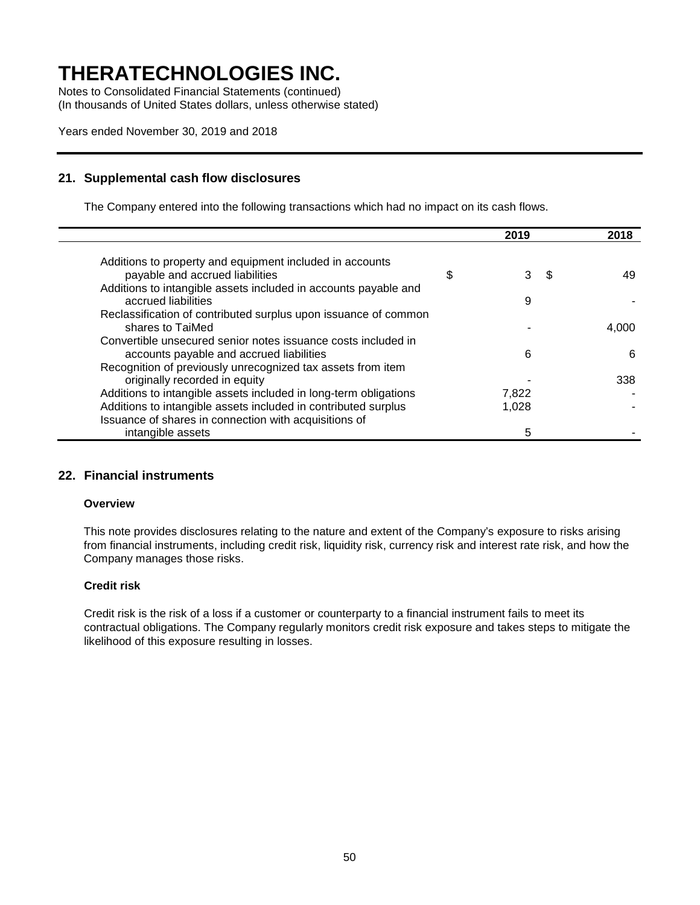# THERATECHNOLOGIES INC.

Notes to Consolidated Financial Statements (continued)
(In thousands of United States dollars, unless otherwise stated)

Years ended November 30, 2019 and 2018

## 21. Supplemental cash flow disclosures

The Company entered into the following transactions which had no impact on its cash flows.

| | 2019 | 2018 |
|---|---|---|
| Additions to property and equipment included in accounts payable and accrued liabilities | $ 3 | $ 49 |
| Additions to intangible assets included in accounts payable and accrued liabilities | 9 | - |
| Reclassification of contributed surplus upon issuance of common shares to TaiMed | - | 4,000 |
| Convertible unsecured senior notes issuance costs included in accounts payable and accrued liabilities | 6 | 6 |
| Recognition of previously unrecognized tax assets from item originally recorded in equity | - | 338 |
| Additions to intangible assets included in long-term obligations | 7,822 | - |
| Additions to intangible assets included in contributed surplus | 1,028 | - |
| Issuance of shares in connection with acquisitions of intangible assets | 5 | - |

## 22. Financial instruments

### Overview

This note provides disclosures relating to the nature and extent of the Company's exposure to risks arising from financial instruments, including credit risk, liquidity risk, currency risk and interest rate risk, and how the Company manages those risks.

### Credit risk

Credit risk is the risk of a loss if a customer or counterparty to a financial instrument fails to meet its contractual obligations. The Company regularly monitors credit risk exposure and takes steps to mitigate the likelihood of this exposure resulting in losses.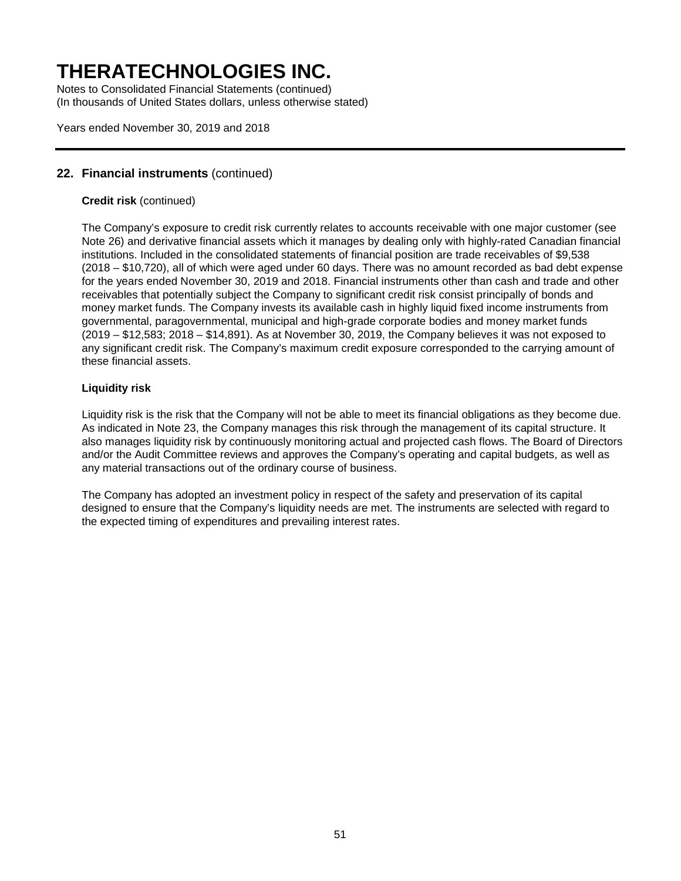## 22. Financial instruments (continued)

**Credit risk** (continued)

The Company's exposure to credit risk currently relates to accounts receivable with one major customer (see Note 26) and derivative financial assets which it manages by dealing only with highly-rated Canadian financial institutions. Included in the consolidated statements of financial position are trade receivables of $9,538 (2018 – $10,720), all of which were aged under 60 days. There was no amount recorded as bad debt expense for the years ended November 30, 2019 and 2018. Financial instruments other than cash and trade and other receivables that potentially subject the Company to significant credit risk consist principally of bonds and money market funds. The Company invests its available cash in highly liquid fixed income instruments from governmental, paragovernmental, municipal and high-grade corporate bodies and money market funds (2019 – $12,583; 2018 – $14,891). As at November 30, 2019, the Company believes it was not exposed to any significant credit risk. The Company's maximum credit exposure corresponded to the carrying amount of these financial assets.

**Liquidity risk**

Liquidity risk is the risk that the Company will not be able to meet its financial obligations as they become due. As indicated in Note 23, the Company manages this risk through the management of its capital structure. It also manages liquidity risk by continuously monitoring actual and projected cash flows. The Board of Directors and/or the Audit Committee reviews and approves the Company's operating and capital budgets, as well as any material transactions out of the ordinary course of business.

The Company has adopted an investment policy in respect of the safety and preservation of its capital designed to ensure that the Company's liquidity needs are met. The instruments are selected with regard to the expected timing of expenditures and prevailing interest rates.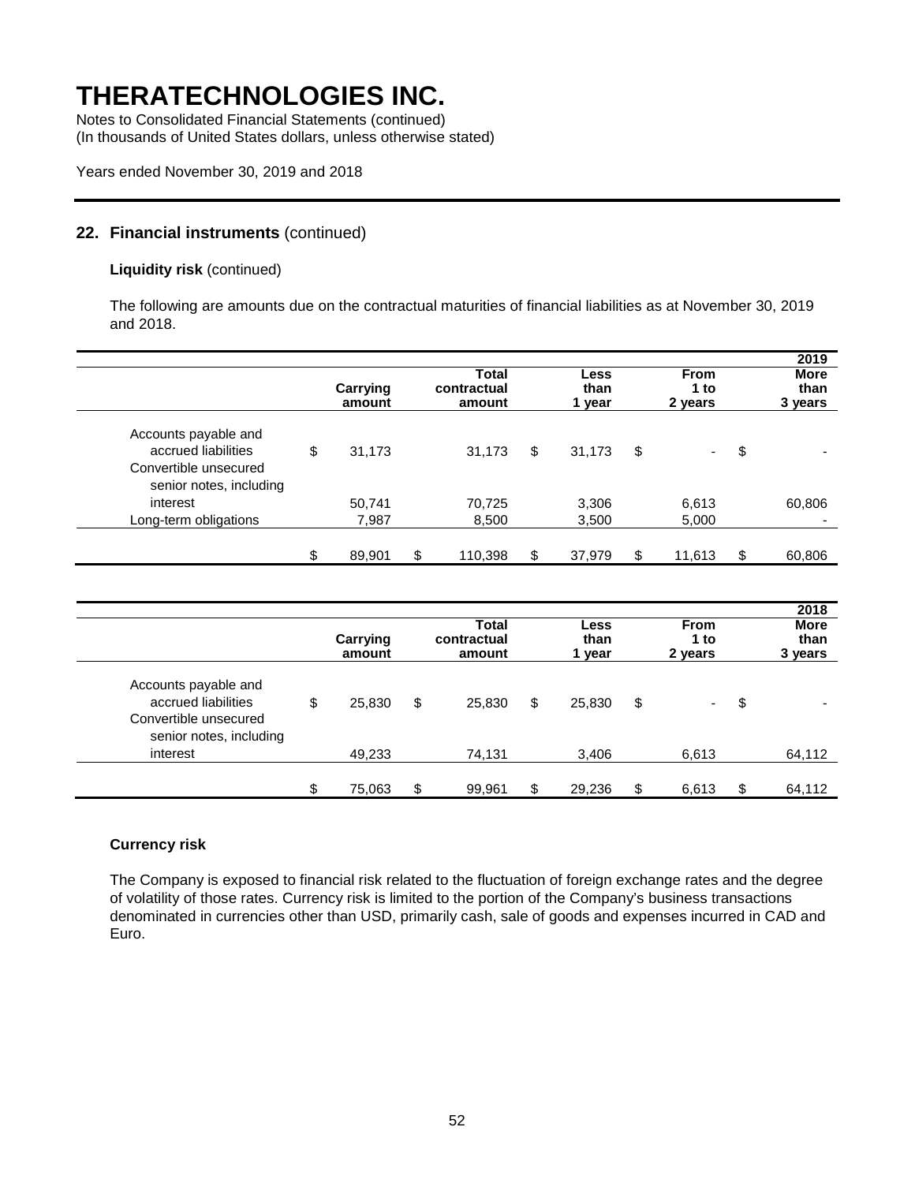# THERATECHNOLOGIES INC.

Notes to Consolidated Financial Statements (continued)
(In thousands of United States dollars, unless otherwise stated)

Years ended November 30, 2019 and 2018

## 22. Financial instruments (continued)

**Liquidity risk** (continued)

The following are amounts due on the contractual maturities of financial liabilities as at November 30, 2019 and 2018.

| | | | | | 2019 |
|---|---|---|---|---|---|
| | **Carrying amount** | **Total contractual amount** | **Less than 1 year** | **From 1 to 2 years** | **More than 3 years** |
| Accounts payable and accrued liabilities | $ 31,173 | 31,173 | $ 31,173 | $ - | $ - |
| Convertible unsecured senior notes, including interest | 50,741 | 70,725 | 3,306 | 6,613 | 60,806 |
| Long-term obligations | 7,987 | 8,500 | 3,500 | 5,000 | - |
| | $ 89,901 | $ 110,398 | $ 37,979 | $ 11,613 | $ 60,806 |

| | | | | | 2018 |
|---|---|---|---|---|---|
| | **Carrying amount** | **Total contractual amount** | **Less than 1 year** | **From 1 to 2 years** | **More than 3 years** |
| Accounts payable and accrued liabilities | $ 25,830 | $ 25,830 | $ 25,830 | $ - | $ - |
| Convertible unsecured senior notes, including interest | 49,233 | 74,131 | 3,406 | 6,613 | 64,112 |
| | $ 75,063 | $ 99,961 | $ 29,236 | $ 6,613 | $ 64,112 |

**Currency risk**

The Company is exposed to financial risk related to the fluctuation of foreign exchange rates and the degree of volatility of those rates. Currency risk is limited to the portion of the Company's business transactions denominated in currencies other than USD, primarily cash, sale of goods and expenses incurred in CAD and Euro.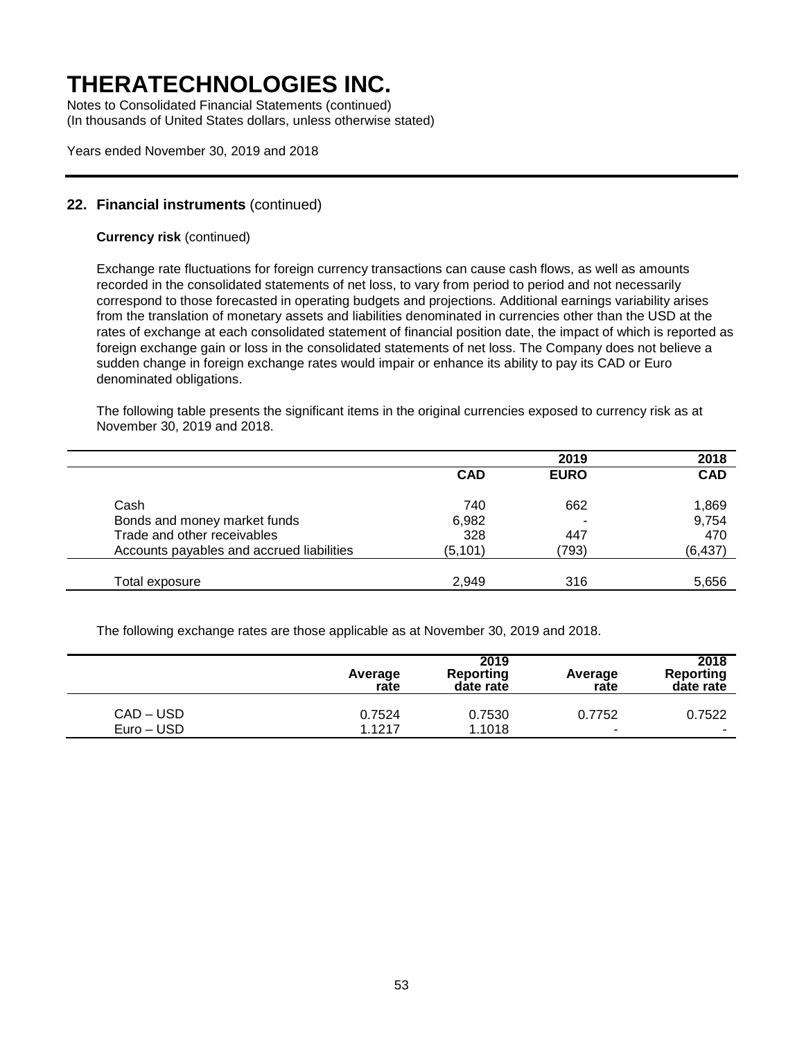# THERATECHNOLOGIES INC.

Notes to Consolidated Financial Statements (continued)
(In thousands of United States dollars, unless otherwise stated)

Years ended November 30, 2019 and 2018

## 22. Financial instruments (continued)

**Currency risk** (continued)

Exchange rate fluctuations for foreign currency transactions can cause cash flows, as well as amounts recorded in the consolidated statements of net loss, to vary from period to period and not necessarily correspond to those forecasted in operating budgets and projections. Additional earnings variability arises from the translation of monetary assets and liabilities denominated in currencies other than the USD at the rates of exchange at each consolidated statement of financial position date, the impact of which is reported as foreign exchange gain or loss in the consolidated statements of net loss. The Company does not believe a sudden change in foreign exchange rates would impair or enhance its ability to pay its CAD or Euro denominated obligations.

The following table presents the significant items in the original currencies exposed to currency risk as at November 30, 2019 and 2018.

| | | 2019 | 2018 |
|---|---|---|---|
| | **CAD** | **EURO** | **CAD** |
| Cash | 740 | 662 | 1,869 |
| Bonds and money market funds | 6,982 | - | 9,754 |
| Trade and other receivables | 328 | 447 | 470 |
| Accounts payables and accrued liabilities | (5,101) | (793) | (6,437) |
| Total exposure | 2,949 | 316 | 5,656 |

The following exchange rates are those applicable as at November 30, 2019 and 2018.

| | | 2019 | | 2018 |
|---|---|---|---|---|
| | Average rate | Reporting date rate | Average rate | Reporting date rate |
| CAD – USD | 0.7524 | 0.7530 | 0.7752 | 0.7522 |
| Euro – USD | 1.1217 | 1.1018 | - | - |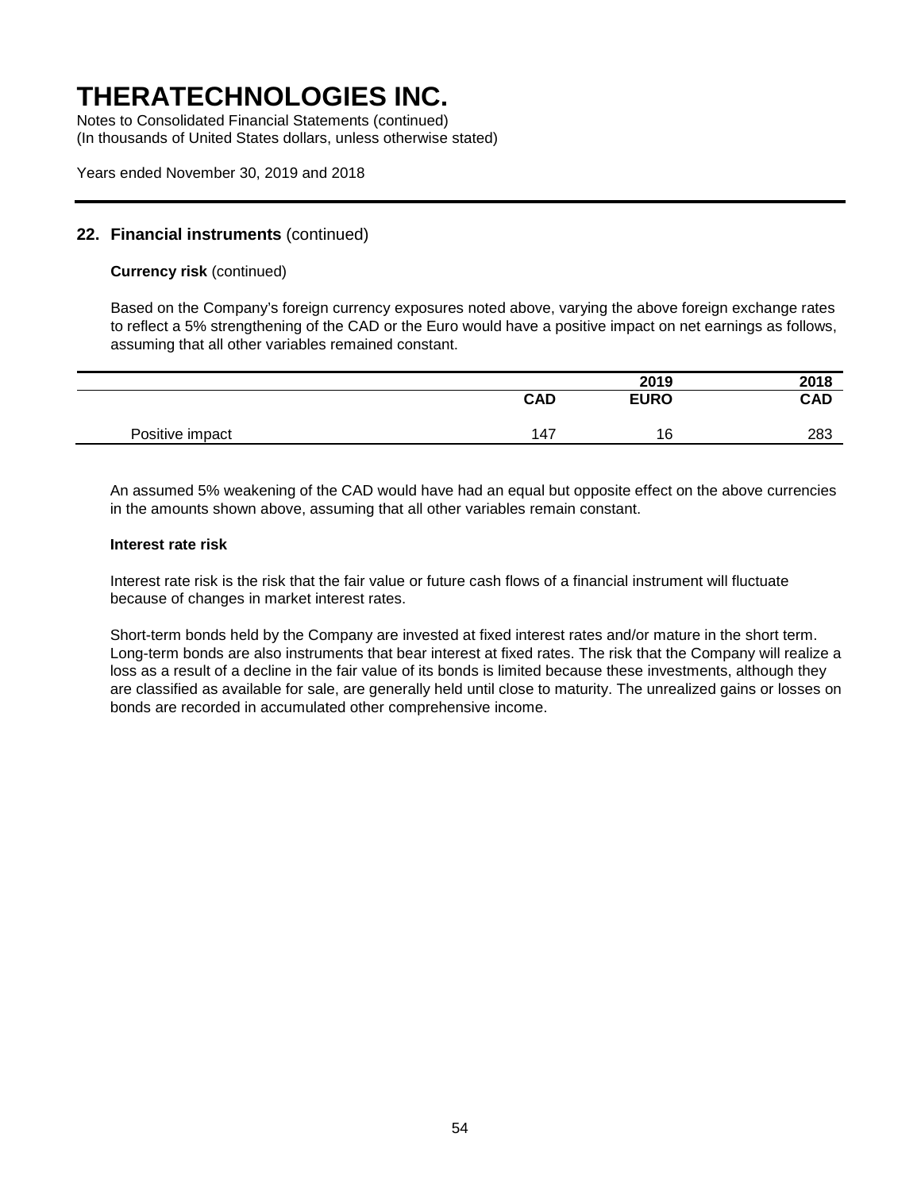# THERATECHNOLOGIES INC.

Notes to Consolidated Financial Statements (continued)
(In thousands of United States dollars, unless otherwise stated)

Years ended November 30, 2019 and 2018

## 22. Financial instruments (continued)

**Currency risk** (continued)

Based on the Company's foreign currency exposures noted above, varying the above foreign exchange rates to reflect a 5% strengthening of the CAD or the Euro would have a positive impact on net earnings as follows, assuming that all other variables remained constant.

| | | 2019 | 2018 |
|---|---|---|---|
| | **CAD** | **EURO** | **CAD** |
| Positive impact | 147 | 16 | 283 |

An assumed 5% weakening of the CAD would have had an equal but opposite effect on the above currencies in the amounts shown above, assuming that all other variables remain constant.

**Interest rate risk**

Interest rate risk is the risk that the fair value or future cash flows of a financial instrument will fluctuate because of changes in market interest rates.

Short-term bonds held by the Company are invested at fixed interest rates and/or mature in the short term. Long-term bonds are also instruments that bear interest at fixed rates. The risk that the Company will realize a loss as a result of a decline in the fair value of its bonds is limited because these investments, although they are classified as available for sale, are generally held until close to maturity. The unrealized gains or losses on bonds are recorded in accumulated other comprehensive income.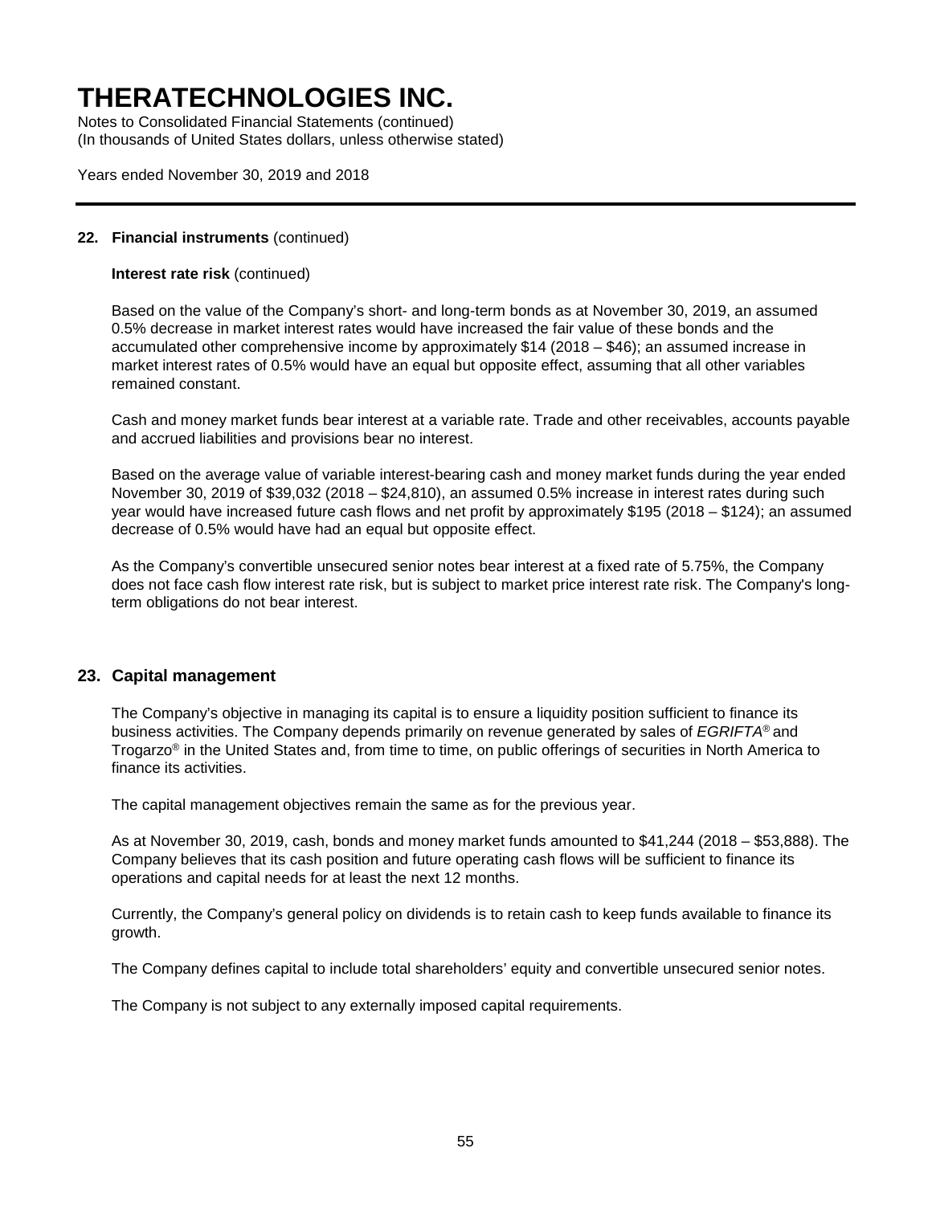**22. Financial instruments** (continued)

**Interest rate risk** (continued)

Based on the value of the Company's short- and long-term bonds as at November 30, 2019, an assumed 0.5% decrease in market interest rates would have increased the fair value of these bonds and the accumulated other comprehensive income by approximately $14 (2018 – $46); an assumed increase in market interest rates of 0.5% would have an equal but opposite effect, assuming that all other variables remained constant.

Cash and money market funds bear interest at a variable rate. Trade and other receivables, accounts payable and accrued liabilities and provisions bear no interest.

Based on the average value of variable interest-bearing cash and money market funds during the year ended November 30, 2019 of $39,032 (2018 – $24,810), an assumed 0.5% increase in interest rates during such year would have increased future cash flows and net profit by approximately $195 (2018 – $124); an assumed decrease of 0.5% would have had an equal but opposite effect.

As the Company's convertible unsecured senior notes bear interest at a fixed rate of 5.75%, the Company does not face cash flow interest rate risk, but is subject to market price interest rate risk. The Company's long-term obligations do not bear interest.

## 23. Capital management

The Company's objective in managing its capital is to ensure a liquidity position sufficient to finance its business activities. The Company depends primarily on revenue generated by sales of *EGRIFTA*® and Trogarzo® in the United States and, from time to time, on public offerings of securities in North America to finance its activities.

The capital management objectives remain the same as for the previous year.

As at November 30, 2019, cash, bonds and money market funds amounted to $41,244 (2018 – $53,888). The Company believes that its cash position and future operating cash flows will be sufficient to finance its operations and capital needs for at least the next 12 months.

Currently, the Company's general policy on dividends is to retain cash to keep funds available to finance its growth.

The Company defines capital to include total shareholders' equity and convertible unsecured senior notes.

The Company is not subject to any externally imposed capital requirements.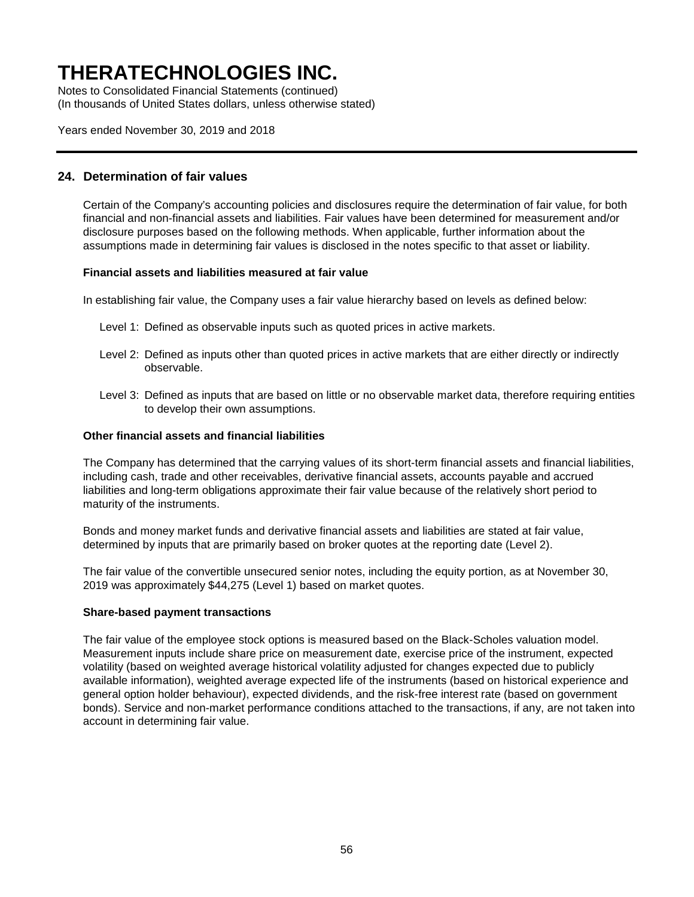# THERATECHNOLOGIES INC.

Notes to Consolidated Financial Statements (continued)
(In thousands of United States dollars, unless otherwise stated)

Years ended November 30, 2019 and 2018

## 24. Determination of fair values

Certain of the Company's accounting policies and disclosures require the determination of fair value, for both financial and non-financial assets and liabilities. Fair values have been determined for measurement and/or disclosure purposes based on the following methods. When applicable, further information about the assumptions made in determining fair values is disclosed in the notes specific to that asset or liability.

**Financial assets and liabilities measured at fair value**

In establishing fair value, the Company uses a fair value hierarchy based on levels as defined below:

Level 1: Defined as observable inputs such as quoted prices in active markets.

Level 2: Defined as inputs other than quoted prices in active markets that are either directly or indirectly observable.

Level 3: Defined as inputs that are based on little or no observable market data, therefore requiring entities to develop their own assumptions.

**Other financial assets and financial liabilities**

The Company has determined that the carrying values of its short-term financial assets and financial liabilities, including cash, trade and other receivables, derivative financial assets, accounts payable and accrued liabilities and long-term obligations approximate their fair value because of the relatively short period to maturity of the instruments.

Bonds and money market funds and derivative financial assets and liabilities are stated at fair value, determined by inputs that are primarily based on broker quotes at the reporting date (Level 2).

The fair value of the convertible unsecured senior notes, including the equity portion, as at November 30, 2019 was approximately $44,275 (Level 1) based on market quotes.

**Share-based payment transactions**

The fair value of the employee stock options is measured based on the Black-Scholes valuation model. Measurement inputs include share price on measurement date, exercise price of the instrument, expected volatility (based on weighted average historical volatility adjusted for changes expected due to publicly available information), weighted average expected life of the instruments (based on historical experience and general option holder behaviour), expected dividends, and the risk-free interest rate (based on government bonds). Service and non-market performance conditions attached to the transactions, if any, are not taken into account in determining fair value.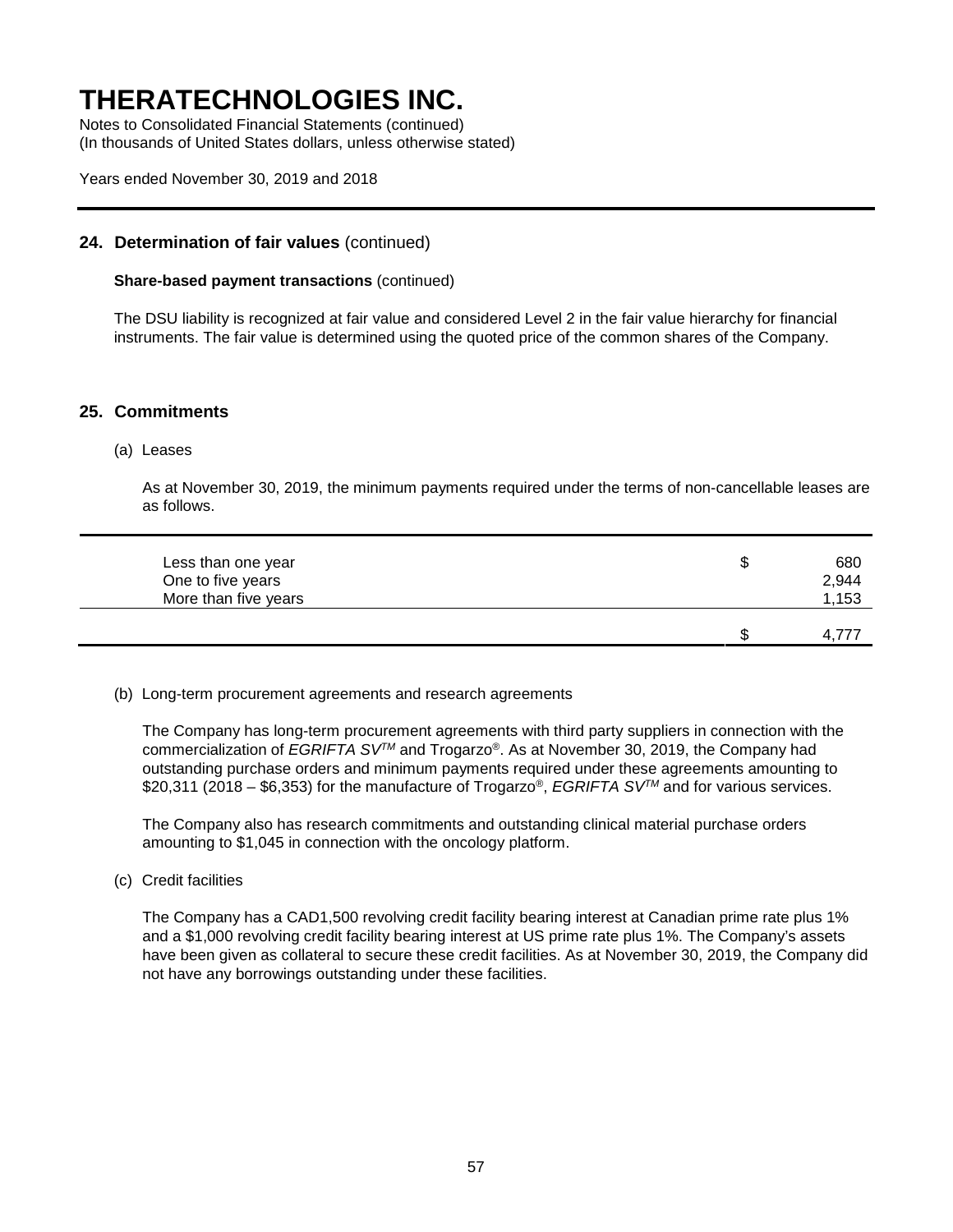# THERATECHNOLOGIES INC.

Notes to Consolidated Financial Statements (continued)
(In thousands of United States dollars, unless otherwise stated)

Years ended November 30, 2019 and 2018

## 24. Determination of fair values (continued)

**Share-based payment transactions** (continued)

The DSU liability is recognized at fair value and considered Level 2 in the fair value hierarchy for financial instruments. The fair value is determined using the quoted price of the common shares of the Company.

## 25. Commitments

(a) Leases

As at November 30, 2019, the minimum payments required under the terms of non-cancellable leases are as follows.

| | | |
|---|---|---|
| Less than one year | $ | 680 |
| One to five years | | 2,944 |
| More than five years | | 1,153 |
| | $ | 4,777 |

(b) Long-term procurement agreements and research agreements

The Company has long-term procurement agreements with third party suppliers in connection with the commercialization of *EGRIFTA SV™* and Trogarzo®. As at November 30, 2019, the Company had outstanding purchase orders and minimum payments required under these agreements amounting to $20,311 (2018 – $6,353) for the manufacture of Trogarzo®, *EGRIFTA SV™* and for various services.

The Company also has research commitments and outstanding clinical material purchase orders amounting to $1,045 in connection with the oncology platform.

(c) Credit facilities

The Company has a CAD1,500 revolving credit facility bearing interest at Canadian prime rate plus 1% and a $1,000 revolving credit facility bearing interest at US prime rate plus 1%. The Company's assets have been given as collateral to secure these credit facilities. As at November 30, 2019, the Company did not have any borrowings outstanding under these facilities.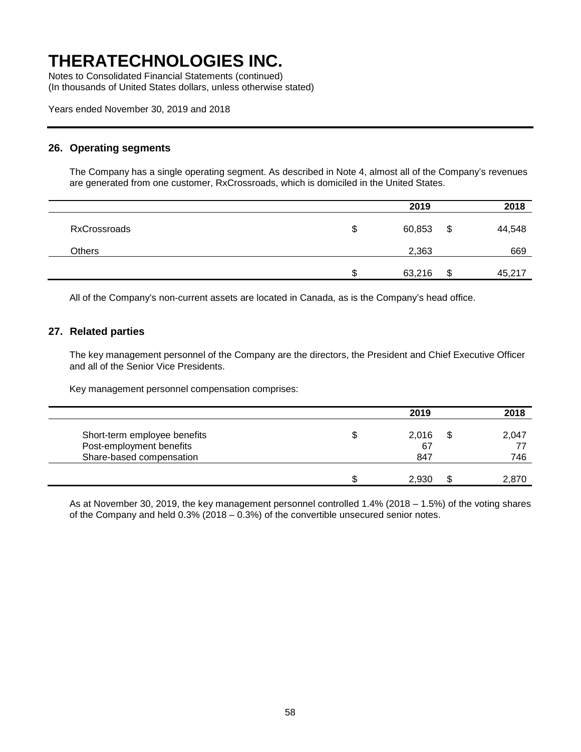# THERATECHNOLOGIES INC.

Notes to Consolidated Financial Statements (continued)
(In thousands of United States dollars, unless otherwise stated)

Years ended November 30, 2019 and 2018

## 26. Operating segments

The Company has a single operating segment. As described in Note 4, almost all of the Company's revenues are generated from one customer, RxCrossroads, which is domiciled in the United States.

| | 2019 | 2018 |
|---|---|---|
| RxCrossroads | $ 60,853 | $ 44,548 |
| Others | 2,363 | 669 |
| | $ 63,216 | $ 45,217 |

All of the Company's non-current assets are located in Canada, as is the Company's head office.

## 27. Related parties

The key management personnel of the Company are the directors, the President and Chief Executive Officer and all of the Senior Vice Presidents.

Key management personnel compensation comprises:

| | 2019 | 2018 |
|---|---|---|
| Short-term employee benefits | $ 2,016 | $ 2,047 |
| Post-employment benefits | 67 | 77 |
| Share-based compensation | 847 | 746 |
| | $ 2,930 | $ 2,870 |

As at November 30, 2019, the key management personnel controlled 1.4% (2018 – 1.5%) of the voting shares of the Company and held 0.3% (2018 – 0.3%) of the convertible unsecured senior notes.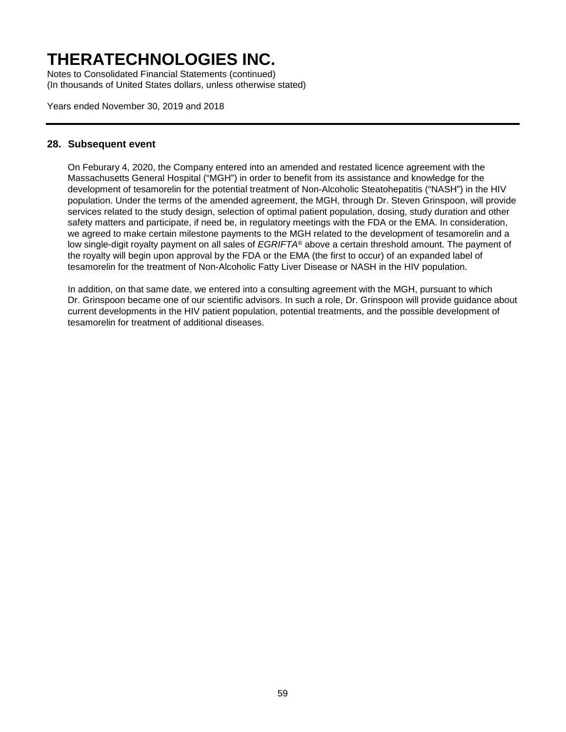# THERATECHNOLOGIES INC.

Notes to Consolidated Financial Statements (continued)
(In thousands of United States dollars, unless otherwise stated)

Years ended November 30, 2019 and 2018

## 28. Subsequent event

On Feburary 4, 2020, the Company entered into an amended and restated licence agreement with the Massachusetts General Hospital ("MGH") in order to benefit from its assistance and knowledge for the development of tesamorelin for the potential treatment of Non-Alcoholic Steatohepatitis ("NASH") in the HIV population. Under the terms of the amended agreement, the MGH, through Dr. Steven Grinspoon, will provide services related to the study design, selection of optimal patient population, dosing, study duration and other safety matters and participate, if need be, in regulatory meetings with the FDA or the EMA. In consideration, we agreed to make certain milestone payments to the MGH related to the development of tesamorelin and a low single-digit royalty payment on all sales of *EGRIFTA®* above a certain threshold amount. The payment of the royalty will begin upon approval by the FDA or the EMA (the first to occur) of an expanded label of tesamorelin for the treatment of Non-Alcoholic Fatty Liver Disease or NASH in the HIV population.

In addition, on that same date, we entered into a consulting agreement with the MGH, pursuant to which Dr. Grinspoon became one of our scientific advisors. In such a role, Dr. Grinspoon will provide guidance about current developments in the HIV patient population, potential treatments, and the possible development of tesamorelin for treatment of additional diseases.